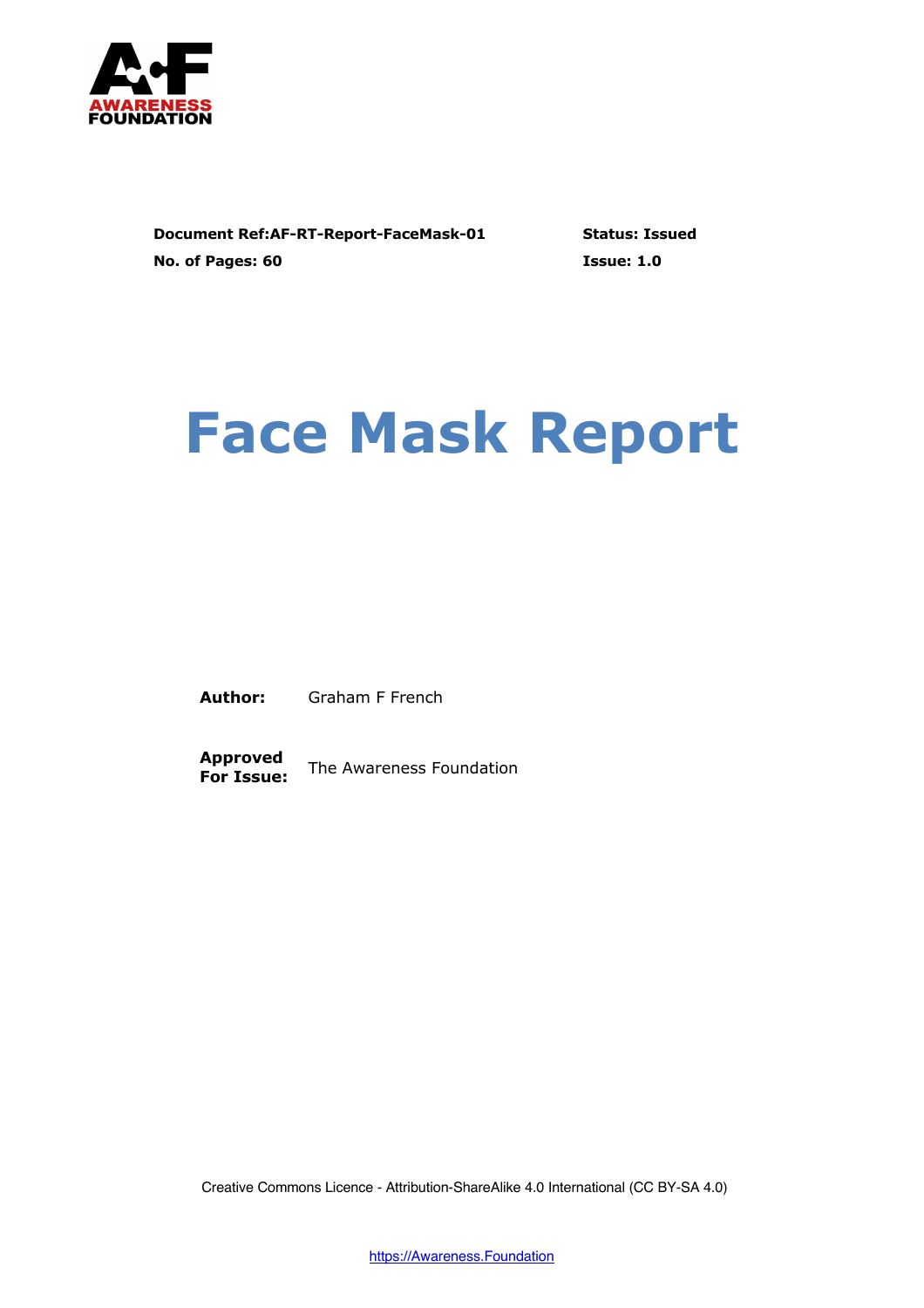AWARENESS FOUNDATION

| **Document Ref:AF-RT-Report-FaceMask-01** | **Status: Issued** |
| --- | --- |
| **No. of Pages: 60** | **Issue: 1.0** |

# Face Mask Report

**Author:** Graham F French

**Approved For Issue:** The Awareness Foundation

Creative Commons Licence - Attribution-ShareAlike 4.0 International (CC BY-SA 4.0)

https://Awareness.Foundation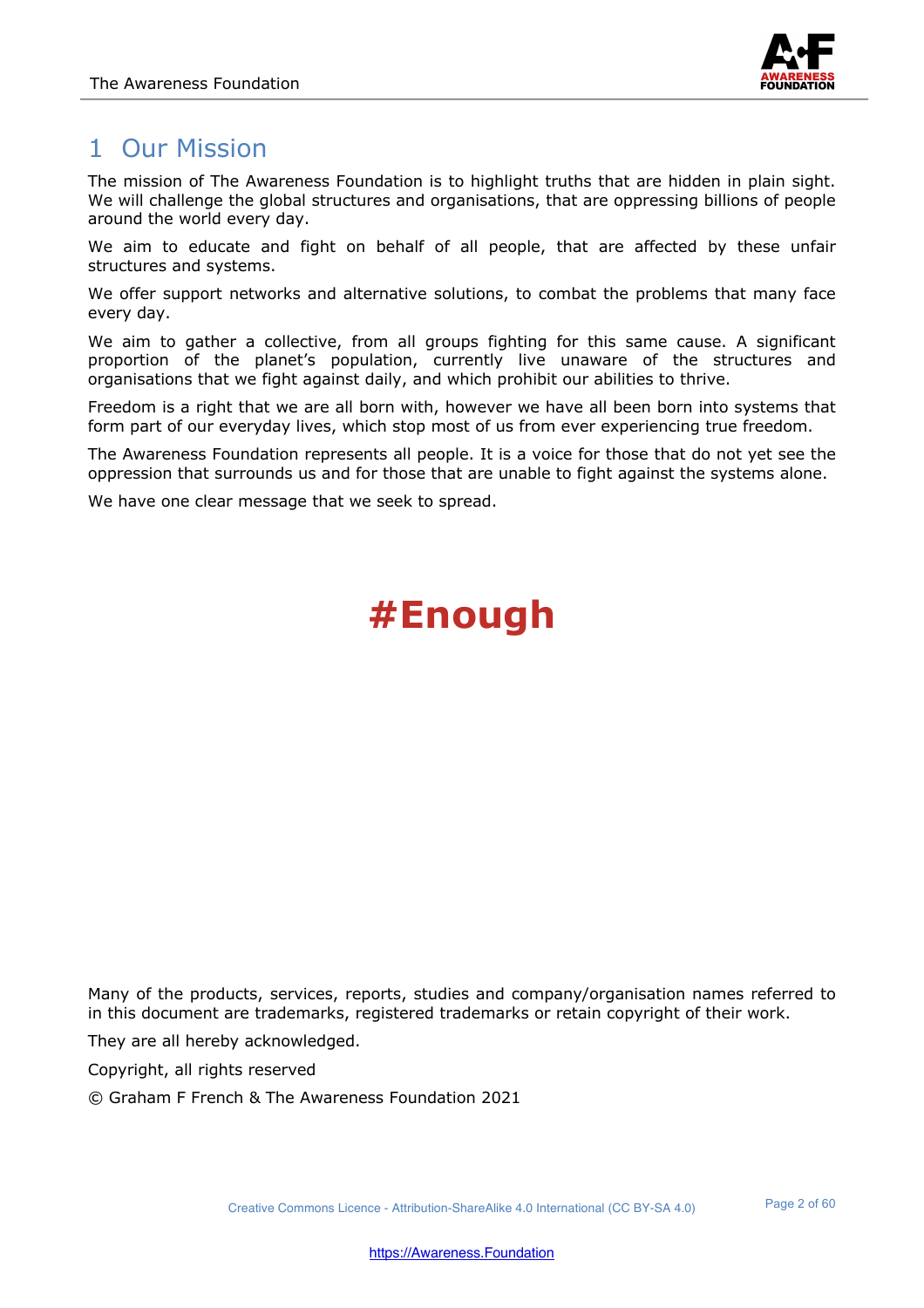# 1 Our Mission

The mission of The Awareness Foundation is to highlight truths that are hidden in plain sight. We will challenge the global structures and organisations, that are oppressing billions of people around the world every day.

We aim to educate and fight on behalf of all people, that are affected by these unfair structures and systems.

We offer support networks and alternative solutions, to combat the problems that many face every day.

We aim to gather a collective, from all groups fighting for this same cause. A significant proportion of the planet's population, currently live unaware of the structures and organisations that we fight against daily, and which prohibit our abilities to thrive.

Freedom is a right that we are all born with, however we have all been born into systems that form part of our everyday lives, which stop most of us from ever experiencing true freedom.

The Awareness Foundation represents all people. It is a voice for those that do not yet see the oppression that surrounds us and for those that are unable to fight against the systems alone.

We have one clear message that we seek to spread.

**#Enough**

Many of the products, services, reports, studies and company/organisation names referred to in this document are trademarks, registered trademarks or retain copyright of their work.

They are all hereby acknowledged.

Copyright, all rights reserved

© Graham F French & The Awareness Foundation 2021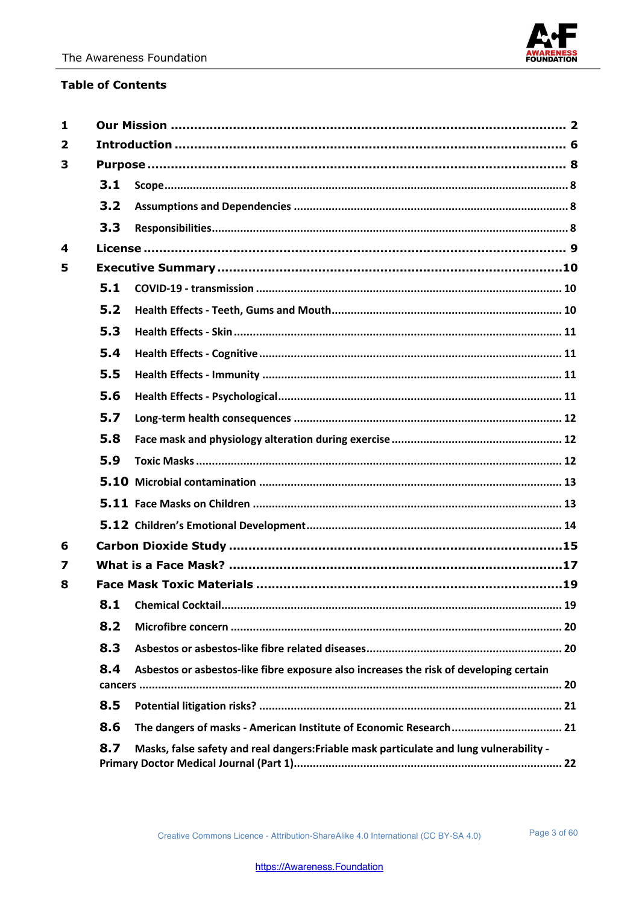## Table of Contents

| | | |
|---|---|---|
| **1** | **Our Mission** | **2** |
| **2** | **Introduction** | **6** |
| **3** | **Purpose** | **8** |
| 3.1 | Scope | 8 |
| 3.2 | Assumptions and Dependencies | 8 |
| 3.3 | Responsibilities | 8 |
| **4** | **License** | **9** |
| **5** | **Executive Summary** | **10** |
| 5.1 | COVID-19 - transmission | 10 |
| 5.2 | Health Effects - Teeth, Gums and Mouth | 10 |
| 5.3 | Health Effects - Skin | 11 |
| 5.4 | Health Effects - Cognitive | 11 |
| 5.5 | Health Effects - Immunity | 11 |
| 5.6 | Health Effects - Psychological | 11 |
| 5.7 | Long-term health consequences | 12 |
| 5.8 | Face mask and physiology alteration during exercise | 12 |
| 5.9 | Toxic Masks | 12 |
| 5.10 | Microbial contamination | 13 |
| 5.11 | Face Masks on Children | 13 |
| 5.12 | Children's Emotional Development | 14 |
| **6** | **Carbon Dioxide Study** | **15** |
| **7** | **What is a Face Mask?** | **17** |
| **8** | **Face Mask Toxic Materials** | **19** |
| 8.1 | Chemical Cocktail | 19 |
| 8.2 | Microfibre concern | 20 |
| 8.3 | Asbestos or asbestos-like fibre related diseases | 20 |
| 8.4 | Asbestos or asbestos-like fibre exposure also increases the risk of developing certain cancers | 20 |
| 8.5 | Potential litigation risks? | 21 |
| 8.6 | The dangers of masks - American Institute of Economic Research | 21 |
| 8.7 | Masks, false safety and real dangers:Friable mask particulate and lung vulnerability - Primary Doctor Medical Journal (Part 1) | 22 |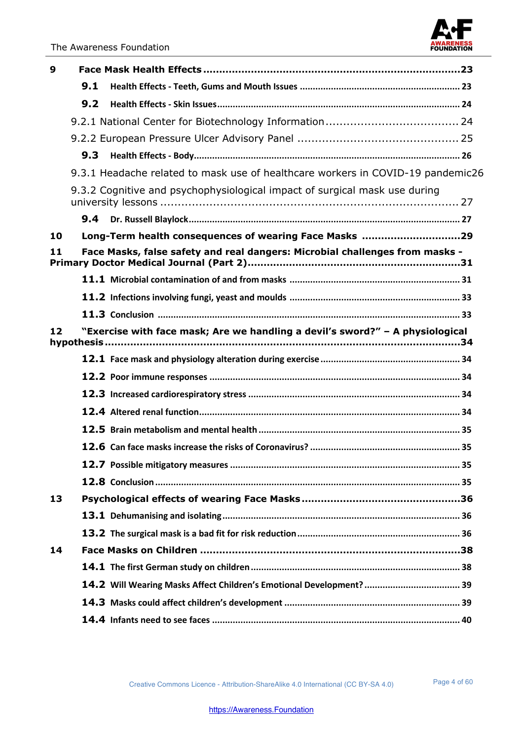**9 Face Mask Health Effects ......................................................................................23**

- **9.1 Health Effects - Teeth, Gums and Mouth Issues ............................................................ 23**
- **9.2 Health Effects - Skin Issues........................................................................................... 24**
  - 9.2.1 National Center for Biotechnology Information..................................... 24
  - 9.2.2 European Pressure Ulcer Advisory Panel ............................................. 25
- **9.3 Health Effects - Body..................................................................................................... 26**
  - 9.3.1 Headache related to mask use of healthcare workers in COVID-19 pandemic26
  - 9.3.2 Cognitive and psychophysiological impact of surgical mask use during university lessons ........................................................................... 27
- **9.4 Dr. Russell Blaylock....................................................................................................... 27**

**10 Long-Term health consequences of wearing Face Masks .............................29**

**11 Face Masks, false safety and real dangers: Microbial challenges from masks - Primary Doctor Medical Journal (Part 2)...................................................................31**

- **11.1 Microbial contamination of and from masks ................................................................ 31**
- **11.2 Infections involving fungi, yeast and moulds ................................................................ 33**
- **11.3 Conclusion ................................................................................................................... 33**

**12 "Exercise with face mask; Are we handling a devil's sword?" – A physiological hypothesis...........................................................................................................34**

- **12.1 Face mask and physiology alteration during exercise .................................................... 34**
- **12.2 Poor immune responses ............................................................................................... 34**
- **12.3 Increased cardiorespiratory stress ............................................................................... 34**
- **12.4 Altered renal function.................................................................................................. 34**
- **12.5 Brain metabolism and mental health ........................................................................... 35**
- **12.6 Can face masks increase the risks of Coronavirus? ......................................................... 35**
- **12.7 Possible mitigatory measures ....................................................................................... 35**
- **12.8 Conclusion ................................................................................................................... 35**

**13 Psychological effects of wearing Face Masks .................................................36**

- **13.1 Dehumanising and isolating........................................................................................... 36**
- **13.2 The surgical mask is a bad fit for risk reduction ............................................................. 36**

**14 Face Masks on Children ..................................................................................38**

- **14.1 The first German study on children............................................................................... 38**
- **14.2 Will Wearing Masks Affect Children's Emotional Development? .................................... 39**
- **14.3 Masks could affect children's development .................................................................. 39**
- **14.4 Infants need to see faces .............................................................................................. 40**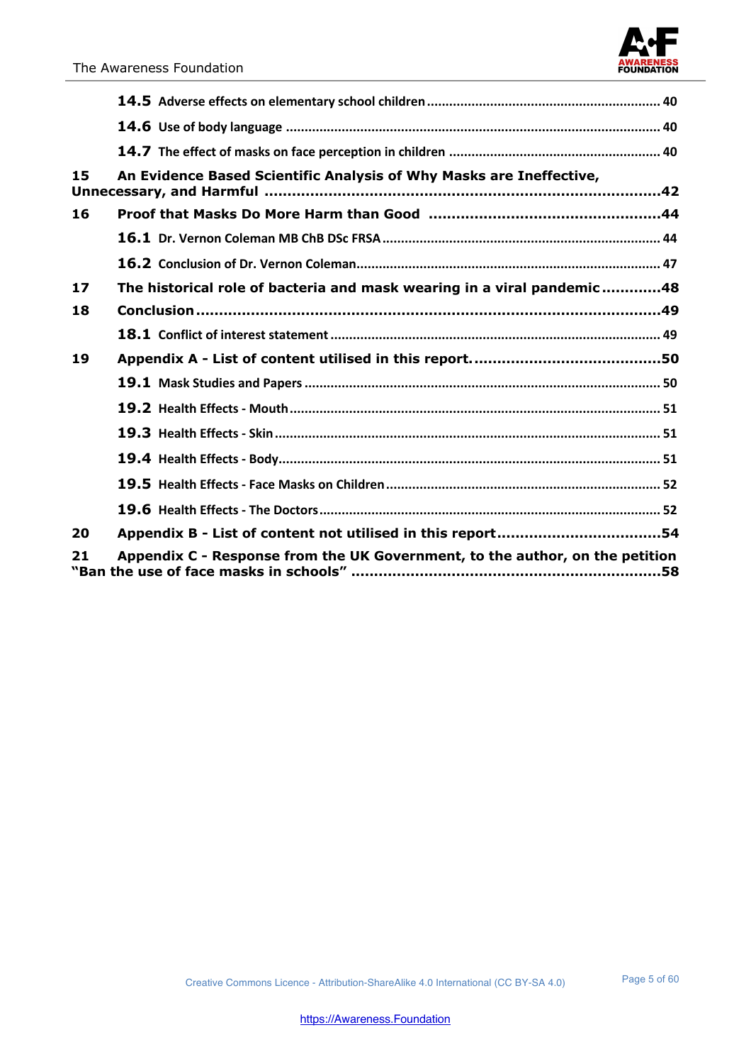**14.5** Adverse effects on elementary school children ........................................................ 40

**14.6** Use of body language ........................................................................................ 40

**14.7** The effect of masks on face perception in children ............................................. 40

**15 An Evidence Based Scientific Analysis of Why Masks are Ineffective, Unnecessary, and Harmful ........................................................................................42**

**16 Proof that Masks Do More Harm than Good ...................................................44**

**16.1** Dr. Vernon Coleman MB ChB DSc FRSA ............................................................. 44

**16.2** Conclusion of Dr. Vernon Coleman.................................................................... 47

**17 The historical role of bacteria and mask wearing in a viral pandemic .............48**

**18 Conclusion ............................................................................................................49**

**18.1** Conflict of interest statement ............................................................................ 49

**19 Appendix A - List of content utilised in this report. ..........................................50**

**19.1** Mask Studies and Papers .................................................................................. 50

**19.2** Health Effects - Mouth ..................................................................................... 51

**19.3** Health Effects - Skin ........................................................................................ 51

**19.4** Health Effects - Body........................................................................................ 51

**19.5** Health Effects - Face Masks on Children ............................................................ 52

**19.6** Health Effects - The Doctors ............................................................................. 52

**20 Appendix B - List of content not utilised in this report ....................................54**

**21 Appendix C - Response from the UK Government, to the author, on the petition "Ban the use of face masks in schools" .....................................................................58**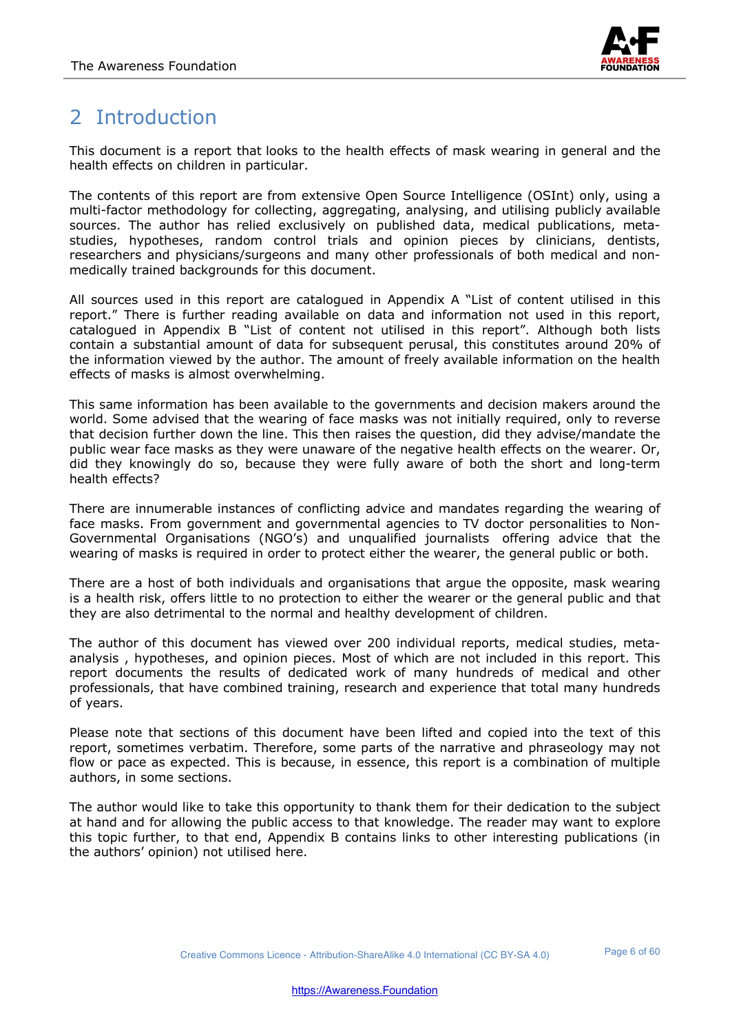# 2 Introduction

This document is a report that looks to the health effects of mask wearing in general and the health effects on children in particular.

The contents of this report are from extensive Open Source Intelligence (OSInt) only, using a multi-factor methodology for collecting, aggregating, analysing, and utilising publicly available sources. The author has relied exclusively on published data, medical publications, meta-studies, hypotheses, random control trials and opinion pieces by clinicians, dentists, researchers and physicians/surgeons and many other professionals of both medical and non-medically trained backgrounds for this document.

All sources used in this report are catalogued in Appendix A "List of content utilised in this report." There is further reading available on data and information not used in this report, catalogued in Appendix B "List of content not utilised in this report". Although both lists contain a substantial amount of data for subsequent perusal, this constitutes around 20% of the information viewed by the author. The amount of freely available information on the health effects of masks is almost overwhelming.

This same information has been available to the governments and decision makers around the world. Some advised that the wearing of face masks was not initially required, only to reverse that decision further down the line. This then raises the question, did they advise/mandate the public wear face masks as they were unaware of the negative health effects on the wearer. Or, did they knowingly do so, because they were fully aware of both the short and long-term health effects?

There are innumerable instances of conflicting advice and mandates regarding the wearing of face masks. From government and governmental agencies to TV doctor personalities to Non-Governmental Organisations (NGO's) and unqualified journalists offering advice that the wearing of masks is required in order to protect either the wearer, the general public or both.

There are a host of both individuals and organisations that argue the opposite, mask wearing is a health risk, offers little to no protection to either the wearer or the general public and that they are also detrimental to the normal and healthy development of children.

The author of this document has viewed over 200 individual reports, medical studies, meta-analysis , hypotheses, and opinion pieces. Most of which are not included in this report. This report documents the results of dedicated work of many hundreds of medical and other professionals, that have combined training, research and experience that total many hundreds of years.

Please note that sections of this document have been lifted and copied into the text of this report, sometimes verbatim. Therefore, some parts of the narrative and phraseology may not flow or pace as expected. This is because, in essence, this report is a combination of multiple authors, in some sections.

The author would like to take this opportunity to thank them for their dedication to the subject at hand and for allowing the public access to that knowledge. The reader may want to explore this topic further, to that end, Appendix B contains links to other interesting publications (in the authors' opinion) not utilised here.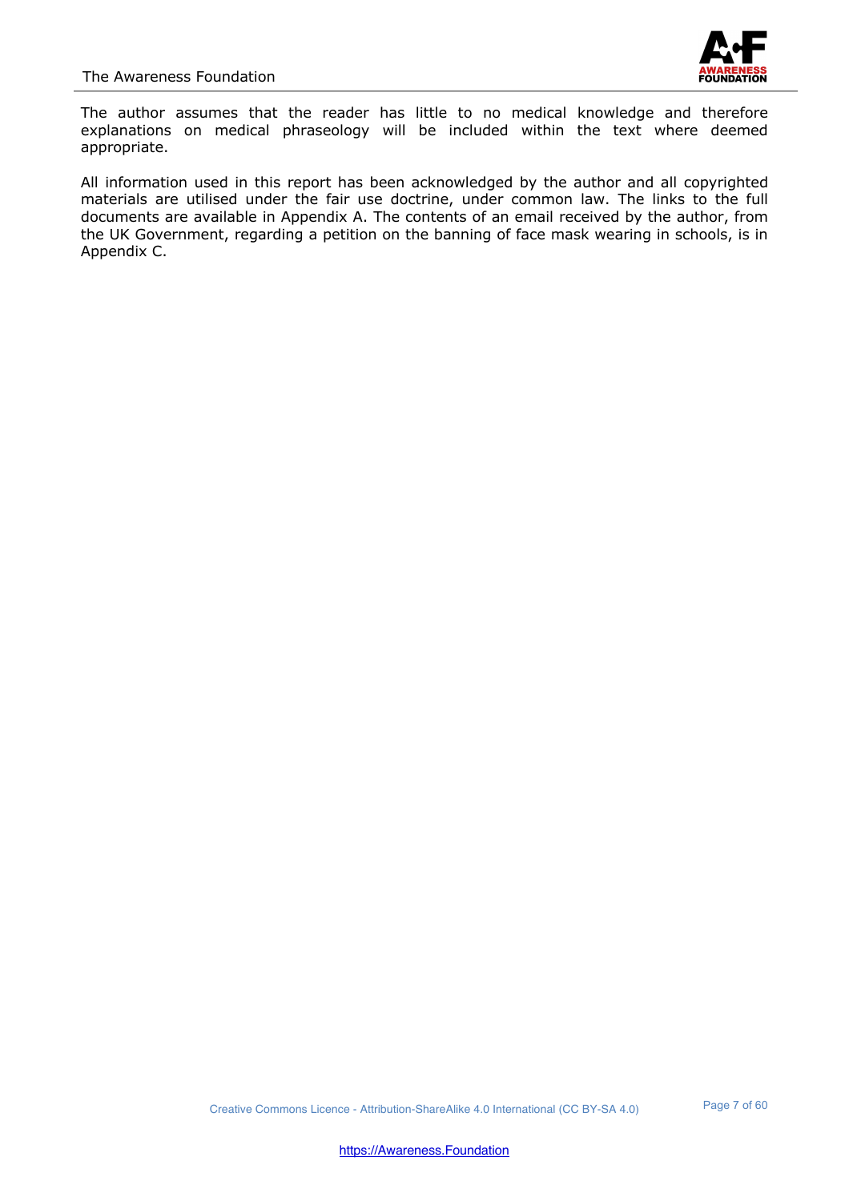The author assumes that the reader has little to no medical knowledge and therefore explanations on medical phraseology will be included within the text where deemed appropriate.

All information used in this report has been acknowledged by the author and all copyrighted materials are utilised under the fair use doctrine, under common law. The links to the full documents are available in Appendix A. The contents of an email received by the author, from the UK Government, regarding a petition on the banning of face mask wearing in schools, is in Appendix C.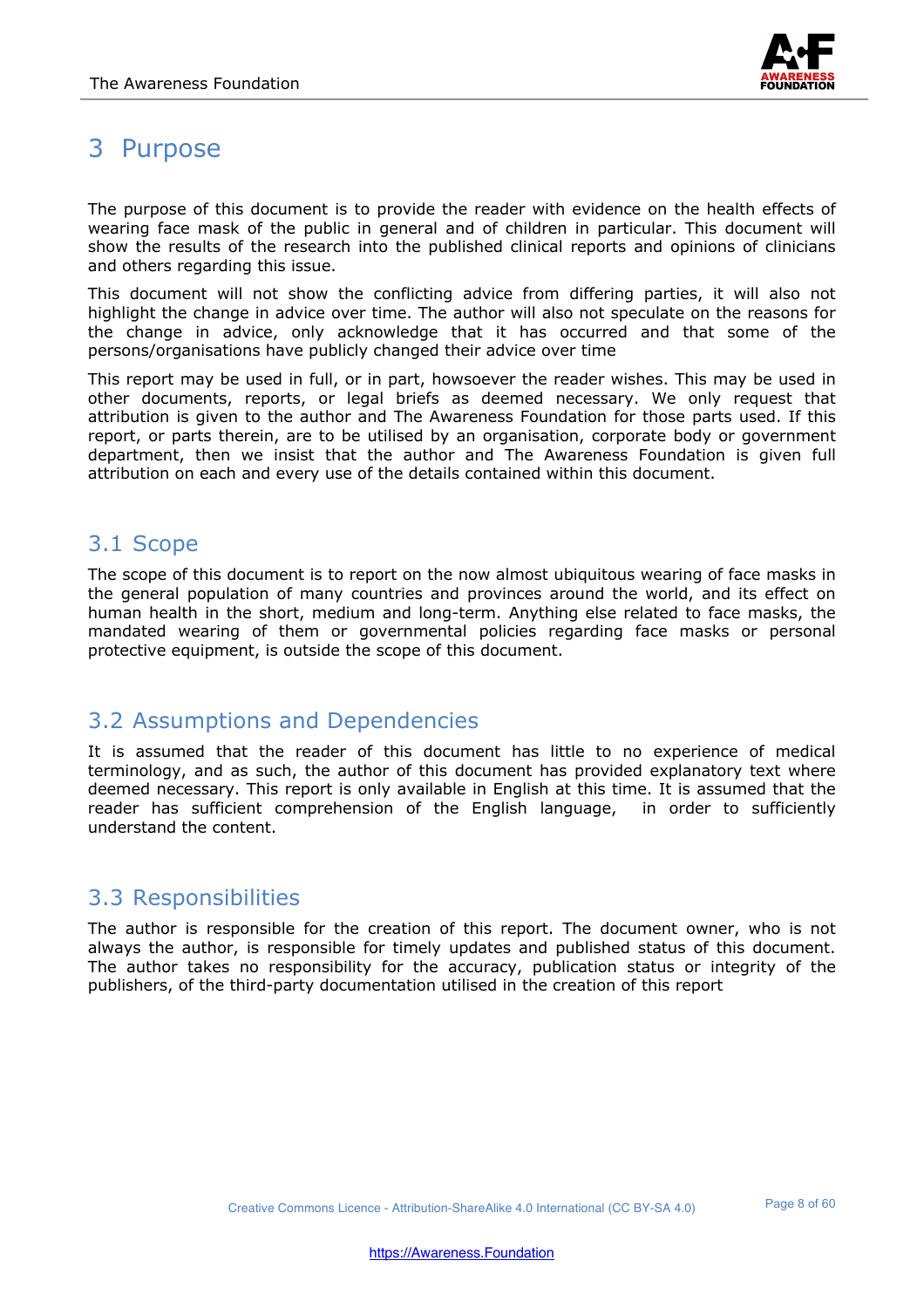# 3 Purpose

The purpose of this document is to provide the reader with evidence on the health effects of wearing face mask of the public in general and of children in particular. This document will show the results of the research into the published clinical reports and opinions of clinicians and others regarding this issue.

This document will not show the conflicting advice from differing parties, it will also not highlight the change in advice over time. The author will also not speculate on the reasons for the change in advice, only acknowledge that it has occurred and that some of the persons/organisations have publicly changed their advice over time

This report may be used in full, or in part, howsoever the reader wishes. This may be used in other documents, reports, or legal briefs as deemed necessary. We only request that attribution is given to the author and The Awareness Foundation for those parts used. If this report, or parts therein, are to be utilised by an organisation, corporate body or government department, then we insist that the author and The Awareness Foundation is given full attribution on each and every use of the details contained within this document.

## 3.1 Scope

The scope of this document is to report on the now almost ubiquitous wearing of face masks in the general population of many countries and provinces around the world, and its effect on human health in the short, medium and long-term. Anything else related to face masks, the mandated wearing of them or governmental policies regarding face masks or personal protective equipment, is outside the scope of this document.

## 3.2 Assumptions and Dependencies

It is assumed that the reader of this document has little to no experience of medical terminology, and as such, the author of this document has provided explanatory text where deemed necessary. This report is only available in English at this time. It is assumed that the reader has sufficient comprehension of the English language, in order to sufficiently understand the content.

## 3.3 Responsibilities

The author is responsible for the creation of this report. The document owner, who is not always the author, is responsible for timely updates and published status of this document. The author takes no responsibility for the accuracy, publication status or integrity of the publishers, of the third-party documentation utilised in the creation of this report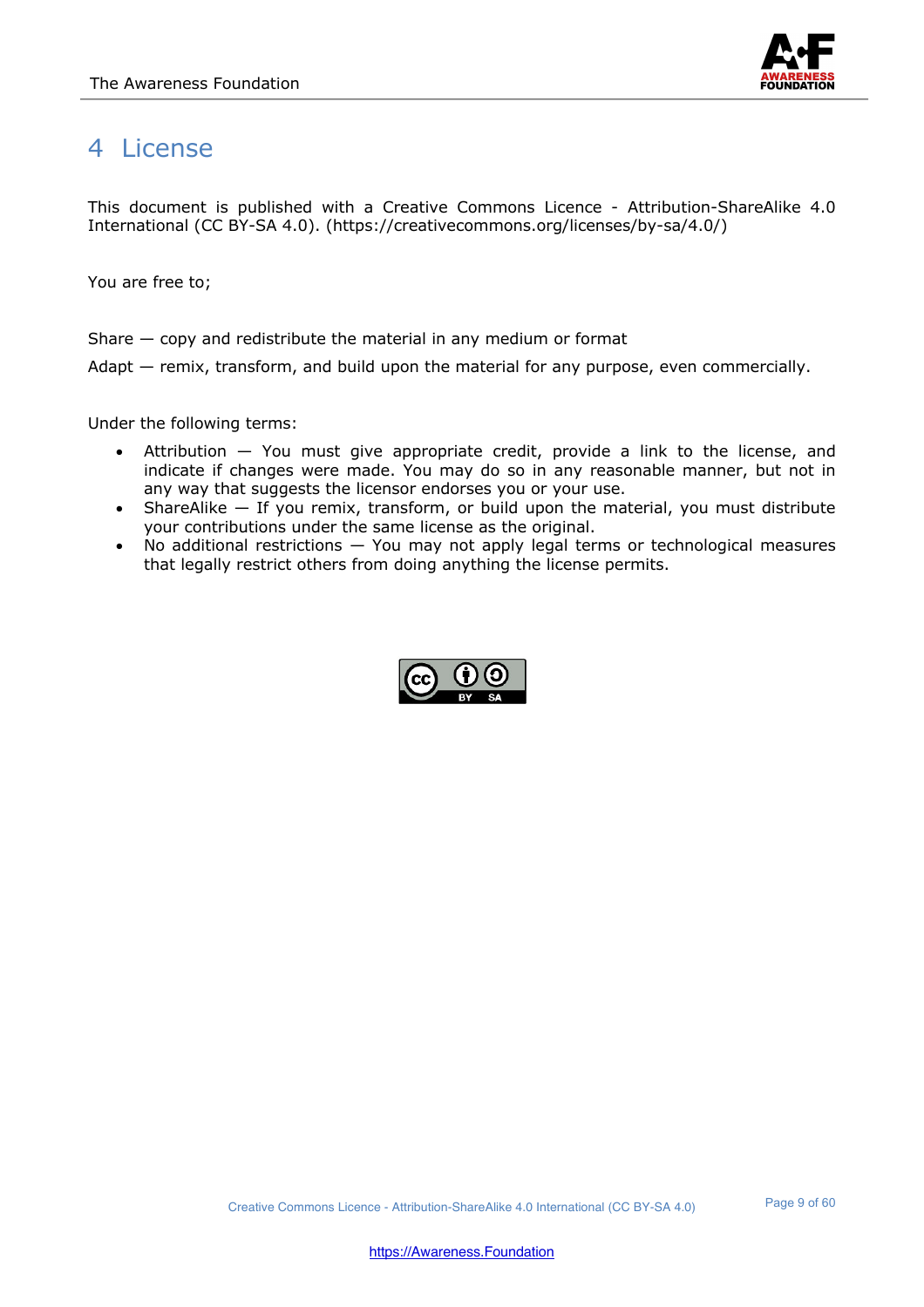# 4 License

This document is published with a Creative Commons Licence - Attribution-ShareAlike 4.0 International (CC BY-SA 4.0). (https://creativecommons.org/licenses/by-sa/4.0/)

You are free to;

Share — copy and redistribute the material in any medium or format

Adapt — remix, transform, and build upon the material for any purpose, even commercially.

Under the following terms:

- Attribution — You must give appropriate credit, provide a link to the license, and indicate if changes were made. You may do so in any reasonable manner, but not in any way that suggests the licensor endorses you or your use.
- ShareAlike — If you remix, transform, or build upon the material, you must distribute your contributions under the same license as the original.
- No additional restrictions — You may not apply legal terms or technological measures that legally restrict others from doing anything the license permits.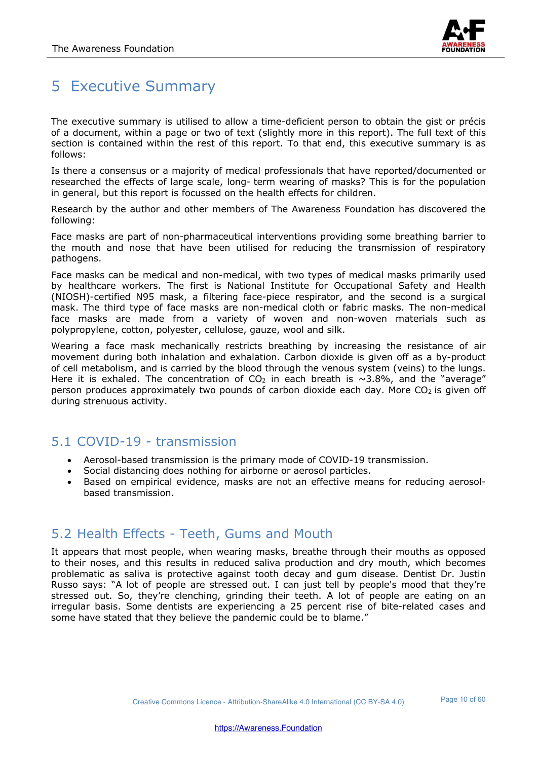# 5 Executive Summary

The executive summary is utilised to allow a time-deficient person to obtain the gist or précis of a document, within a page or two of text (slightly more in this report). The full text of this section is contained within the rest of this report. To that end, this executive summary is as follows:

Is there a consensus or a majority of medical professionals that have reported/documented or researched the effects of large scale, long- term wearing of masks? This is for the population in general, but this report is focussed on the health effects for children.

Research by the author and other members of The Awareness Foundation has discovered the following:

Face masks are part of non-pharmaceutical interventions providing some breathing barrier to the mouth and nose that have been utilised for reducing the transmission of respiratory pathogens.

Face masks can be medical and non-medical, with two types of medical masks primarily used by healthcare workers. The first is National Institute for Occupational Safety and Health (NIOSH)-certified N95 mask, a filtering face-piece respirator, and the second is a surgical mask. The third type of face masks are non-medical cloth or fabric masks. The non-medical face masks are made from a variety of woven and non-woven materials such as polypropylene, cotton, polyester, cellulose, gauze, wool and silk.

Wearing a face mask mechanically restricts breathing by increasing the resistance of air movement during both inhalation and exhalation. Carbon dioxide is given off as a by-product of cell metabolism, and is carried by the blood through the venous system (veins) to the lungs. Here it is exhaled. The concentration of $CO_2$ in each breath is ~3.8%, and the "average" person produces approximately two pounds of carbon dioxide each day. More $CO_2$ is given off during strenuous activity.

## 5.1 COVID-19 - transmission

- Aerosol-based transmission is the primary mode of COVID-19 transmission.
- Social distancing does nothing for airborne or aerosol particles.
- Based on empirical evidence, masks are not an effective means for reducing aerosol-based transmission.

## 5.2 Health Effects - Teeth, Gums and Mouth

It appears that most people, when wearing masks, breathe through their mouths as opposed to their noses, and this results in reduced saliva production and dry mouth, which becomes problematic as saliva is protective against tooth decay and gum disease. Dentist Dr. Justin Russo says: "A lot of people are stressed out. I can just tell by people's mood that they're stressed out. So, they're clenching, grinding their teeth. A lot of people are eating on an irregular basis. Some dentists are experiencing a 25 percent rise of bite-related cases and some have stated that they believe the pandemic could be to blame."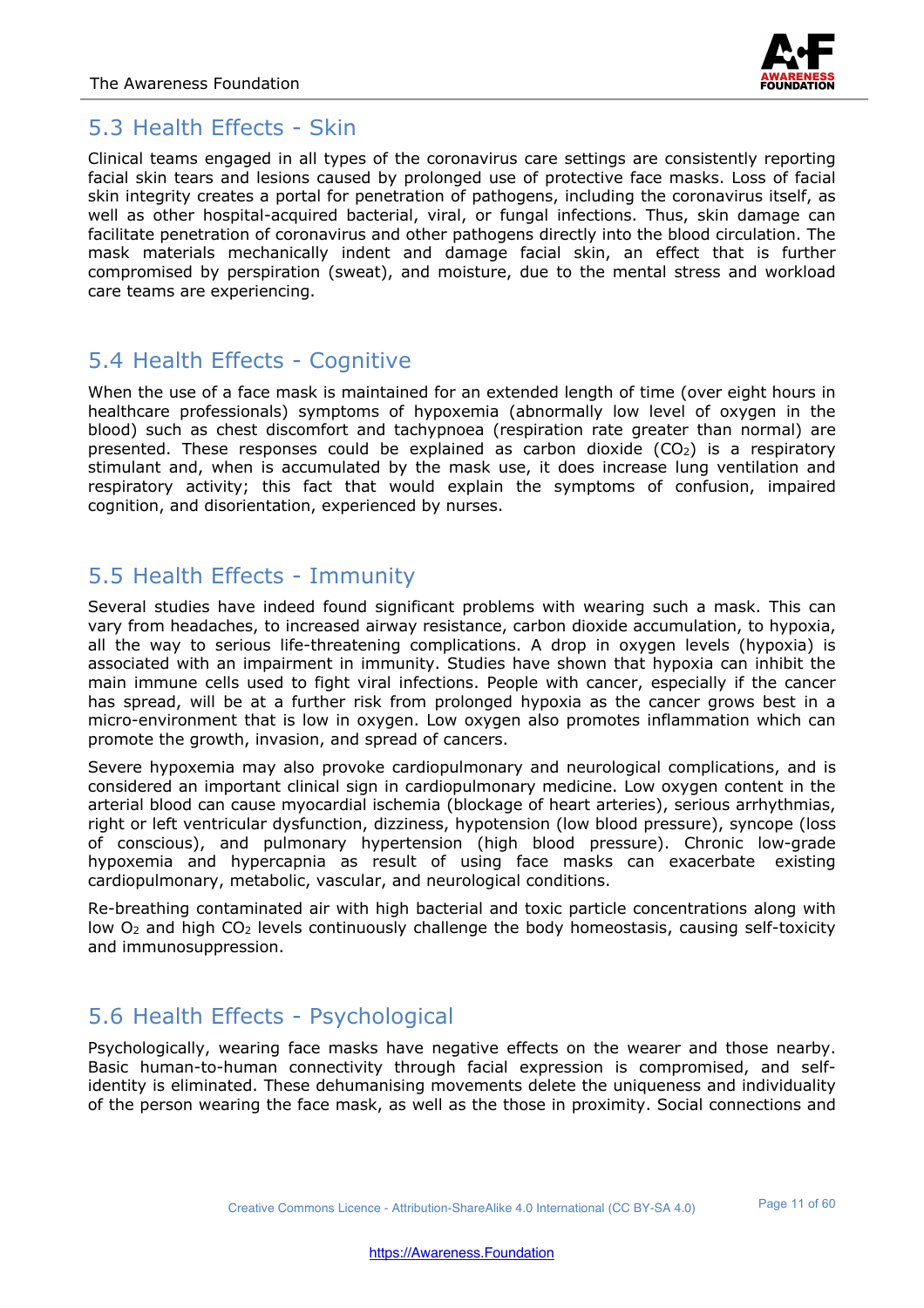## 5.3 Health Effects - Skin

Clinical teams engaged in all types of the coronavirus care settings are consistently reporting facial skin tears and lesions caused by prolonged use of protective face masks. Loss of facial skin integrity creates a portal for penetration of pathogens, including the coronavirus itself, as well as other hospital-acquired bacterial, viral, or fungal infections. Thus, skin damage can facilitate penetration of coronavirus and other pathogens directly into the blood circulation. The mask materials mechanically indent and damage facial skin, an effect that is further compromised by perspiration (sweat), and moisture, due to the mental stress and workload care teams are experiencing.

## 5.4 Health Effects - Cognitive

When the use of a face mask is maintained for an extended length of time (over eight hours in healthcare professionals) symptoms of hypoxemia (abnormally low level of oxygen in the blood) such as chest discomfort and tachypnoea (respiration rate greater than normal) are presented. These responses could be explained as carbon dioxide ($CO_2$) is a respiratory stimulant and, when is accumulated by the mask use, it does increase lung ventilation and respiratory activity; this fact that would explain the symptoms of confusion, impaired cognition, and disorientation, experienced by nurses.

## 5.5 Health Effects - Immunity

Several studies have indeed found significant problems with wearing such a mask. This can vary from headaches, to increased airway resistance, carbon dioxide accumulation, to hypoxia, all the way to serious life-threatening complications. A drop in oxygen levels (hypoxia) is associated with an impairment in immunity. Studies have shown that hypoxia can inhibit the main immune cells used to fight viral infections. People with cancer, especially if the cancer has spread, will be at a further risk from prolonged hypoxia as the cancer grows best in a micro-environment that is low in oxygen. Low oxygen also promotes inflammation which can promote the growth, invasion, and spread of cancers.

Severe hypoxemia may also provoke cardiopulmonary and neurological complications, and is considered an important clinical sign in cardiopulmonary medicine. Low oxygen content in the arterial blood can cause myocardial ischemia (blockage of heart arteries), serious arrhythmias, right or left ventricular dysfunction, dizziness, hypotension (low blood pressure), syncope (loss of conscious), and pulmonary hypertension (high blood pressure). Chronic low-grade hypoxemia and hypercapnia as result of using face masks can exacerbate existing cardiopulmonary, metabolic, vascular, and neurological conditions.

Re-breathing contaminated air with high bacterial and toxic particle concentrations along with low $O_2$ and high $CO_2$ levels continuously challenge the body homeostasis, causing self-toxicity and immunosuppression.

## 5.6 Health Effects - Psychological

Psychologically, wearing face masks have negative effects on the wearer and those nearby. Basic human-to-human connectivity through facial expression is compromised, and self-identity is eliminated. These dehumanising movements delete the uniqueness and individuality of the person wearing the face mask, as well as the those in proximity. Social connections and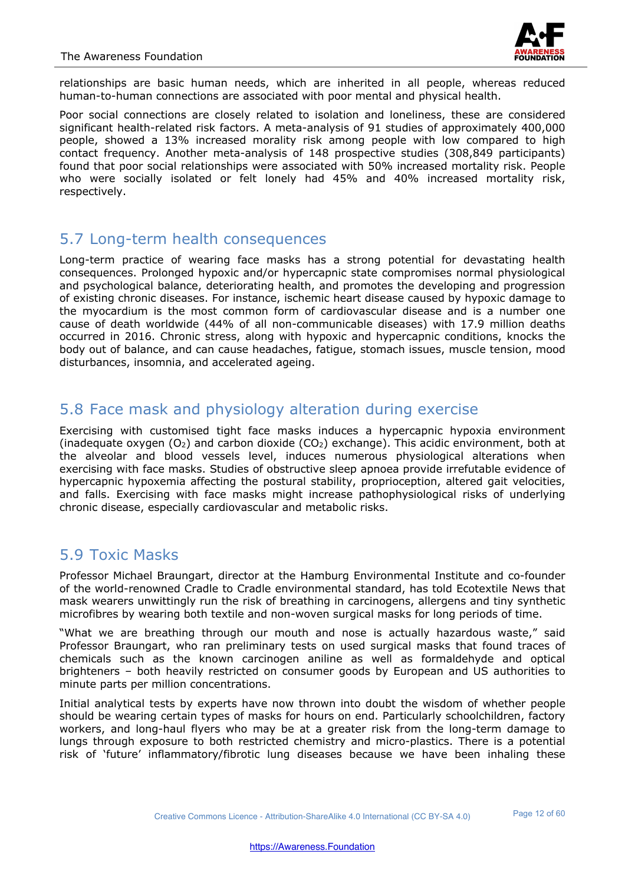relationships are basic human needs, which are inherited in all people, whereas reduced human-to-human connections are associated with poor mental and physical health.

Poor social connections are closely related to isolation and loneliness, these are considered significant health-related risk factors. A meta-analysis of 91 studies of approximately 400,000 people, showed a 13% increased morality risk among people with low compared to high contact frequency. Another meta-analysis of 148 prospective studies (308,849 participants) found that poor social relationships were associated with 50% increased mortality risk. People who were socially isolated or felt lonely had 45% and 40% increased mortality risk, respectively.

## 5.7 Long-term health consequences

Long-term practice of wearing face masks has a strong potential for devastating health consequences. Prolonged hypoxic and/or hypercapnic state compromises normal physiological and psychological balance, deteriorating health, and promotes the developing and progression of existing chronic diseases. For instance, ischemic heart disease caused by hypoxic damage to the myocardium is the most common form of cardiovascular disease and is a number one cause of death worldwide (44% of all non-communicable diseases) with 17.9 million deaths occurred in 2016. Chronic stress, along with hypoxic and hypercapnic conditions, knocks the body out of balance, and can cause headaches, fatigue, stomach issues, muscle tension, mood disturbances, insomnia, and accelerated ageing.

## 5.8 Face mask and physiology alteration during exercise

Exercising with customised tight face masks induces a hypercapnic hypoxia environment (inadequate oxygen ($O_2$) and carbon dioxide ($CO_2$) exchange). This acidic environment, both at the alveolar and blood vessels level, induces numerous physiological alterations when exercising with face masks. Studies of obstructive sleep apnoea provide irrefutable evidence of hypercapnic hypoxemia affecting the postural stability, proprioception, altered gait velocities, and falls. Exercising with face masks might increase pathophysiological risks of underlying chronic disease, especially cardiovascular and metabolic risks.

## 5.9 Toxic Masks

Professor Michael Braungart, director at the Hamburg Environmental Institute and co-founder of the world-renowned Cradle to Cradle environmental standard, has told Ecotextile News that mask wearers unwittingly run the risk of breathing in carcinogens, allergens and tiny synthetic microfibres by wearing both textile and non-woven surgical masks for long periods of time.

"What we are breathing through our mouth and nose is actually hazardous waste," said Professor Braungart, who ran preliminary tests on used surgical masks that found traces of chemicals such as the known carcinogen aniline as well as formaldehyde and optical brighteners – both heavily restricted on consumer goods by European and US authorities to minute parts per million concentrations.

Initial analytical tests by experts have now thrown into doubt the wisdom of whether people should be wearing certain types of masks for hours on end. Particularly schoolchildren, factory workers, and long-haul flyers who may be at a greater risk from the long-term damage to lungs through exposure to both restricted chemistry and micro-plastics. There is a potential risk of 'future' inflammatory/fibrotic lung diseases because we have been inhaling these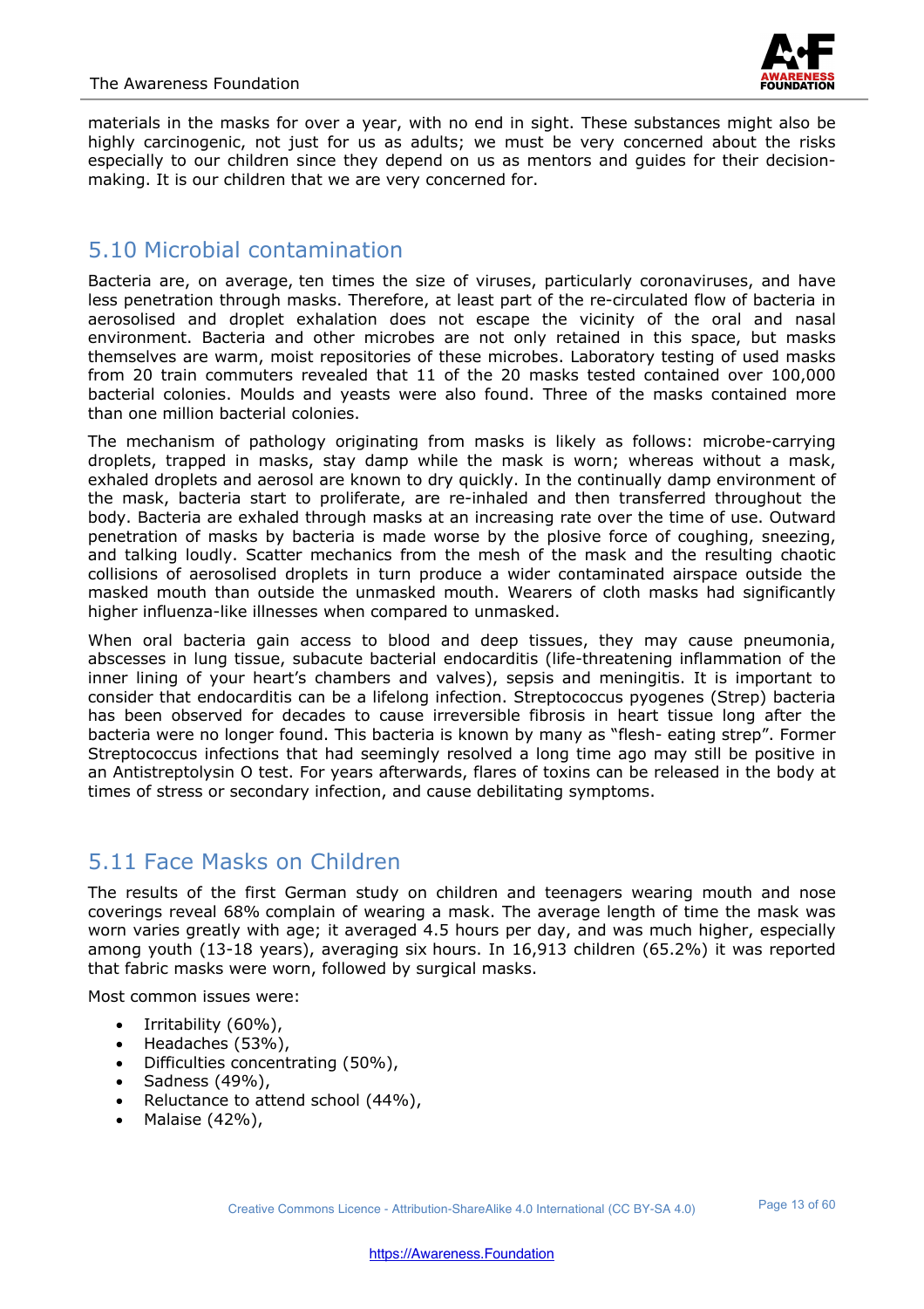materials in the masks for over a year, with no end in sight. These substances might also be highly carcinogenic, not just for us as adults; we must be very concerned about the risks especially to our children since they depend on us as mentors and guides for their decision-making. It is our children that we are very concerned for.

## 5.10 Microbial contamination

Bacteria are, on average, ten times the size of viruses, particularly coronaviruses, and have less penetration through masks. Therefore, at least part of the re-circulated flow of bacteria in aerosolised and droplet exhalation does not escape the vicinity of the oral and nasal environment. Bacteria and other microbes are not only retained in this space, but masks themselves are warm, moist repositories of these microbes. Laboratory testing of used masks from 20 train commuters revealed that 11 of the 20 masks tested contained over 100,000 bacterial colonies. Moulds and yeasts were also found. Three of the masks contained more than one million bacterial colonies.

The mechanism of pathology originating from masks is likely as follows: microbe-carrying droplets, trapped in masks, stay damp while the mask is worn; whereas without a mask, exhaled droplets and aerosol are known to dry quickly. In the continually damp environment of the mask, bacteria start to proliferate, are re-inhaled and then transferred throughout the body. Bacteria are exhaled through masks at an increasing rate over the time of use. Outward penetration of masks by bacteria is made worse by the plosive force of coughing, sneezing, and talking loudly. Scatter mechanics from the mesh of the mask and the resulting chaotic collisions of aerosolised droplets in turn produce a wider contaminated airspace outside the masked mouth than outside the unmasked mouth. Wearers of cloth masks had significantly higher influenza-like illnesses when compared to unmasked.

When oral bacteria gain access to blood and deep tissues, they may cause pneumonia, abscesses in lung tissue, subacute bacterial endocarditis (life-threatening inflammation of the inner lining of your heart's chambers and valves), sepsis and meningitis. It is important to consider that endocarditis can be a lifelong infection. Streptococcus pyogenes (Strep) bacteria has been observed for decades to cause irreversible fibrosis in heart tissue long after the bacteria were no longer found. This bacteria is known by many as "flesh- eating strep". Former Streptococcus infections that had seemingly resolved a long time ago may still be positive in an Antistreptolysin O test. For years afterwards, flares of toxins can be released in the body at times of stress or secondary infection, and cause debilitating symptoms.

## 5.11 Face Masks on Children

The results of the first German study on children and teenagers wearing mouth and nose coverings reveal 68% complain of wearing a mask. The average length of time the mask was worn varies greatly with age; it averaged 4.5 hours per day, and was much higher, especially among youth (13-18 years), averaging six hours. In 16,913 children (65.2%) it was reported that fabric masks were worn, followed by surgical masks.

Most common issues were:

- Irritability (60%),
- Headaches (53%),
- Difficulties concentrating (50%),
- Sadness (49%),
- Reluctance to attend school (44%),
- Malaise (42%),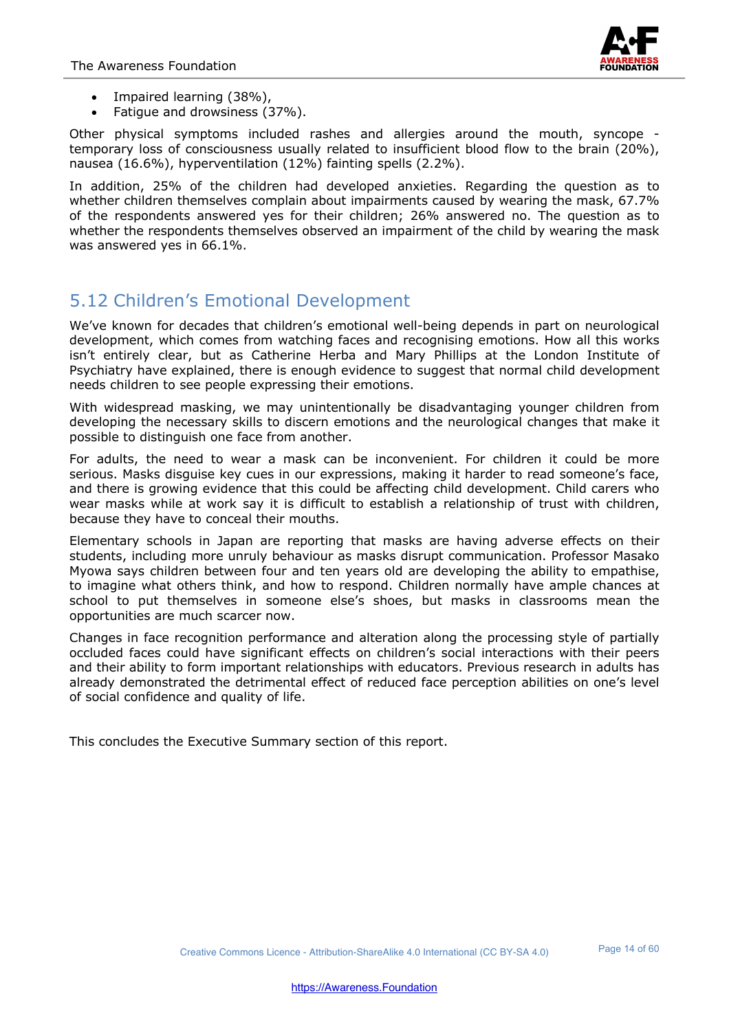- Impaired learning (38%),
- Fatigue and drowsiness (37%).

Other physical symptoms included rashes and allergies around the mouth, syncope - temporary loss of consciousness usually related to insufficient blood flow to the brain (20%), nausea (16.6%), hyperventilation (12%) fainting spells (2.2%).

In addition, 25% of the children had developed anxieties. Regarding the question as to whether children themselves complain about impairments caused by wearing the mask, 67.7% of the respondents answered yes for their children; 26% answered no. The question as to whether the respondents themselves observed an impairment of the child by wearing the mask was answered yes in 66.1%.

## 5.12 Children's Emotional Development

We've known for decades that children's emotional well-being depends in part on neurological development, which comes from watching faces and recognising emotions. How all this works isn't entirely clear, but as Catherine Herba and Mary Phillips at the London Institute of Psychiatry have explained, there is enough evidence to suggest that normal child development needs children to see people expressing their emotions.

With widespread masking, we may unintentionally be disadvantaging younger children from developing the necessary skills to discern emotions and the neurological changes that make it possible to distinguish one face from another.

For adults, the need to wear a mask can be inconvenient. For children it could be more serious. Masks disguise key cues in our expressions, making it harder to read someone's face, and there is growing evidence that this could be affecting child development. Child carers who wear masks while at work say it is difficult to establish a relationship of trust with children, because they have to conceal their mouths.

Elementary schools in Japan are reporting that masks are having adverse effects on their students, including more unruly behaviour as masks disrupt communication. Professor Masako Myowa says children between four and ten years old are developing the ability to empathise, to imagine what others think, and how to respond. Children normally have ample chances at school to put themselves in someone else's shoes, but masks in classrooms mean the opportunities are much scarcer now.

Changes in face recognition performance and alteration along the processing style of partially occluded faces could have significant effects on children's social interactions with their peers and their ability to form important relationships with educators. Previous research in adults has already demonstrated the detrimental effect of reduced face perception abilities on one's level of social confidence and quality of life.

This concludes the Executive Summary section of this report.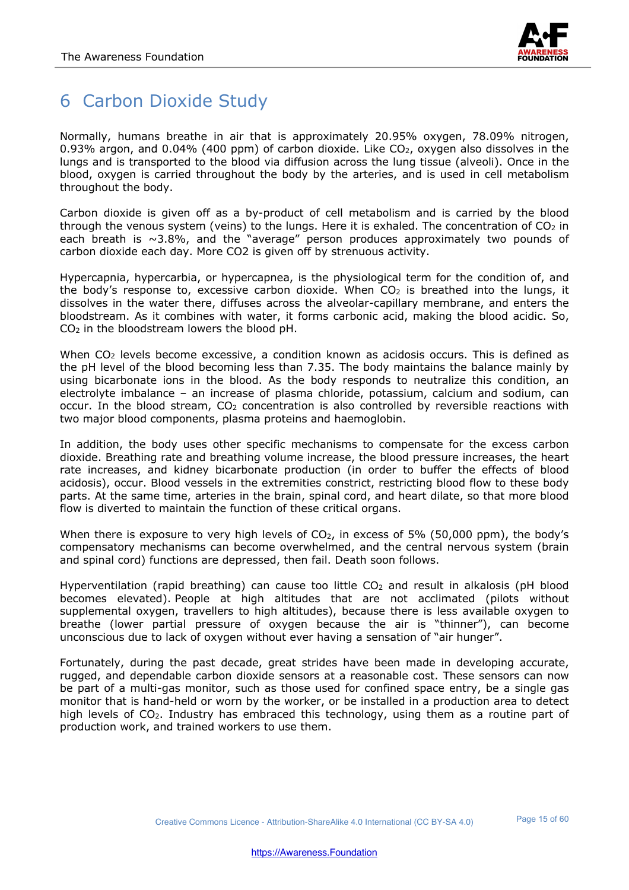# 6 Carbon Dioxide Study

Normally, humans breathe in air that is approximately 20.95% oxygen, 78.09% nitrogen, 0.93% argon, and 0.04% (400 ppm) of carbon dioxide. Like $CO_2$, oxygen also dissolves in the lungs and is transported to the blood via diffusion across the lung tissue (alveoli). Once in the blood, oxygen is carried throughout the body by the arteries, and is used in cell metabolism throughout the body.

Carbon dioxide is given off as a by-product of cell metabolism and is carried by the blood through the venous system (veins) to the lungs. Here it is exhaled. The concentration of $CO_2$ in each breath is ~3.8%, and the "average" person produces approximately two pounds of carbon dioxide each day. More CO2 is given off by strenuous activity.

Hypercapnia, hypercarbia, or hypercapnea, is the physiological term for the condition of, and the body's response to, excessive carbon dioxide. When $CO_2$ is breathed into the lungs, it dissolves in the water there, diffuses across the alveolar-capillary membrane, and enters the bloodstream. As it combines with water, it forms carbonic acid, making the blood acidic. So, $CO_2$ in the bloodstream lowers the blood pH.

When $CO_2$ levels become excessive, a condition known as acidosis occurs. This is defined as the pH level of the blood becoming less than 7.35. The body maintains the balance mainly by using bicarbonate ions in the blood. As the body responds to neutralize this condition, an electrolyte imbalance – an increase of plasma chloride, potassium, calcium and sodium, can occur. In the blood stream, $CO_2$ concentration is also controlled by reversible reactions with two major blood components, plasma proteins and haemoglobin.

In addition, the body uses other specific mechanisms to compensate for the excess carbon dioxide. Breathing rate and breathing volume increase, the blood pressure increases, the heart rate increases, and kidney bicarbonate production (in order to buffer the effects of blood acidosis), occur. Blood vessels in the extremities constrict, restricting blood flow to these body parts. At the same time, arteries in the brain, spinal cord, and heart dilate, so that more blood flow is diverted to maintain the function of these critical organs.

When there is exposure to very high levels of $CO_2$, in excess of 5% (50,000 ppm), the body's compensatory mechanisms can become overwhelmed, and the central nervous system (brain and spinal cord) functions are depressed, then fail. Death soon follows.

Hyperventilation (rapid breathing) can cause too little $CO_2$ and result in alkalosis (pH blood becomes elevated). People at high altitudes that are not acclimated (pilots without supplemental oxygen, travellers to high altitudes), because there is less available oxygen to breathe (lower partial pressure of oxygen because the air is "thinner"), can become unconscious due to lack of oxygen without ever having a sensation of "air hunger".

Fortunately, during the past decade, great strides have been made in developing accurate, rugged, and dependable carbon dioxide sensors at a reasonable cost. These sensors can now be part of a multi-gas monitor, such as those used for confined space entry, be a single gas monitor that is hand-held or worn by the worker, or be installed in a production area to detect high levels of $CO_2$. Industry has embraced this technology, using them as a routine part of production work, and trained workers to use them.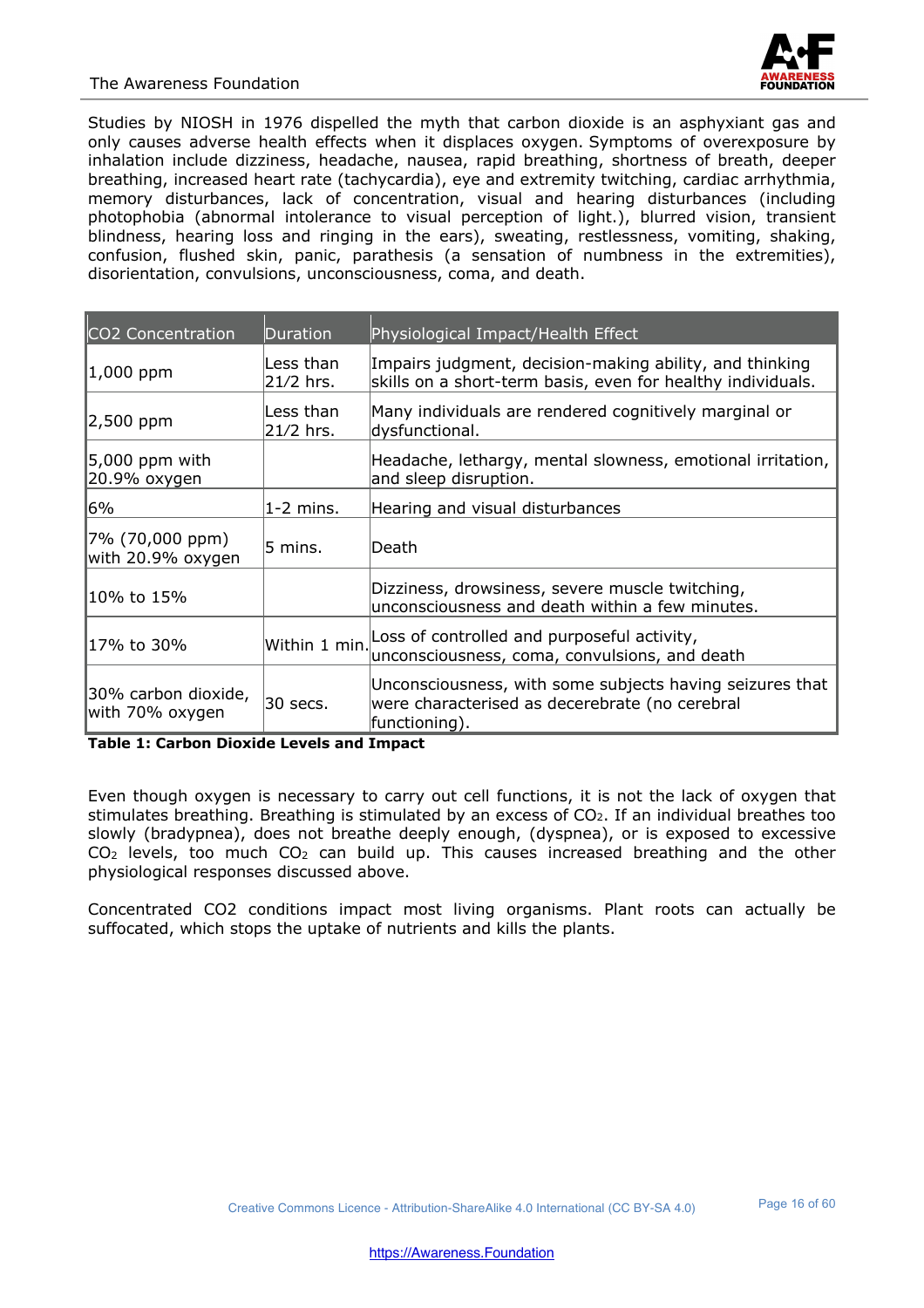Studies by NIOSH in 1976 dispelled the myth that carbon dioxide is an asphyxiant gas and only causes adverse health effects when it displaces oxygen. Symptoms of overexposure by inhalation include dizziness, headache, nausea, rapid breathing, shortness of breath, deeper breathing, increased heart rate (tachycardia), eye and extremity twitching, cardiac arrhythmia, memory disturbances, lack of concentration, visual and hearing disturbances (including photophobia (abnormal intolerance to visual perception of light.), blurred vision, transient blindness, hearing loss and ringing in the ears), sweating, restlessness, vomiting, shaking, confusion, flushed skin, panic, parathesis (a sensation of numbness in the extremities), disorientation, convulsions, unconsciousness, coma, and death.

| CO2 Concentration | Duration | Physiological Impact/Health Effect |
|---|---|---|
| 1,000 ppm | Less than 21/2 hrs. | Impairs judgment, decision-making ability, and thinking skills on a short-term basis, even for healthy individuals. |
| 2,500 ppm | Less than 21/2 hrs. | Many individuals are rendered cognitively marginal or dysfunctional. |
| 5,000 ppm with 20.9% oxygen | | Headache, lethargy, mental slowness, emotional irritation, and sleep disruption. |
| 6% | 1-2 mins. | Hearing and visual disturbances |
| 7% (70,000 ppm) with 20.9% oxygen | 5 mins. | Death |
| 10% to 15% | | Dizziness, drowsiness, severe muscle twitching, unconsciousness and death within a few minutes. |
| 17% to 30% | Within 1 min. | Loss of controlled and purposeful activity, unconsciousness, coma, convulsions, and death |
| 30% carbon dioxide, with 70% oxygen | 30 secs. | Unconsciousness, with some subjects having seizures that were characterised as decerebrate (no cerebral functioning). |

**Table 1: Carbon Dioxide Levels and Impact**

Even though oxygen is necessary to carry out cell functions, it is not the lack of oxygen that stimulates breathing. Breathing is stimulated by an excess of $CO_2$. If an individual breathes too slowly (bradypnea), does not breathe deeply enough, (dyspnea), or is exposed to excessive $CO_2$ levels, too much $CO_2$ can build up. This causes increased breathing and the other physiological responses discussed above.

Concentrated CO2 conditions impact most living organisms. Plant roots can actually be suffocated, which stops the uptake of nutrients and kills the plants.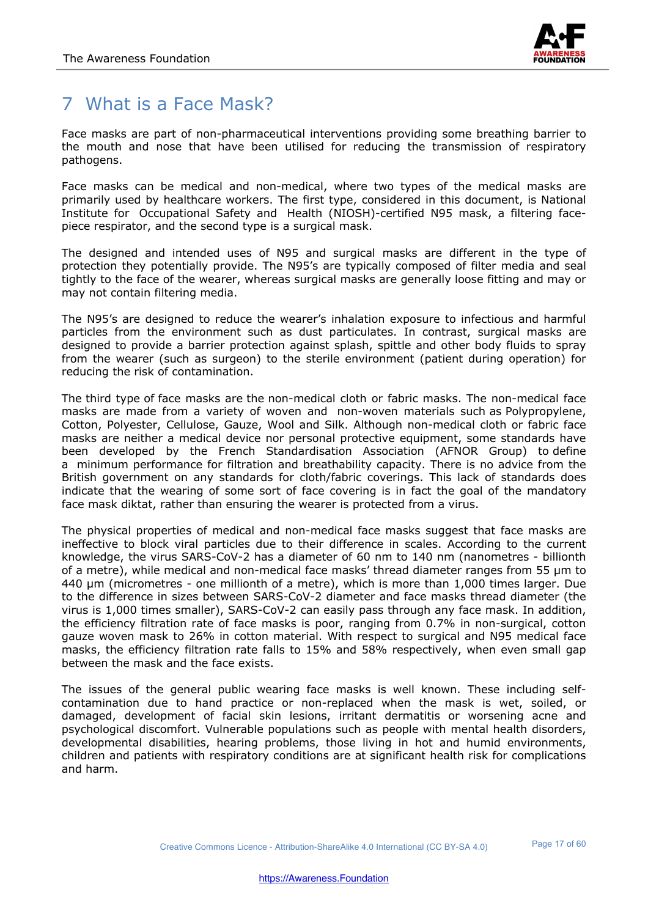# 7 What is a Face Mask?

Face masks are part of non-pharmaceutical interventions providing some breathing barrier to the mouth and nose that have been utilised for reducing the transmission of respiratory pathogens.

Face masks can be medical and non-medical, where two types of the medical masks are primarily used by healthcare workers. The first type, considered in this document, is National Institute for Occupational Safety and Health (NIOSH)-certified N95 mask, a filtering face-piece respirator, and the second type is a surgical mask.

The designed and intended uses of N95 and surgical masks are different in the type of protection they potentially provide. The N95's are typically composed of filter media and seal tightly to the face of the wearer, whereas surgical masks are generally loose fitting and may or may not contain filtering media.

The N95's are designed to reduce the wearer's inhalation exposure to infectious and harmful particles from the environment such as dust particulates. In contrast, surgical masks are designed to provide a barrier protection against splash, spittle and other body fluids to spray from the wearer (such as surgeon) to the sterile environment (patient during operation) for reducing the risk of contamination.

The third type of face masks are the non-medical cloth or fabric masks. The non-medical face masks are made from a variety of woven and non-woven materials such as Polypropylene, Cotton, Polyester, Cellulose, Gauze, Wool and Silk. Although non-medical cloth or fabric face masks are neither a medical device nor personal protective equipment, some standards have been developed by the French Standardisation Association (AFNOR Group) to define a minimum performance for filtration and breathability capacity. There is no advice from the British government on any standards for cloth/fabric coverings. This lack of standards does indicate that the wearing of some sort of face covering is in fact the goal of the mandatory face mask diktat, rather than ensuring the wearer is protected from a virus.

The physical properties of medical and non-medical face masks suggest that face masks are ineffective to block viral particles due to their difference in scales. According to the current knowledge, the virus SARS-CoV-2 has a diameter of 60 nm to 140 nm (nanometres - billionth of a metre), while medical and non-medical face masks' thread diameter ranges from 55 µm to 440 µm (micrometres - one millionth of a metre), which is more than 1,000 times larger. Due to the difference in sizes between SARS-CoV-2 diameter and face masks thread diameter (the virus is 1,000 times smaller), SARS-CoV-2 can easily pass through any face mask. In addition, the efficiency filtration rate of face masks is poor, ranging from 0.7% in non-surgical, cotton gauze woven mask to 26% in cotton material. With respect to surgical and N95 medical face masks, the efficiency filtration rate falls to 15% and 58% respectively, when even small gap between the mask and the face exists.

The issues of the general public wearing face masks is well known. These including self-contamination due to hand practice or non-replaced when the mask is wet, soiled, or damaged, development of facial skin lesions, irritant dermatitis or worsening acne and psychological discomfort. Vulnerable populations such as people with mental health disorders, developmental disabilities, hearing problems, those living in hot and humid environments, children and patients with respiratory conditions are at significant health risk for complications and harm.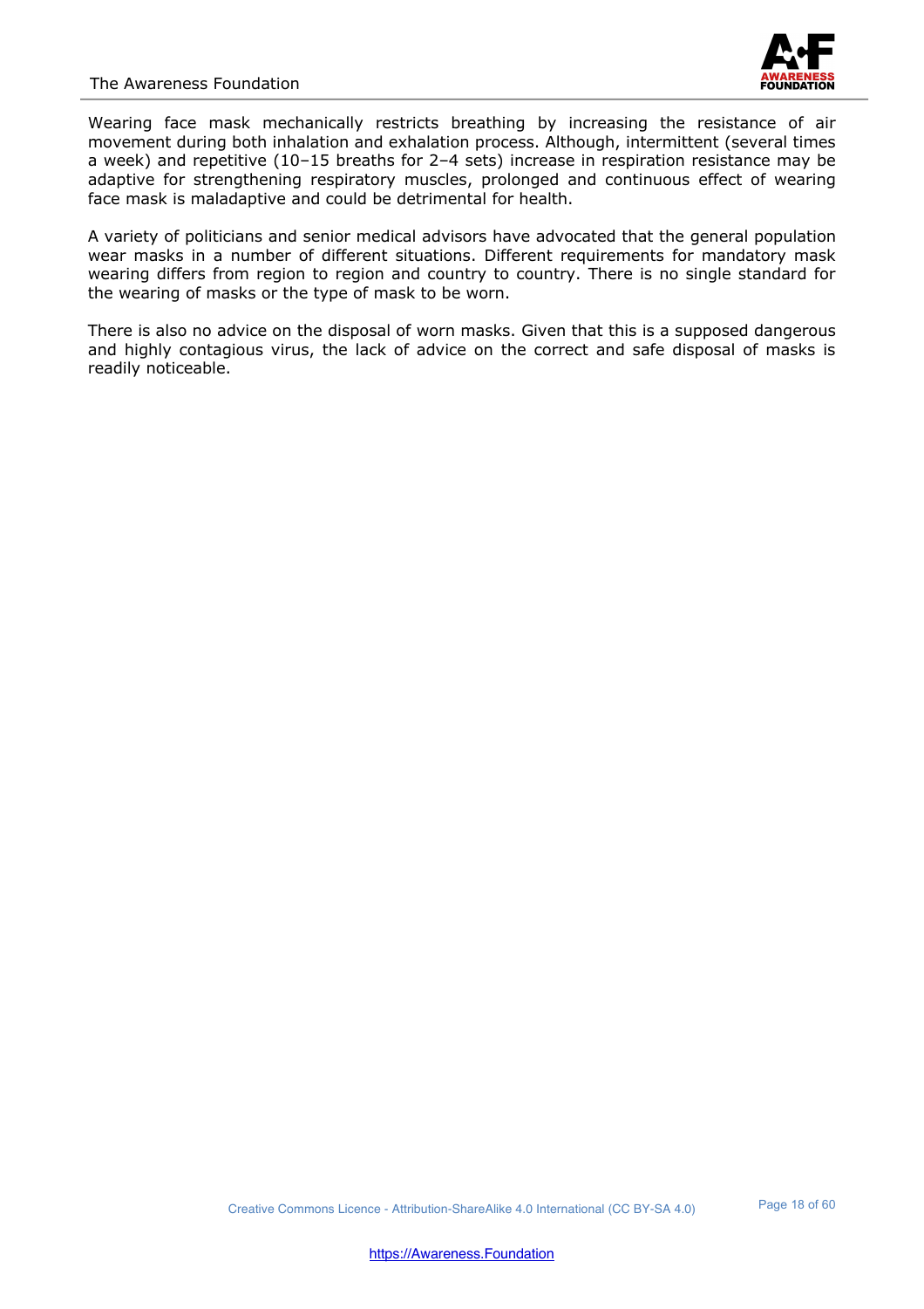Wearing face mask mechanically restricts breathing by increasing the resistance of air movement during both inhalation and exhalation process. Although, intermittent (several times a week) and repetitive (10–15 breaths for 2–4 sets) increase in respiration resistance may be adaptive for strengthening respiratory muscles, prolonged and continuous effect of wearing face mask is maladaptive and could be detrimental for health.

A variety of politicians and senior medical advisors have advocated that the general population wear masks in a number of different situations. Different requirements for mandatory mask wearing differs from region to region and country to country. There is no single standard for the wearing of masks or the type of mask to be worn.

There is also no advice on the disposal of worn masks. Given that this is a supposed dangerous and highly contagious virus, the lack of advice on the correct and safe disposal of masks is readily noticeable.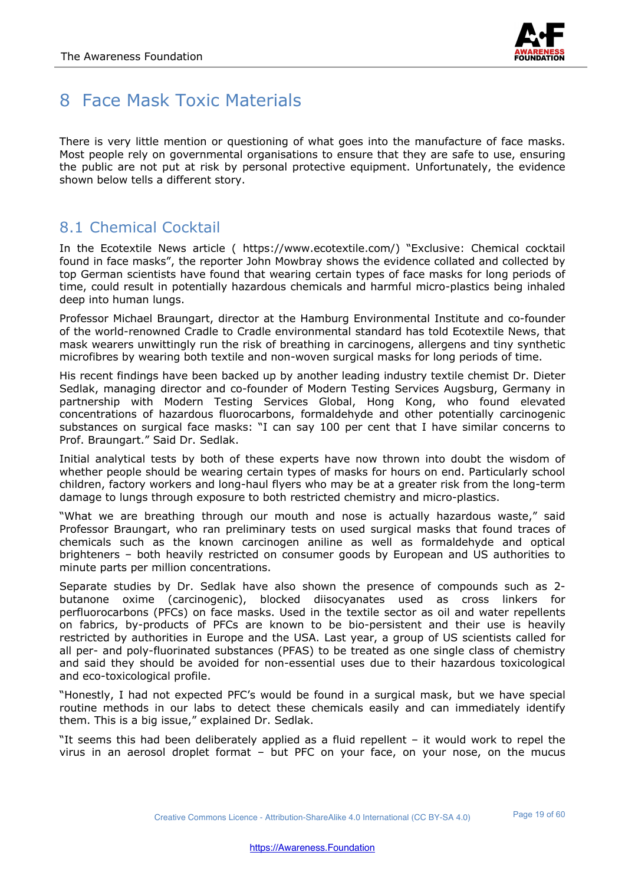# 8 Face Mask Toxic Materials

There is very little mention or questioning of what goes into the manufacture of face masks. Most people rely on governmental organisations to ensure that they are safe to use, ensuring the public are not put at risk by personal protective equipment. Unfortunately, the evidence shown below tells a different story.

## 8.1 Chemical Cocktail

In the Ecotextile News article ( https://www.ecotextile.com/) "Exclusive: Chemical cocktail found in face masks", the reporter John Mowbray shows the evidence collated and collected by top German scientists have found that wearing certain types of face masks for long periods of time, could result in potentially hazardous chemicals and harmful micro-plastics being inhaled deep into human lungs.

Professor Michael Braungart, director at the Hamburg Environmental Institute and co-founder of the world-renowned Cradle to Cradle environmental standard has told Ecotextile News, that mask wearers unwittingly run the risk of breathing in carcinogens, allergens and tiny synthetic microfibres by wearing both textile and non-woven surgical masks for long periods of time.

His recent findings have been backed up by another leading industry textile chemist Dr. Dieter Sedlak, managing director and co-founder of Modern Testing Services Augsburg, Germany in partnership with Modern Testing Services Global, Hong Kong, who found elevated concentrations of hazardous fluorocarbons, formaldehyde and other potentially carcinogenic substances on surgical face masks: "I can say 100 per cent that I have similar concerns to Prof. Braungart." Said Dr. Sedlak.

Initial analytical tests by both of these experts have now thrown into doubt the wisdom of whether people should be wearing certain types of masks for hours on end. Particularly school children, factory workers and long-haul flyers who may be at a greater risk from the long-term damage to lungs through exposure to both restricted chemistry and micro-plastics.

"What we are breathing through our mouth and nose is actually hazardous waste," said Professor Braungart, who ran preliminary tests on used surgical masks that found traces of chemicals such as the known carcinogen aniline as well as formaldehyde and optical brighteners – both heavily restricted on consumer goods by European and US authorities to minute parts per million concentrations.

Separate studies by Dr. Sedlak have also shown the presence of compounds such as 2-butanone oxime (carcinogenic), blocked diisocyanates used as cross linkers for perfluorocarbons (PFCs) on face masks. Used in the textile sector as oil and water repellents on fabrics, by-products of PFCs are known to be bio-persistent and their use is heavily restricted by authorities in Europe and the USA. Last year, a group of US scientists called for all per- and poly-fluorinated substances (PFAS) to be treated as one single class of chemistry and said they should be avoided for non-essential uses due to their hazardous toxicological and eco-toxicological profile.

"Honestly, I had not expected PFC's would be found in a surgical mask, but we have special routine methods in our labs to detect these chemicals easily and can immediately identify them. This is a big issue," explained Dr. Sedlak.

"It seems this had been deliberately applied as a fluid repellent – it would work to repel the virus in an aerosol droplet format – but PFC on your face, on your nose, on the mucus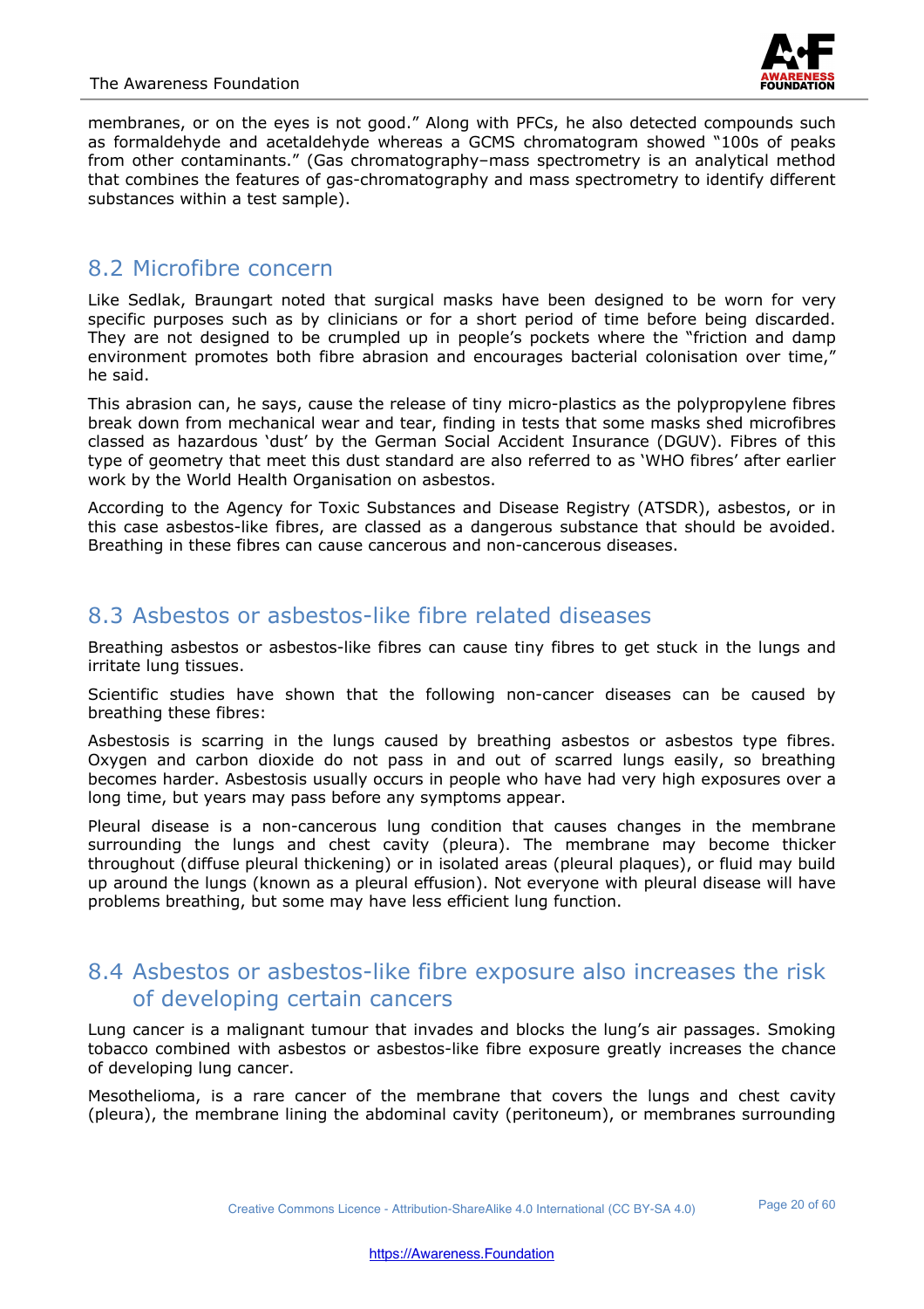membranes, or on the eyes is not good." Along with PFCs, he also detected compounds such as formaldehyde and acetaldehyde whereas a GCMS chromatogram showed "100s of peaks from other contaminants." (Gas chromatography–mass spectrometry is an analytical method that combines the features of gas-chromatography and mass spectrometry to identify different substances within a test sample).

## 8.2 Microfibre concern

Like Sedlak, Braungart noted that surgical masks have been designed to be worn for very specific purposes such as by clinicians or for a short period of time before being discarded. They are not designed to be crumpled up in people's pockets where the "friction and damp environment promotes both fibre abrasion and encourages bacterial colonisation over time," he said.

This abrasion can, he says, cause the release of tiny micro-plastics as the polypropylene fibres break down from mechanical wear and tear, finding in tests that some masks shed microfibres classed as hazardous 'dust' by the German Social Accident Insurance (DGUV). Fibres of this type of geometry that meet this dust standard are also referred to as 'WHO fibres' after earlier work by the World Health Organisation on asbestos.

According to the Agency for Toxic Substances and Disease Registry (ATSDR), asbestos, or in this case asbestos-like fibres, are classed as a dangerous substance that should be avoided. Breathing in these fibres can cause cancerous and non-cancerous diseases.

## 8.3 Asbestos or asbestos-like fibre related diseases

Breathing asbestos or asbestos-like fibres can cause tiny fibres to get stuck in the lungs and irritate lung tissues.

Scientific studies have shown that the following non-cancer diseases can be caused by breathing these fibres:

Asbestosis is scarring in the lungs caused by breathing asbestos or asbestos type fibres. Oxygen and carbon dioxide do not pass in and out of scarred lungs easily, so breathing becomes harder. Asbestosis usually occurs in people who have had very high exposures over a long time, but years may pass before any symptoms appear.

Pleural disease is a non-cancerous lung condition that causes changes in the membrane surrounding the lungs and chest cavity (pleura). The membrane may become thicker throughout (diffuse pleural thickening) or in isolated areas (pleural plaques), or fluid may build up around the lungs (known as a pleural effusion). Not everyone with pleural disease will have problems breathing, but some may have less efficient lung function.

## 8.4 Asbestos or asbestos-like fibre exposure also increases the risk of developing certain cancers

Lung cancer is a malignant tumour that invades and blocks the lung's air passages. Smoking tobacco combined with asbestos or asbestos-like fibre exposure greatly increases the chance of developing lung cancer.

Mesothelioma, is a rare cancer of the membrane that covers the lungs and chest cavity (pleura), the membrane lining the abdominal cavity (peritoneum), or membranes surrounding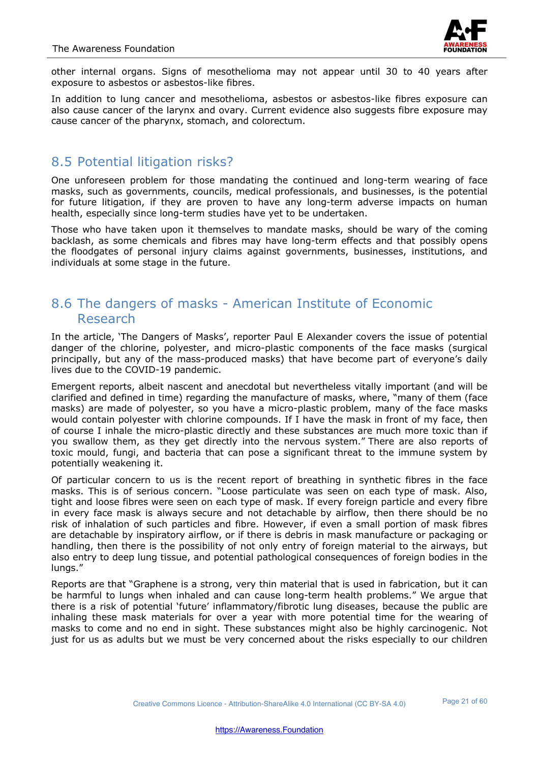other internal organs. Signs of mesothelioma may not appear until 30 to 40 years after exposure to asbestos or asbestos-like fibres.

In addition to lung cancer and mesothelioma, asbestos or asbestos-like fibres exposure can also cause cancer of the larynx and ovary. Current evidence also suggests fibre exposure may cause cancer of the pharynx, stomach, and colorectum.

## 8.5 Potential litigation risks?

One unforeseen problem for those mandating the continued and long-term wearing of face masks, such as governments, councils, medical professionals, and businesses, is the potential for future litigation, if they are proven to have any long-term adverse impacts on human health, especially since long-term studies have yet to be undertaken.

Those who have taken upon it themselves to mandate masks, should be wary of the coming backlash, as some chemicals and fibres may have long-term effects and that possibly opens the floodgates of personal injury claims against governments, businesses, institutions, and individuals at some stage in the future.

## 8.6 The dangers of masks - American Institute of Economic Research

In the article, 'The Dangers of Masks', reporter Paul E Alexander covers the issue of potential danger of the chlorine, polyester, and micro-plastic components of the face masks (surgical principally, but any of the mass-produced masks) that have become part of everyone's daily lives due to the COVID-19 pandemic.

Emergent reports, albeit nascent and anecdotal but nevertheless vitally important (and will be clarified and defined in time) regarding the manufacture of masks, where, "many of them (face masks) are made of polyester, so you have a micro-plastic problem, many of the face masks would contain polyester with chlorine compounds. If I have the mask in front of my face, then of course I inhale the micro-plastic directly and these substances are much more toxic than if you swallow them, as they get directly into the nervous system." There are also reports of toxic mould, fungi, and bacteria that can pose a significant threat to the immune system by potentially weakening it.

Of particular concern to us is the recent report of breathing in synthetic fibres in the face masks. This is of serious concern. "Loose particulate was seen on each type of mask. Also, tight and loose fibres were seen on each type of mask. If every foreign particle and every fibre in every face mask is always secure and not detachable by airflow, then there should be no risk of inhalation of such particles and fibre. However, if even a small portion of mask fibres are detachable by inspiratory airflow, or if there is debris in mask manufacture or packaging or handling, then there is the possibility of not only entry of foreign material to the airways, but also entry to deep lung tissue, and potential pathological consequences of foreign bodies in the lungs."

Reports are that "Graphene is a strong, very thin material that is used in fabrication, but it can be harmful to lungs when inhaled and can cause long-term health problems." We argue that there is a risk of potential 'future' inflammatory/fibrotic lung diseases, because the public are inhaling these mask materials for over a year with more potential time for the wearing of masks to come and no end in sight. These substances might also be highly carcinogenic. Not just for us as adults but we must be very concerned about the risks especially to our children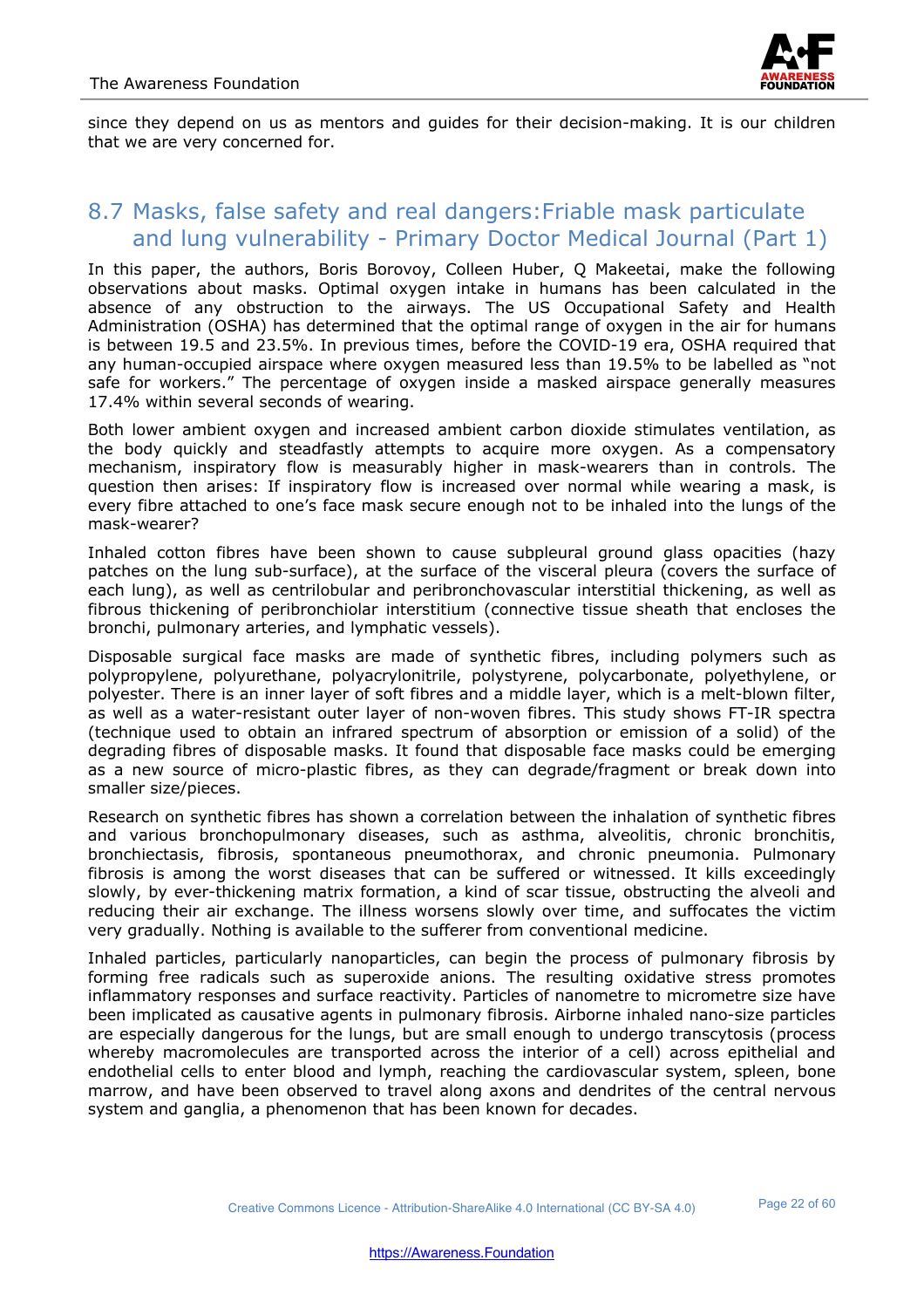since they depend on us as mentors and guides for their decision-making. It is our children that we are very concerned for.

## 8.7 Masks, false safety and real dangers:Friable mask particulate and lung vulnerability - Primary Doctor Medical Journal (Part 1)

In this paper, the authors, Boris Borovoy, Colleen Huber, Q Makeetai, make the following observations about masks. Optimal oxygen intake in humans has been calculated in the absence of any obstruction to the airways. The US Occupational Safety and Health Administration (OSHA) has determined that the optimal range of oxygen in the air for humans is between 19.5 and 23.5%. In previous times, before the COVID-19 era, OSHA required that any human-occupied airspace where oxygen measured less than 19.5% to be labelled as "not safe for workers." The percentage of oxygen inside a masked airspace generally measures 17.4% within several seconds of wearing.

Both lower ambient oxygen and increased ambient carbon dioxide stimulates ventilation, as the body quickly and steadfastly attempts to acquire more oxygen. As a compensatory mechanism, inspiratory flow is measurably higher in mask-wearers than in controls. The question then arises: If inspiratory flow is increased over normal while wearing a mask, is every fibre attached to one's face mask secure enough not to be inhaled into the lungs of the mask-wearer?

Inhaled cotton fibres have been shown to cause subpleural ground glass opacities (hazy patches on the lung sub-surface), at the surface of the visceral pleura (covers the surface of each lung), as well as centrilobular and peribronchovascular interstitial thickening, as well as fibrous thickening of peribronchiolar interstitium (connective tissue sheath that encloses the bronchi, pulmonary arteries, and lymphatic vessels).

Disposable surgical face masks are made of synthetic fibres, including polymers such as polypropylene, polyurethane, polyacrylonitrile, polystyrene, polycarbonate, polyethylene, or polyester. There is an inner layer of soft fibres and a middle layer, which is a melt-blown filter, as well as a water-resistant outer layer of non-woven fibres. This study shows FT-IR spectra (technique used to obtain an infrared spectrum of absorption or emission of a solid) of the degrading fibres of disposable masks. It found that disposable face masks could be emerging as a new source of micro-plastic fibres, as they can degrade/fragment or break down into smaller size/pieces.

Research on synthetic fibres has shown a correlation between the inhalation of synthetic fibres and various bronchopulmonary diseases, such as asthma, alveolitis, chronic bronchitis, bronchiectasis, fibrosis, spontaneous pneumothorax, and chronic pneumonia. Pulmonary fibrosis is among the worst diseases that can be suffered or witnessed. It kills exceedingly slowly, by ever-thickening matrix formation, a kind of scar tissue, obstructing the alveoli and reducing their air exchange. The illness worsens slowly over time, and suffocates the victim very gradually. Nothing is available to the sufferer from conventional medicine.

Inhaled particles, particularly nanoparticles, can begin the process of pulmonary fibrosis by forming free radicals such as superoxide anions. The resulting oxidative stress promotes inflammatory responses and surface reactivity. Particles of nanometre to micrometre size have been implicated as causative agents in pulmonary fibrosis. Airborne inhaled nano-size particles are especially dangerous for the lungs, but are small enough to undergo transcytosis (process whereby macromolecules are transported across the interior of a cell) across epithelial and endothelial cells to enter blood and lymph, reaching the cardiovascular system, spleen, bone marrow, and have been observed to travel along axons and dendrites of the central nervous system and ganglia, a phenomenon that has been known for decades.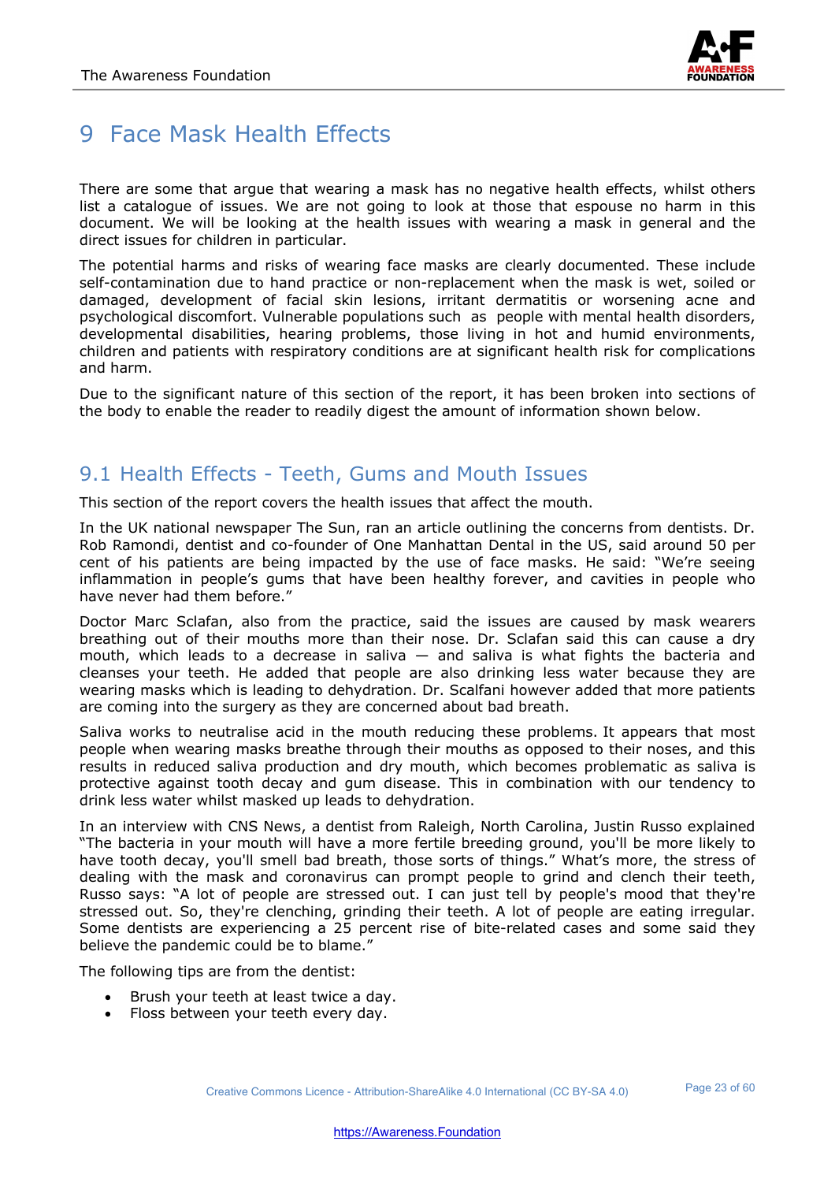# 9 Face Mask Health Effects

There are some that argue that wearing a mask has no negative health effects, whilst others list a catalogue of issues. We are not going to look at those that espouse no harm in this document. We will be looking at the health issues with wearing a mask in general and the direct issues for children in particular.

The potential harms and risks of wearing face masks are clearly documented. These include self-contamination due to hand practice or non-replacement when the mask is wet, soiled or damaged, development of facial skin lesions, irritant dermatitis or worsening acne and psychological discomfort. Vulnerable populations such as people with mental health disorders, developmental disabilities, hearing problems, those living in hot and humid environments, children and patients with respiratory conditions are at significant health risk for complications and harm.

Due to the significant nature of this section of the report, it has been broken into sections of the body to enable the reader to readily digest the amount of information shown below.

## 9.1 Health Effects - Teeth, Gums and Mouth Issues

This section of the report covers the health issues that affect the mouth.

In the UK national newspaper The Sun, ran an article outlining the concerns from dentists. Dr. Rob Ramondi, dentist and co-founder of One Manhattan Dental in the US, said around 50 per cent of his patients are being impacted by the use of face masks. He said: "We're seeing inflammation in people's gums that have been healthy forever, and cavities in people who have never had them before."

Doctor Marc Sclafan, also from the practice, said the issues are caused by mask wearers breathing out of their mouths more than their nose. Dr. Sclafan said this can cause a dry mouth, which leads to a decrease in saliva — and saliva is what fights the bacteria and cleanses your teeth. He added that people are also drinking less water because they are wearing masks which is leading to dehydration. Dr. Scalfani however added that more patients are coming into the surgery as they are concerned about bad breath.

Saliva works to neutralise acid in the mouth reducing these problems. It appears that most people when wearing masks breathe through their mouths as opposed to their noses, and this results in reduced saliva production and dry mouth, which becomes problematic as saliva is protective against tooth decay and gum disease. This in combination with our tendency to drink less water whilst masked up leads to dehydration.

In an interview with CNS News, a dentist from Raleigh, North Carolina, Justin Russo explained "The bacteria in your mouth will have a more fertile breeding ground, you'll be more likely to have tooth decay, you'll smell bad breath, those sorts of things." What's more, the stress of dealing with the mask and coronavirus can prompt people to grind and clench their teeth, Russo says: "A lot of people are stressed out. I can just tell by people's mood that they're stressed out. So, they're clenching, grinding their teeth. A lot of people are eating irregular. Some dentists are experiencing a 25 percent rise of bite-related cases and some said they believe the pandemic could be to blame."

The following tips are from the dentist:

- Brush your teeth at least twice a day.
- Floss between your teeth every day.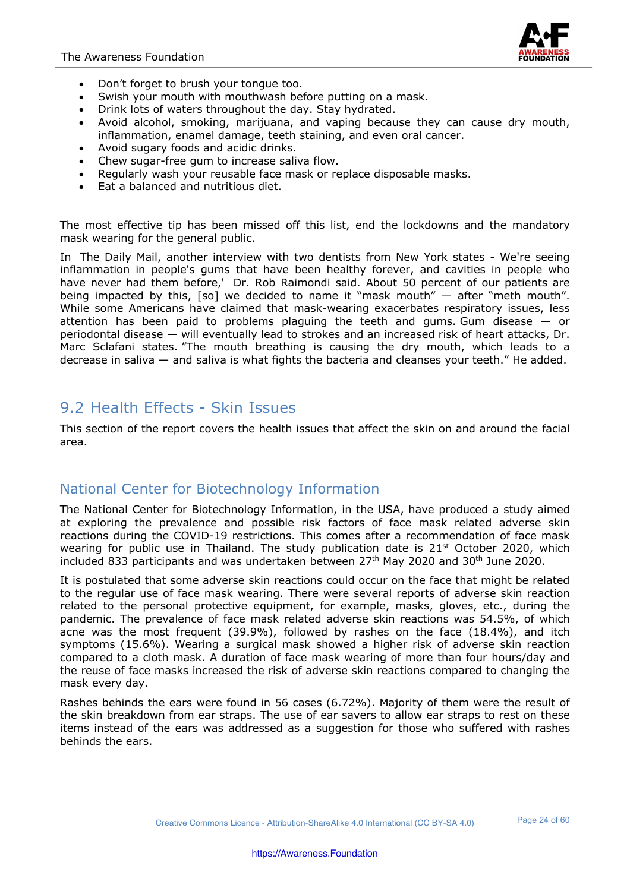- Don't forget to brush your tongue too.
- Swish your mouth with mouthwash before putting on a mask.
- Drink lots of waters throughout the day. Stay hydrated.
- Avoid alcohol, smoking, marijuana, and vaping because they can cause dry mouth, inflammation, enamel damage, teeth staining, and even oral cancer.
- Avoid sugary foods and acidic drinks.
- Chew sugar-free gum to increase saliva flow.
- Regularly wash your reusable face mask or replace disposable masks.
- Eat a balanced and nutritious diet.

The most effective tip has been missed off this list, end the lockdowns and the mandatory mask wearing for the general public.

In The Daily Mail, another interview with two dentists from New York states - We're seeing inflammation in people's gums that have been healthy forever, and cavities in people who have never had them before,' Dr. Rob Raimondi said. About 50 percent of our patients are being impacted by this, [so] we decided to name it "mask mouth" — after "meth mouth". While some Americans have claimed that mask-wearing exacerbates respiratory issues, less attention has been paid to problems plaguing the teeth and gums. Gum disease — or periodontal disease — will eventually lead to strokes and an increased risk of heart attacks, Dr. Marc Sclafani states. "The mouth breathing is causing the dry mouth, which leads to a decrease in saliva — and saliva is what fights the bacteria and cleanses your teeth." He added.

## 9.2 Health Effects - Skin Issues

This section of the report covers the health issues that affect the skin on and around the facial area.

### National Center for Biotechnology Information

The National Center for Biotechnology Information, in the USA, have produced a study aimed at exploring the prevalence and possible risk factors of face mask related adverse skin reactions during the COVID-19 restrictions. This comes after a recommendation of face mask wearing for public use in Thailand. The study publication date is 21st October 2020, which included 833 participants and was undertaken between 27th May 2020 and 30th June 2020.

It is postulated that some adverse skin reactions could occur on the face that might be related to the regular use of face mask wearing. There were several reports of adverse skin reaction related to the personal protective equipment, for example, masks, gloves, etc., during the pandemic. The prevalence of face mask related adverse skin reactions was 54.5%, of which acne was the most frequent (39.9%), followed by rashes on the face (18.4%), and itch symptoms (15.6%). Wearing a surgical mask showed a higher risk of adverse skin reaction compared to a cloth mask. A duration of face mask wearing of more than four hours/day and the reuse of face masks increased the risk of adverse skin reactions compared to changing the mask every day.

Rashes behinds the ears were found in 56 cases (6.72%). Majority of them were the result of the skin breakdown from ear straps. The use of ear savers to allow ear straps to rest on these items instead of the ears was addressed as a suggestion for those who suffered with rashes behinds the ears.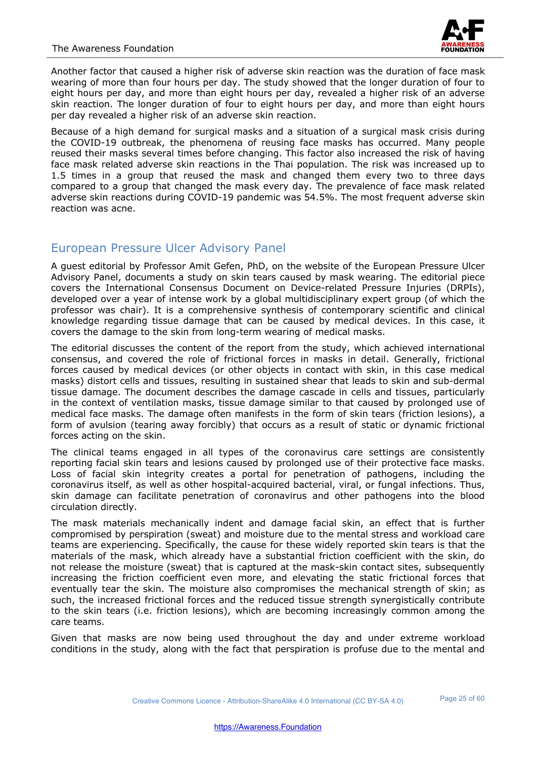Another factor that caused a higher risk of adverse skin reaction was the duration of face mask wearing of more than four hours per day. The study showed that the longer duration of four to eight hours per day, and more than eight hours per day, revealed a higher risk of an adverse skin reaction. The longer duration of four to eight hours per day, and more than eight hours per day revealed a higher risk of an adverse skin reaction.

Because of a high demand for surgical masks and a situation of a surgical mask crisis during the COVID-19 outbreak, the phenomena of reusing face masks has occurred. Many people reused their masks several times before changing. This factor also increased the risk of having face mask related adverse skin reactions in the Thai population. The risk was increased up to 1.5 times in a group that reused the mask and changed them every two to three days compared to a group that changed the mask every day. The prevalence of face mask related adverse skin reactions during COVID-19 pandemic was 54.5%. The most frequent adverse skin reaction was acne.

## European Pressure Ulcer Advisory Panel

A guest editorial by Professor Amit Gefen, PhD, on the website of the European Pressure Ulcer Advisory Panel, documents a study on skin tears caused by mask wearing. The editorial piece covers the International Consensus Document on Device-related Pressure Injuries (DRPIs), developed over a year of intense work by a global multidisciplinary expert group (of which the professor was chair). It is a comprehensive synthesis of contemporary scientific and clinical knowledge regarding tissue damage that can be caused by medical devices. In this case, it covers the damage to the skin from long-term wearing of medical masks.

The editorial discusses the content of the report from the study, which achieved international consensus, and covered the role of frictional forces in masks in detail. Generally, frictional forces caused by medical devices (or other objects in contact with skin, in this case medical masks) distort cells and tissues, resulting in sustained shear that leads to skin and sub-dermal tissue damage. The document describes the damage cascade in cells and tissues, particularly in the context of ventilation masks, tissue damage similar to that caused by prolonged use of medical face masks. The damage often manifests in the form of skin tears (friction lesions), a form of avulsion (tearing away forcibly) that occurs as a result of static or dynamic frictional forces acting on the skin.

The clinical teams engaged in all types of the coronavirus care settings are consistently reporting facial skin tears and lesions caused by prolonged use of their protective face masks. Loss of facial skin integrity creates a portal for penetration of pathogens, including the coronavirus itself, as well as other hospital-acquired bacterial, viral, or fungal infections. Thus, skin damage can facilitate penetration of coronavirus and other pathogens into the blood circulation directly.

The mask materials mechanically indent and damage facial skin, an effect that is further compromised by perspiration (sweat) and moisture due to the mental stress and workload care teams are experiencing. Specifically, the cause for these widely reported skin tears is that the materials of the mask, which already have a substantial friction coefficient with the skin, do not release the moisture (sweat) that is captured at the mask-skin contact sites, subsequently increasing the friction coefficient even more, and elevating the static frictional forces that eventually tear the skin. The moisture also compromises the mechanical strength of skin; as such, the increased frictional forces and the reduced tissue strength synergistically contribute to the skin tears (i.e. friction lesions), which are becoming increasingly common among the care teams.

Given that masks are now being used throughout the day and under extreme workload conditions in the study, along with the fact that perspiration is profuse due to the mental and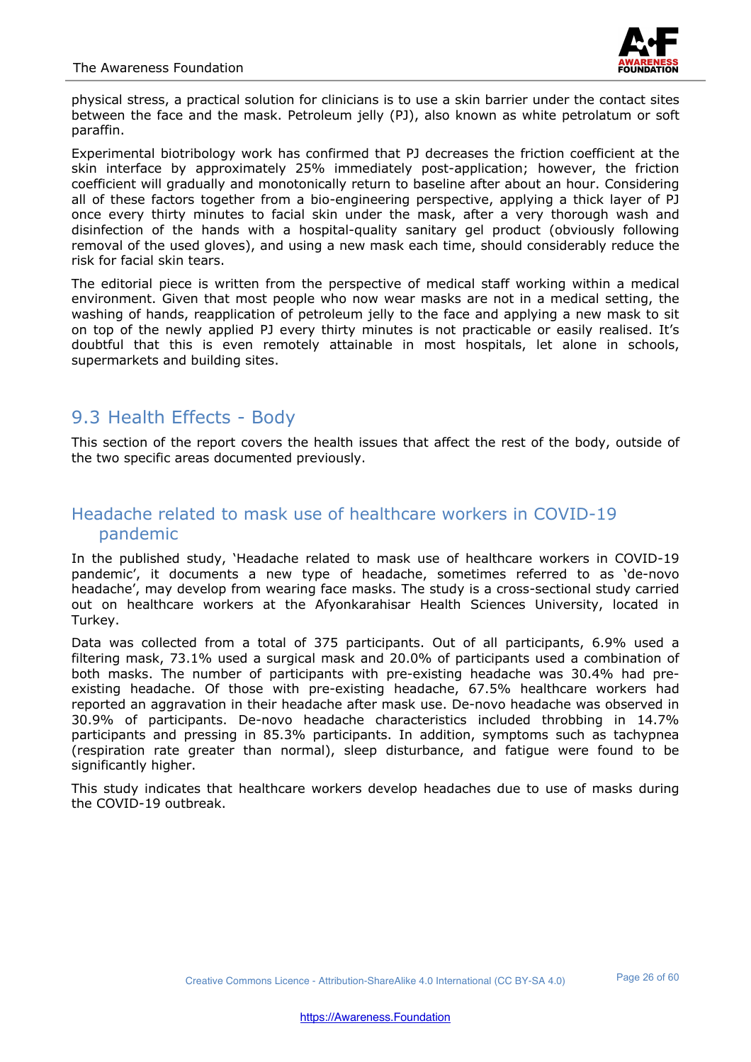physical stress, a practical solution for clinicians is to use a skin barrier under the contact sites between the face and the mask. Petroleum jelly (PJ), also known as white petrolatum or soft paraffin.

Experimental biotribology work has confirmed that PJ decreases the friction coefficient at the skin interface by approximately 25% immediately post-application; however, the friction coefficient will gradually and monotonically return to baseline after about an hour. Considering all of these factors together from a bio-engineering perspective, applying a thick layer of PJ once every thirty minutes to facial skin under the mask, after a very thorough wash and disinfection of the hands with a hospital-quality sanitary gel product (obviously following removal of the used gloves), and using a new mask each time, should considerably reduce the risk for facial skin tears.

The editorial piece is written from the perspective of medical staff working within a medical environment. Given that most people who now wear masks are not in a medical setting, the washing of hands, reapplication of petroleum jelly to the face and applying a new mask to sit on top of the newly applied PJ every thirty minutes is not practicable or easily realised. It's doubtful that this is even remotely attainable in most hospitals, let alone in schools, supermarkets and building sites.

## 9.3 Health Effects - Body

This section of the report covers the health issues that affect the rest of the body, outside of the two specific areas documented previously.

### Headache related to mask use of healthcare workers in COVID-19 pandemic

In the published study, 'Headache related to mask use of healthcare workers in COVID-19 pandemic', it documents a new type of headache, sometimes referred to as 'de-novo headache', may develop from wearing face masks. The study is a cross-sectional study carried out on healthcare workers at the Afyonkarahisar Health Sciences University, located in Turkey.

Data was collected from a total of 375 participants. Out of all participants, 6.9% used a filtering mask, 73.1% used a surgical mask and 20.0% of participants used a combination of both masks. The number of participants with pre-existing headache was 30.4% had pre-existing headache. Of those with pre-existing headache, 67.5% healthcare workers had reported an aggravation in their headache after mask use. De-novo headache was observed in 30.9% of participants. De-novo headache characteristics included throbbing in 14.7% participants and pressing in 85.3% participants. In addition, symptoms such as tachypnea (respiration rate greater than normal), sleep disturbance, and fatigue were found to be significantly higher.

This study indicates that healthcare workers develop headaches due to use of masks during the COVID-19 outbreak.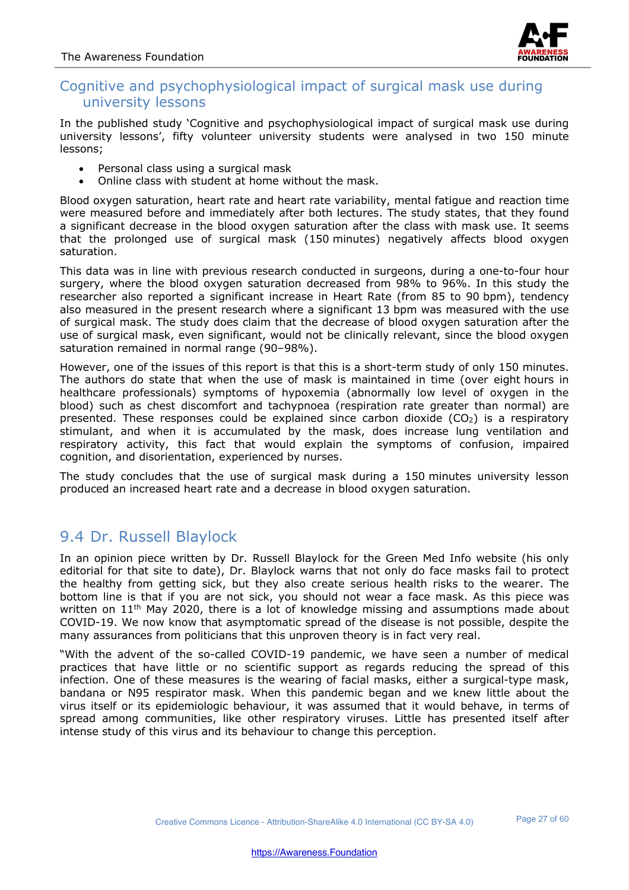## Cognitive and psychophysiological impact of surgical mask use during university lessons

In the published study 'Cognitive and psychophysiological impact of surgical mask use during university lessons', fifty volunteer university students were analysed in two 150 minute lessons;

- Personal class using a surgical mask
- Online class with student at home without the mask.

Blood oxygen saturation, heart rate and heart rate variability, mental fatigue and reaction time were measured before and immediately after both lectures. The study states, that they found a significant decrease in the blood oxygen saturation after the class with mask use. It seems that the prolonged use of surgical mask (150 minutes) negatively affects blood oxygen saturation.

This data was in line with previous research conducted in surgeons, during a one-to-four hour surgery, where the blood oxygen saturation decreased from 98% to 96%. In this study the researcher also reported a significant increase in Heart Rate (from 85 to 90 bpm), tendency also measured in the present research where a significant 13 bpm was measured with the use of surgical mask. The study does claim that the decrease of blood oxygen saturation after the use of surgical mask, even significant, would not be clinically relevant, since the blood oxygen saturation remained in normal range (90–98%).

However, one of the issues of this report is that this is a short-term study of only 150 minutes. The authors do state that when the use of mask is maintained in time (over eight hours in healthcare professionals) symptoms of hypoxemia (abnormally low level of oxygen in the blood) such as chest discomfort and tachypnoea (respiration rate greater than normal) are presented. These responses could be explained since carbon dioxide ($CO_2$) is a respiratory stimulant, and when it is accumulated by the mask, does increase lung ventilation and respiratory activity, this fact that would explain the symptoms of confusion, impaired cognition, and disorientation, experienced by nurses.

The study concludes that the use of surgical mask during a 150 minutes university lesson produced an increased heart rate and a decrease in blood oxygen saturation.

## 9.4 Dr. Russell Blaylock

In an opinion piece written by Dr. Russell Blaylock for the Green Med Info website (his only editorial for that site to date), Dr. Blaylock warns that not only do face masks fail to protect the healthy from getting sick, but they also create serious health risks to the wearer. The bottom line is that if you are not sick, you should not wear a face mask. As this piece was written on 11th May 2020, there is a lot of knowledge missing and assumptions made about COVID-19. We now know that asymptomatic spread of the disease is not possible, despite the many assurances from politicians that this unproven theory is in fact very real.

"With the advent of the so-called COVID-19 pandemic, we have seen a number of medical practices that have little or no scientific support as regards reducing the spread of this infection. One of these measures is the wearing of facial masks, either a surgical-type mask, bandana or N95 respirator mask. When this pandemic began and we knew little about the virus itself or its epidemiologic behaviour, it was assumed that it would behave, in terms of spread among communities, like other respiratory viruses. Little has presented itself after intense study of this virus and its behaviour to change this perception.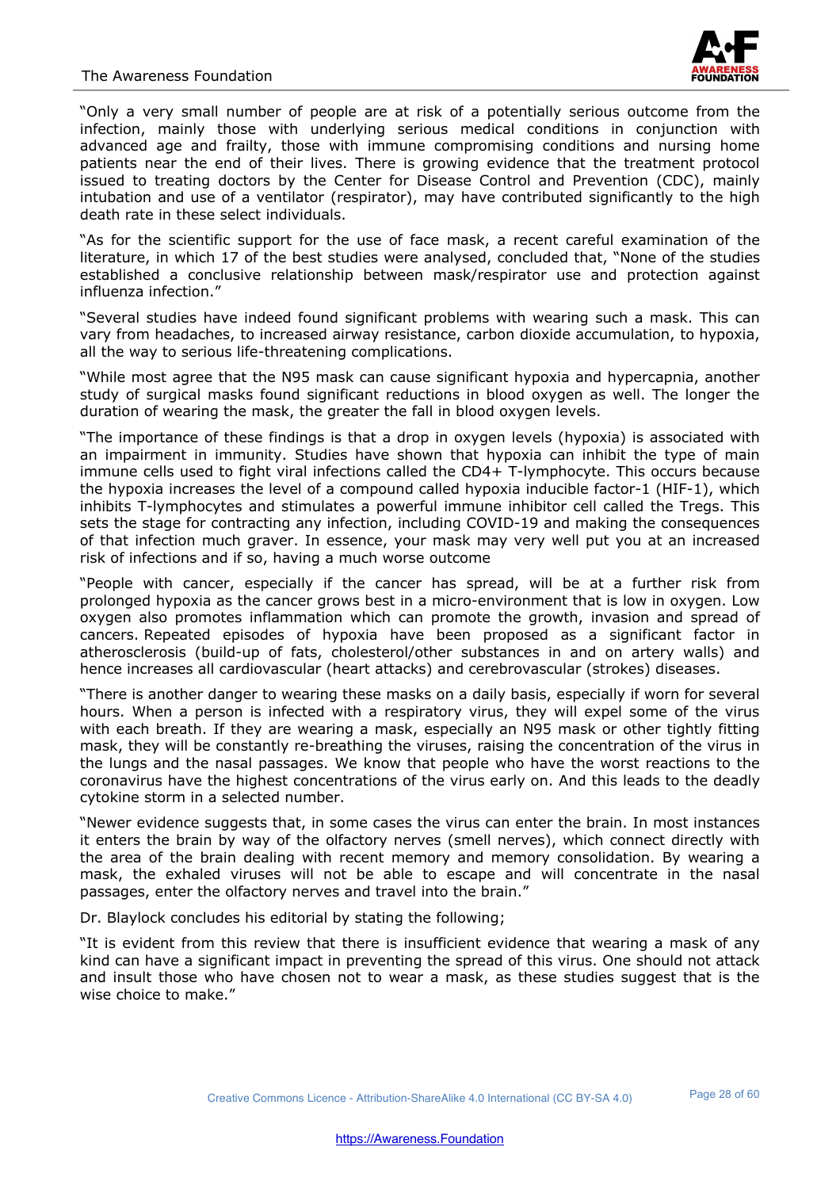"Only a very small number of people are at risk of a potentially serious outcome from the infection, mainly those with underlying serious medical conditions in conjunction with advanced age and frailty, those with immune compromising conditions and nursing home patients near the end of their lives. There is growing evidence that the treatment protocol issued to treating doctors by the Center for Disease Control and Prevention (CDC), mainly intubation and use of a ventilator (respirator), may have contributed significantly to the high death rate in these select individuals.

"As for the scientific support for the use of face mask, a recent careful examination of the literature, in which 17 of the best studies were analysed, concluded that, "None of the studies established a conclusive relationship between mask/respirator use and protection against influenza infection."

"Several studies have indeed found significant problems with wearing such a mask. This can vary from headaches, to increased airway resistance, carbon dioxide accumulation, to hypoxia, all the way to serious life-threatening complications.

"While most agree that the N95 mask can cause significant hypoxia and hypercapnia, another study of surgical masks found significant reductions in blood oxygen as well. The longer the duration of wearing the mask, the greater the fall in blood oxygen levels.

"The importance of these findings is that a drop in oxygen levels (hypoxia) is associated with an impairment in immunity. Studies have shown that hypoxia can inhibit the type of main immune cells used to fight viral infections called the CD4+ T-lymphocyte. This occurs because the hypoxia increases the level of a compound called hypoxia inducible factor-1 (HIF-1), which inhibits T-lymphocytes and stimulates a powerful immune inhibitor cell called the Tregs. This sets the stage for contracting any infection, including COVID-19 and making the consequences of that infection much graver. In essence, your mask may very well put you at an increased risk of infections and if so, having a much worse outcome

"People with cancer, especially if the cancer has spread, will be at a further risk from prolonged hypoxia as the cancer grows best in a micro-environment that is low in oxygen. Low oxygen also promotes inflammation which can promote the growth, invasion and spread of cancers. Repeated episodes of hypoxia have been proposed as a significant factor in atherosclerosis (build-up of fats, cholesterol/other substances in and on artery walls) and hence increases all cardiovascular (heart attacks) and cerebrovascular (strokes) diseases.

"There is another danger to wearing these masks on a daily basis, especially if worn for several hours. When a person is infected with a respiratory virus, they will expel some of the virus with each breath. If they are wearing a mask, especially an N95 mask or other tightly fitting mask, they will be constantly re-breathing the viruses, raising the concentration of the virus in the lungs and the nasal passages. We know that people who have the worst reactions to the coronavirus have the highest concentrations of the virus early on. And this leads to the deadly cytokine storm in a selected number.

"Newer evidence suggests that, in some cases the virus can enter the brain. In most instances it enters the brain by way of the olfactory nerves (smell nerves), which connect directly with the area of the brain dealing with recent memory and memory consolidation. By wearing a mask, the exhaled viruses will not be able to escape and will concentrate in the nasal passages, enter the olfactory nerves and travel into the brain."

Dr. Blaylock concludes his editorial by stating the following;

"It is evident from this review that there is insufficient evidence that wearing a mask of any kind can have a significant impact in preventing the spread of this virus. One should not attack and insult those who have chosen not to wear a mask, as these studies suggest that is the wise choice to make."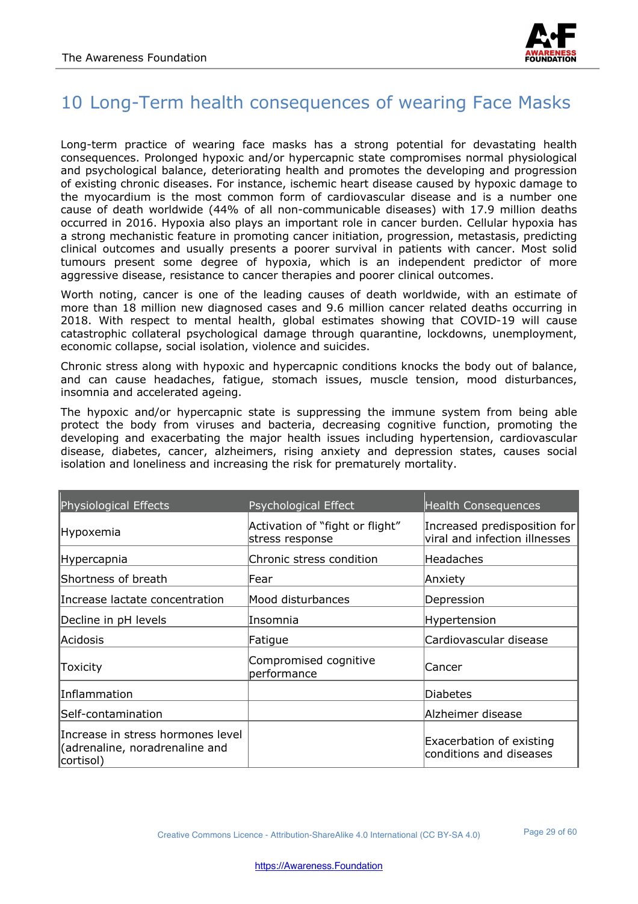## 10 Long-Term health consequences of wearing Face Masks

Long-term practice of wearing face masks has a strong potential for devastating health consequences. Prolonged hypoxic and/or hypercapnic state compromises normal physiological and psychological balance, deteriorating health and promotes the developing and progression of existing chronic diseases. For instance, ischemic heart disease caused by hypoxic damage to the myocardium is the most common form of cardiovascular disease and is a number one cause of death worldwide (44% of all non-communicable diseases) with 17.9 million deaths occurred in 2016. Hypoxia also plays an important role in cancer burden. Cellular hypoxia has a strong mechanistic feature in promoting cancer initiation, progression, metastasis, predicting clinical outcomes and usually presents a poorer survival in patients with cancer. Most solid tumours present some degree of hypoxia, which is an independent predictor of more aggressive disease, resistance to cancer therapies and poorer clinical outcomes.

Worth noting, cancer is one of the leading causes of death worldwide, with an estimate of more than 18 million new diagnosed cases and 9.6 million cancer related deaths occurring in 2018. With respect to mental health, global estimates showing that COVID-19 will cause catastrophic collateral psychological damage through quarantine, lockdowns, unemployment, economic collapse, social isolation, violence and suicides.

Chronic stress along with hypoxic and hypercapnic conditions knocks the body out of balance, and can cause headaches, fatigue, stomach issues, muscle tension, mood disturbances, insomnia and accelerated ageing.

The hypoxic and/or hypercapnic state is suppressing the immune system from being able protect the body from viruses and bacteria, decreasing cognitive function, promoting the developing and exacerbating the major health issues including hypertension, cardiovascular disease, diabetes, cancer, alzheimers, rising anxiety and depression states, causes social isolation and loneliness and increasing the risk for prematurely mortality.

| Physiological Effects | Psychological Effect | Health Consequences |
|---|---|---|
| Hypoxemia | Activation of "fight or flight" stress response | Increased predisposition for viral and infection illnesses |
| Hypercapnia | Chronic stress condition | Headaches |
| Shortness of breath | Fear | Anxiety |
| Increase lactate concentration | Mood disturbances | Depression |
| Decline in pH levels | Insomnia | Hypertension |
| Acidosis | Fatigue | Cardiovascular disease |
| Toxicity | Compromised cognitive performance | Cancer |
| Inflammation | | Diabetes |
| Self-contamination | | Alzheimer disease |
| Increase in stress hormones level (adrenaline, noradrenaline and cortisol) | | Exacerbation of existing conditions and diseases |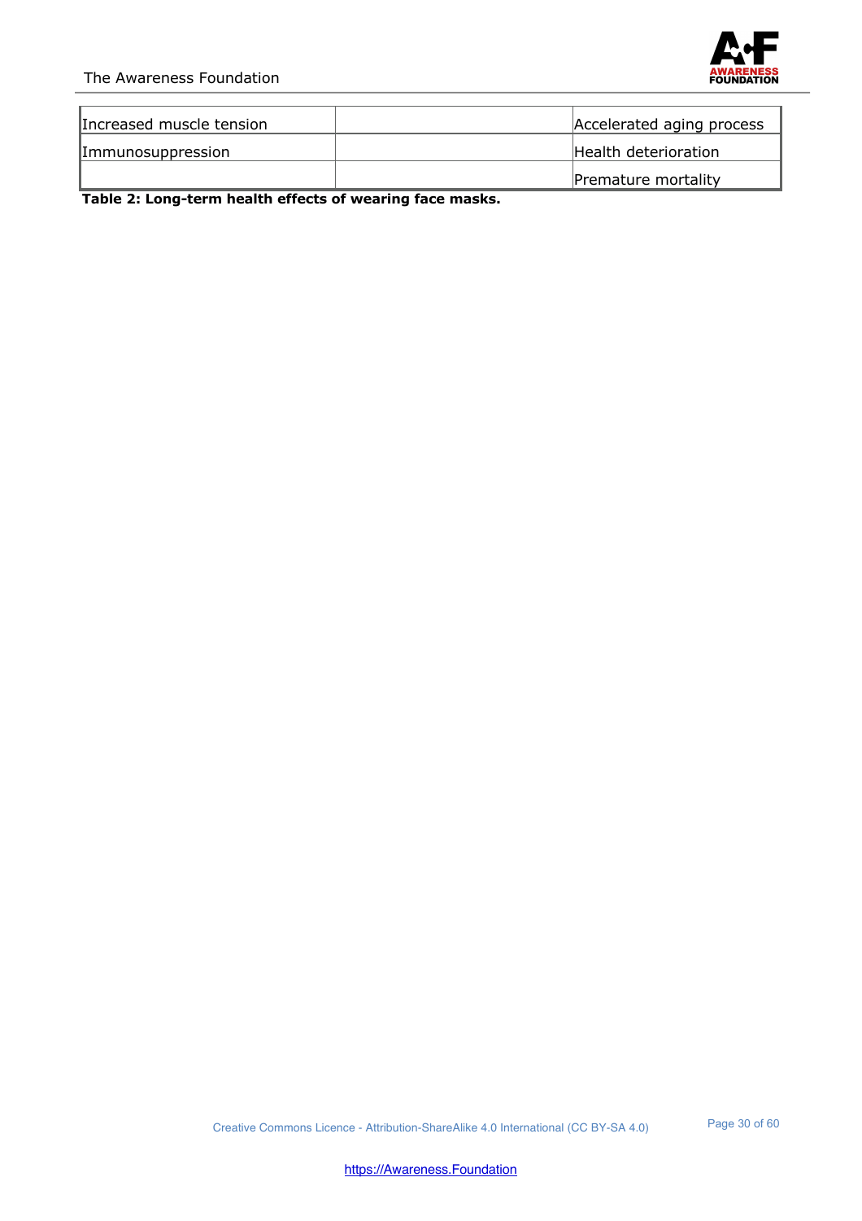| | | |
|---|---|---|
| Increased muscle tension | | Accelerated aging process |
| Immunosuppression | | Health deterioration |
| | | Premature mortality |

**Table 2: Long-term health effects of wearing face masks.**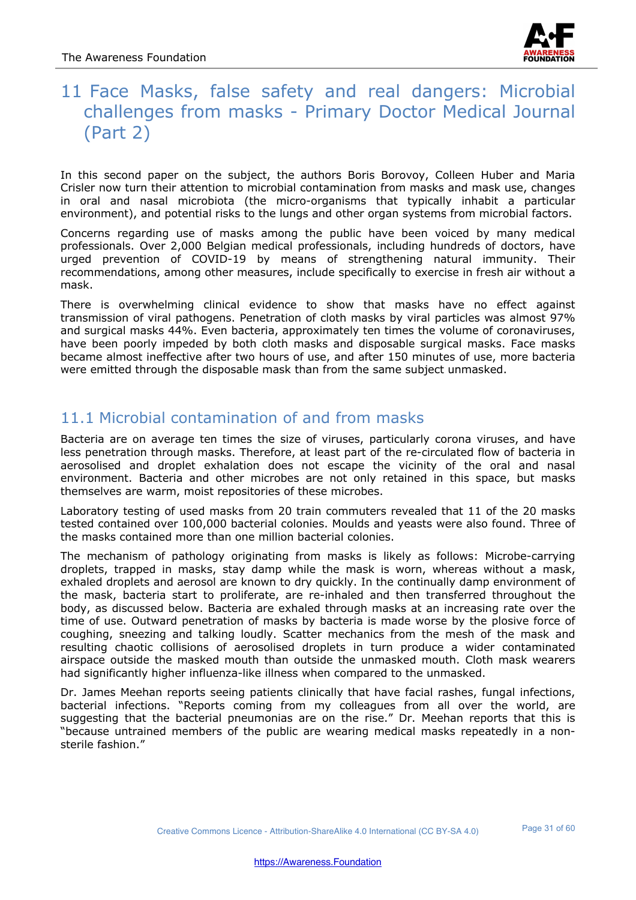# 11 Face Masks, false safety and real dangers: Microbial challenges from masks - Primary Doctor Medical Journal (Part 2)

In this second paper on the subject, the authors Boris Borovoy, Colleen Huber and Maria Crisler now turn their attention to microbial contamination from masks and mask use, changes in oral and nasal microbiota (the micro-organisms that typically inhabit a particular environment), and potential risks to the lungs and other organ systems from microbial factors.

Concerns regarding use of masks among the public have been voiced by many medical professionals. Over 2,000 Belgian medical professionals, including hundreds of doctors, have urged prevention of COVID-19 by means of strengthening natural immunity. Their recommendations, among other measures, include specifically to exercise in fresh air without a mask.

There is overwhelming clinical evidence to show that masks have no effect against transmission of viral pathogens. Penetration of cloth masks by viral particles was almost 97% and surgical masks 44%. Even bacteria, approximately ten times the volume of coronaviruses, have been poorly impeded by both cloth masks and disposable surgical masks. Face masks became almost ineffective after two hours of use, and after 150 minutes of use, more bacteria were emitted through the disposable mask than from the same subject unmasked.

## 11.1 Microbial contamination of and from masks

Bacteria are on average ten times the size of viruses, particularly corona viruses, and have less penetration through masks. Therefore, at least part of the re-circulated flow of bacteria in aerosolised and droplet exhalation does not escape the vicinity of the oral and nasal environment. Bacteria and other microbes are not only retained in this space, but masks themselves are warm, moist repositories of these microbes.

Laboratory testing of used masks from 20 train commuters revealed that 11 of the 20 masks tested contained over 100,000 bacterial colonies. Moulds and yeasts were also found. Three of the masks contained more than one million bacterial colonies.

The mechanism of pathology originating from masks is likely as follows: Microbe-carrying droplets, trapped in masks, stay damp while the mask is worn, whereas without a mask, exhaled droplets and aerosol are known to dry quickly. In the continually damp environment of the mask, bacteria start to proliferate, are re-inhaled and then transferred throughout the body, as discussed below. Bacteria are exhaled through masks at an increasing rate over the time of use. Outward penetration of masks by bacteria is made worse by the plosive force of coughing, sneezing and talking loudly. Scatter mechanics from the mesh of the mask and resulting chaotic collisions of aerosolised droplets in turn produce a wider contaminated airspace outside the masked mouth than outside the unmasked mouth. Cloth mask wearers had significantly higher influenza-like illness when compared to the unmasked.

Dr. James Meehan reports seeing patients clinically that have facial rashes, fungal infections, bacterial infections. "Reports coming from my colleagues from all over the world, are suggesting that the bacterial pneumonias are on the rise." Dr. Meehan reports that this is "because untrained members of the public are wearing medical masks repeatedly in a non-sterile fashion."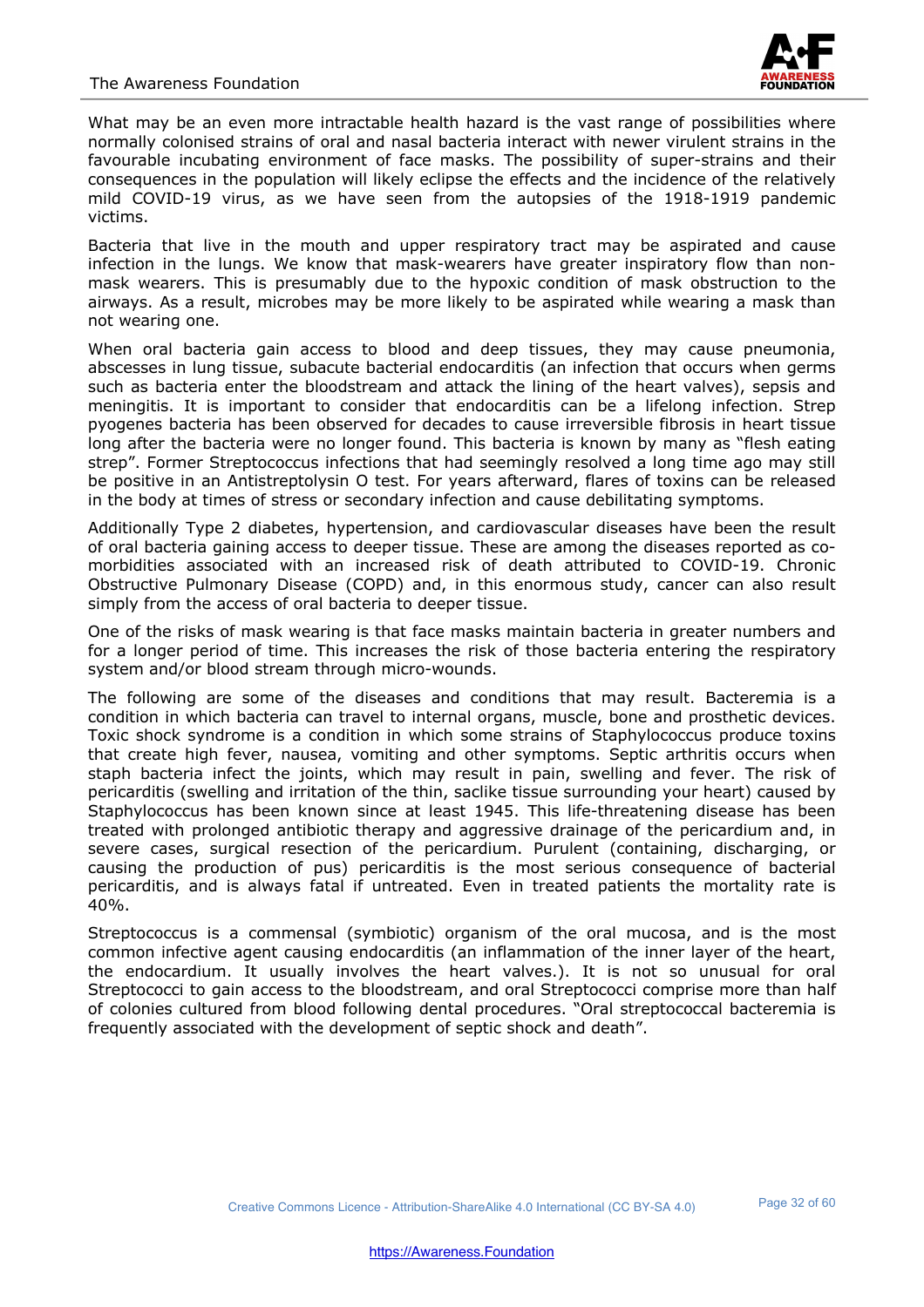What may be an even more intractable health hazard is the vast range of possibilities where normally colonised strains of oral and nasal bacteria interact with newer virulent strains in the favourable incubating environment of face masks. The possibility of super-strains and their consequences in the population will likely eclipse the effects and the incidence of the relatively mild COVID-19 virus, as we have seen from the autopsies of the 1918-1919 pandemic victims.

Bacteria that live in the mouth and upper respiratory tract may be aspirated and cause infection in the lungs. We know that mask-wearers have greater inspiratory flow than non-mask wearers. This is presumably due to the hypoxic condition of mask obstruction to the airways. As a result, microbes may be more likely to be aspirated while wearing a mask than not wearing one.

When oral bacteria gain access to blood and deep tissues, they may cause pneumonia, abscesses in lung tissue, subacute bacterial endocarditis (an infection that occurs when germs such as bacteria enter the bloodstream and attack the lining of the heart valves), sepsis and meningitis. It is important to consider that endocarditis can be a lifelong infection. Strep pyogenes bacteria has been observed for decades to cause irreversible fibrosis in heart tissue long after the bacteria were no longer found. This bacteria is known by many as "flesh eating strep". Former Streptococcus infections that had seemingly resolved a long time ago may still be positive in an Antistreptolysin O test. For years afterward, flares of toxins can be released in the body at times of stress or secondary infection and cause debilitating symptoms.

Additionally Type 2 diabetes, hypertension, and cardiovascular diseases have been the result of oral bacteria gaining access to deeper tissue. These are among the diseases reported as co-morbidities associated with an increased risk of death attributed to COVID-19. Chronic Obstructive Pulmonary Disease (COPD) and, in this enormous study, cancer can also result simply from the access of oral bacteria to deeper tissue.

One of the risks of mask wearing is that face masks maintain bacteria in greater numbers and for a longer period of time. This increases the risk of those bacteria entering the respiratory system and/or blood stream through micro-wounds.

The following are some of the diseases and conditions that may result. Bacteremia is a condition in which bacteria can travel to internal organs, muscle, bone and prosthetic devices. Toxic shock syndrome is a condition in which some strains of Staphylococcus produce toxins that create high fever, nausea, vomiting and other symptoms. Septic arthritis occurs when staph bacteria infect the joints, which may result in pain, swelling and fever. The risk of pericarditis (swelling and irritation of the thin, saclike tissue surrounding your heart) caused by Staphylococcus has been known since at least 1945. This life-threatening disease has been treated with prolonged antibiotic therapy and aggressive drainage of the pericardium and, in severe cases, surgical resection of the pericardium. Purulent (containing, discharging, or causing the production of pus) pericarditis is the most serious consequence of bacterial pericarditis, and is always fatal if untreated. Even in treated patients the mortality rate is 40%.

Streptococcus is a commensal (symbiotic) organism of the oral mucosa, and is the most common infective agent causing endocarditis (an inflammation of the inner layer of the heart, the endocardium. It usually involves the heart valves.). It is not so unusual for oral Streptococci to gain access to the bloodstream, and oral Streptococci comprise more than half of colonies cultured from blood following dental procedures. "Oral streptococcal bacteremia is frequently associated with the development of septic shock and death".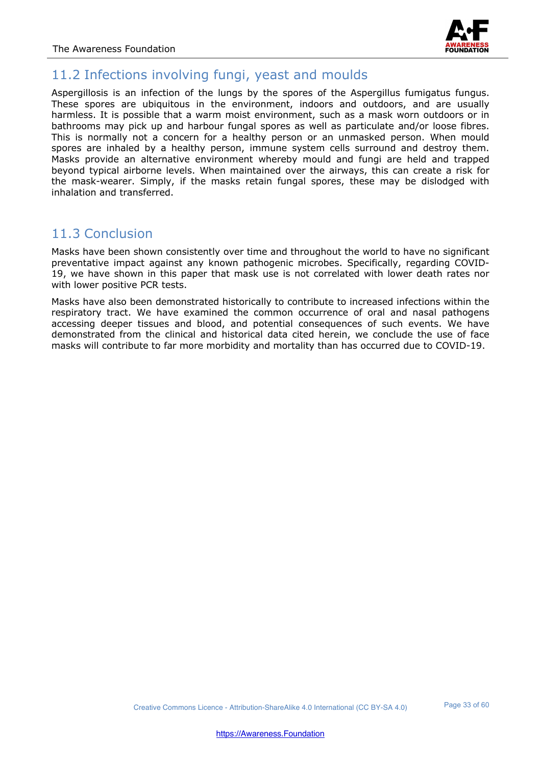## 11.2 Infections involving fungi, yeast and moulds

Aspergillosis is an infection of the lungs by the spores of the Aspergillus fumigatus fungus. These spores are ubiquitous in the environment, indoors and outdoors, and are usually harmless. It is possible that a warm moist environment, such as a mask worn outdoors or in bathrooms may pick up and harbour fungal spores as well as particulate and/or loose fibres. This is normally not a concern for a healthy person or an unmasked person. When mould spores are inhaled by a healthy person, immune system cells surround and destroy them. Masks provide an alternative environment whereby mould and fungi are held and trapped beyond typical airborne levels. When maintained over the airways, this can create a risk for the mask-wearer. Simply, if the masks retain fungal spores, these may be dislodged with inhalation and transferred.

## 11.3 Conclusion

Masks have been shown consistently over time and throughout the world to have no significant preventative impact against any known pathogenic microbes. Specifically, regarding COVID-19, we have shown in this paper that mask use is not correlated with lower death rates nor with lower positive PCR tests.

Masks have also been demonstrated historically to contribute to increased infections within the respiratory tract. We have examined the common occurrence of oral and nasal pathogens accessing deeper tissues and blood, and potential consequences of such events. We have demonstrated from the clinical and historical data cited herein, we conclude the use of face masks will contribute to far more morbidity and mortality than has occurred due to COVID-19.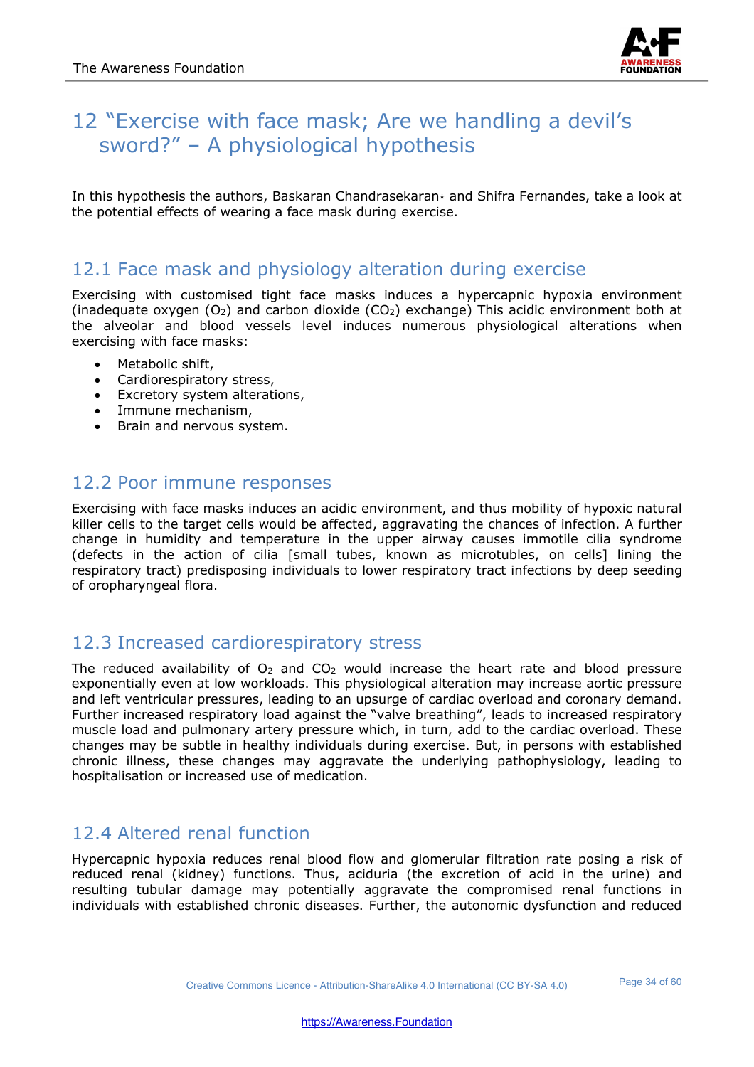# 12 "Exercise with face mask; Are we handling a devil's sword?" – A physiological hypothesis

In this hypothesis the authors, Baskaran Chandrasekaran* and Shifra Fernandes, take a look at the potential effects of wearing a face mask during exercise.

## 12.1 Face mask and physiology alteration during exercise

Exercising with customised tight face masks induces a hypercapnic hypoxia environment (inadequate oxygen ($O_2$) and carbon dioxide ($CO_2$) exchange) This acidic environment both at the alveolar and blood vessels level induces numerous physiological alterations when exercising with face masks:

- Metabolic shift,
- Cardiorespiratory stress,
- Excretory system alterations,
- Immune mechanism,
- Brain and nervous system.

## 12.2 Poor immune responses

Exercising with face masks induces an acidic environment, and thus mobility of hypoxic natural killer cells to the target cells would be affected, aggravating the chances of infection. A further change in humidity and temperature in the upper airway causes immotile cilia syndrome (defects in the action of cilia [small tubes, known as microtubles, on cells] lining the respiratory tract) predisposing individuals to lower respiratory tract infections by deep seeding of oropharyngeal flora.

## 12.3 Increased cardiorespiratory stress

The reduced availability of $O_2$ and $CO_2$ would increase the heart rate and blood pressure exponentially even at low workloads. This physiological alteration may increase aortic pressure and left ventricular pressures, leading to an upsurge of cardiac overload and coronary demand. Further increased respiratory load against the "valve breathing", leads to increased respiratory muscle load and pulmonary artery pressure which, in turn, add to the cardiac overload. These changes may be subtle in healthy individuals during exercise. But, in persons with established chronic illness, these changes may aggravate the underlying pathophysiology, leading to hospitalisation or increased use of medication.

## 12.4 Altered renal function

Hypercapnic hypoxia reduces renal blood flow and glomerular filtration rate posing a risk of reduced renal (kidney) functions. Thus, aciduria (the excretion of acid in the urine) and resulting tubular damage may potentially aggravate the compromised renal functions in individuals with established chronic diseases. Further, the autonomic dysfunction and reduced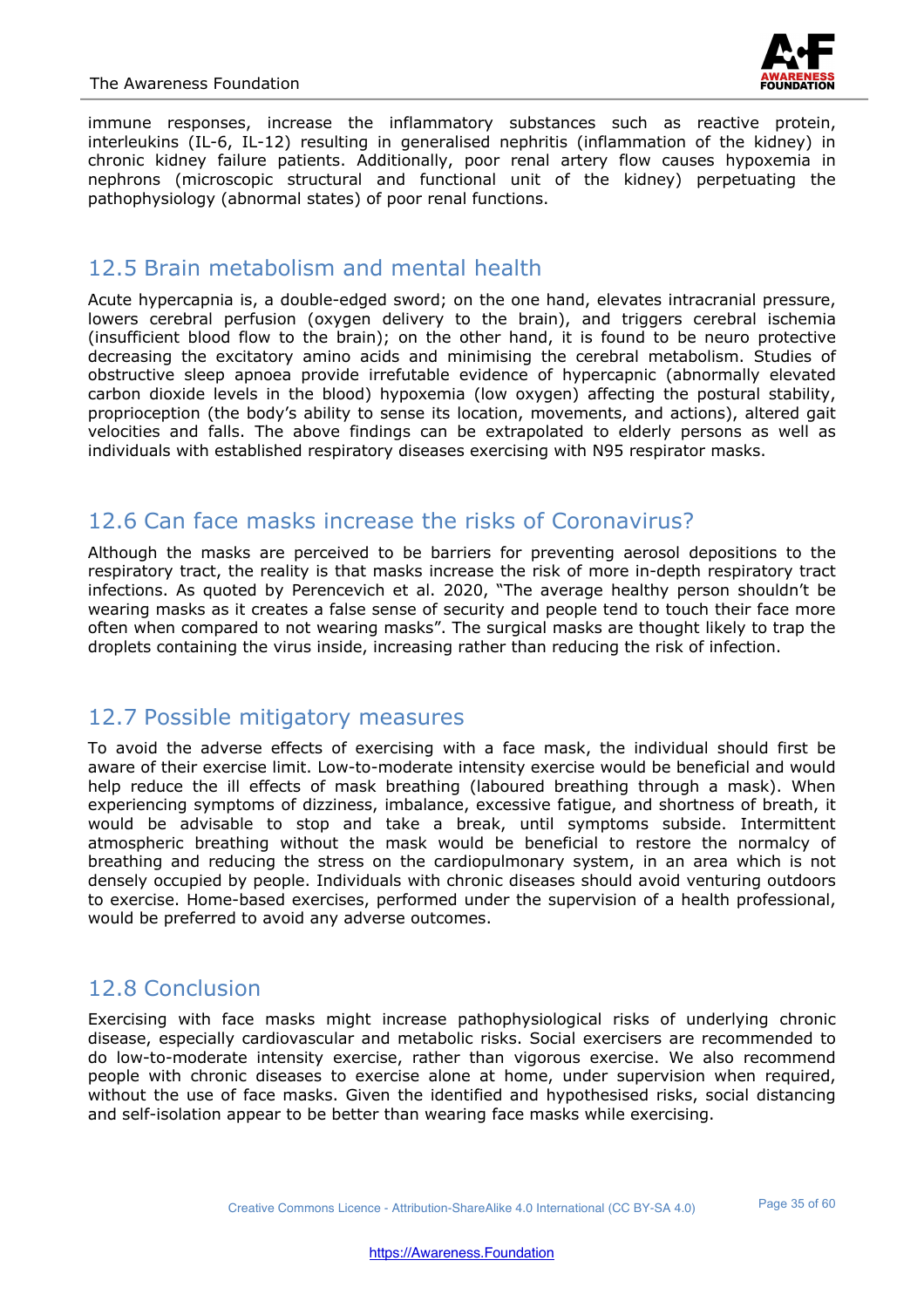immune responses, increase the inflammatory substances such as reactive protein, interleukins (IL-6, IL-12) resulting in generalised nephritis (inflammation of the kidney) in chronic kidney failure patients. Additionally, poor renal artery flow causes hypoxemia in nephrons (microscopic structural and functional unit of the kidney) perpetuating the pathophysiology (abnormal states) of poor renal functions.

## 12.5 Brain metabolism and mental health

Acute hypercapnia is, a double-edged sword; on the one hand, elevates intracranial pressure, lowers cerebral perfusion (oxygen delivery to the brain), and triggers cerebral ischemia (insufficient blood flow to the brain); on the other hand, it is found to be neuro protective decreasing the excitatory amino acids and minimising the cerebral metabolism. Studies of obstructive sleep apnoea provide irrefutable evidence of hypercapnic (abnormally elevated carbon dioxide levels in the blood) hypoxemia (low oxygen) affecting the postural stability, proprioception (the body's ability to sense its location, movements, and actions), altered gait velocities and falls. The above findings can be extrapolated to elderly persons as well as individuals with established respiratory diseases exercising with N95 respirator masks.

## 12.6 Can face masks increase the risks of Coronavirus?

Although the masks are perceived to be barriers for preventing aerosol depositions to the respiratory tract, the reality is that masks increase the risk of more in-depth respiratory tract infections. As quoted by Perencevich et al. 2020, "The average healthy person shouldn't be wearing masks as it creates a false sense of security and people tend to touch their face more often when compared to not wearing masks". The surgical masks are thought likely to trap the droplets containing the virus inside, increasing rather than reducing the risk of infection.

## 12.7 Possible mitigatory measures

To avoid the adverse effects of exercising with a face mask, the individual should first be aware of their exercise limit. Low-to-moderate intensity exercise would be beneficial and would help reduce the ill effects of mask breathing (laboured breathing through a mask). When experiencing symptoms of dizziness, imbalance, excessive fatigue, and shortness of breath, it would be advisable to stop and take a break, until symptoms subside. Intermittent atmospheric breathing without the mask would be beneficial to restore the normalcy of breathing and reducing the stress on the cardiopulmonary system, in an area which is not densely occupied by people. Individuals with chronic diseases should avoid venturing outdoors to exercise. Home-based exercises, performed under the supervision of a health professional, would be preferred to avoid any adverse outcomes.

## 12.8 Conclusion

Exercising with face masks might increase pathophysiological risks of underlying chronic disease, especially cardiovascular and metabolic risks. Social exercisers are recommended to do low-to-moderate intensity exercise, rather than vigorous exercise. We also recommend people with chronic diseases to exercise alone at home, under supervision when required, without the use of face masks. Given the identified and hypothesised risks, social distancing and self-isolation appear to be better than wearing face masks while exercising.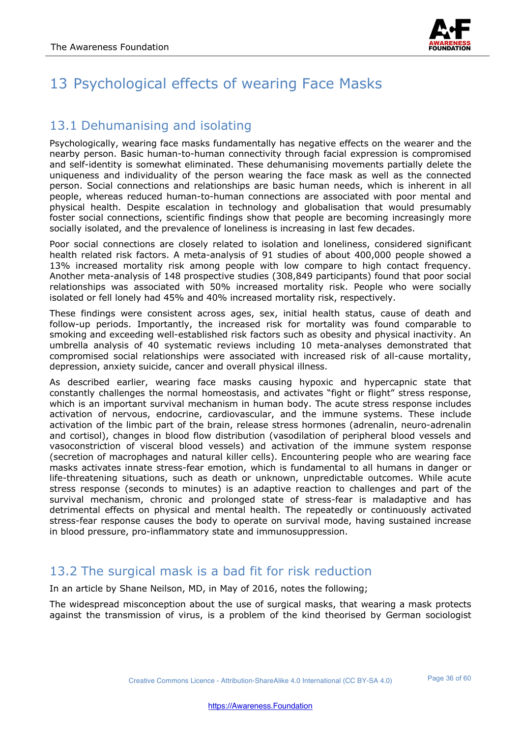# 13 Psychological effects of wearing Face Masks

## 13.1 Dehumanising and isolating

Psychologically, wearing face masks fundamentally has negative effects on the wearer and the nearby person. Basic human-to-human connectivity through facial expression is compromised and self-identity is somewhat eliminated. These dehumanising movements partially delete the uniqueness and individuality of the person wearing the face mask as well as the connected person. Social connections and relationships are basic human needs, which is inherent in all people, whereas reduced human-to-human connections are associated with poor mental and physical health. Despite escalation in technology and globalisation that would presumably foster social connections, scientific findings show that people are becoming increasingly more socially isolated, and the prevalence of loneliness is increasing in last few decades.

Poor social connections are closely related to isolation and loneliness, considered significant health related risk factors. A meta-analysis of 91 studies of about 400,000 people showed a 13% increased mortality risk among people with low compare to high contact frequency. Another meta-analysis of 148 prospective studies (308,849 participants) found that poor social relationships was associated with 50% increased mortality risk. People who were socially isolated or fell lonely had 45% and 40% increased mortality risk, respectively.

These findings were consistent across ages, sex, initial health status, cause of death and follow-up periods. Importantly, the increased risk for mortality was found comparable to smoking and exceeding well-established risk factors such as obesity and physical inactivity. An umbrella analysis of 40 systematic reviews including 10 meta-analyses demonstrated that compromised social relationships were associated with increased risk of all-cause mortality, depression, anxiety suicide, cancer and overall physical illness.

As described earlier, wearing face masks causing hypoxic and hypercapnic state that constantly challenges the normal homeostasis, and activates "fight or flight" stress response, which is an important survival mechanism in human body. The acute stress response includes activation of nervous, endocrine, cardiovascular, and the immune systems. These include activation of the limbic part of the brain, release stress hormones (adrenalin, neuro-adrenalin and cortisol), changes in blood flow distribution (vasodilation of peripheral blood vessels and vasoconstriction of visceral blood vessels) and activation of the immune system response (secretion of macrophages and natural killer cells). Encountering people who are wearing face masks activates innate stress-fear emotion, which is fundamental to all humans in danger or life-threatening situations, such as death or unknown, unpredictable outcomes. While acute stress response (seconds to minutes) is an adaptive reaction to challenges and part of the survival mechanism, chronic and prolonged state of stress-fear is maladaptive and has detrimental effects on physical and mental health. The repeatedly or continuously activated stress-fear response causes the body to operate on survival mode, having sustained increase in blood pressure, pro-inflammatory state and immunosuppression.

## 13.2 The surgical mask is a bad fit for risk reduction

In an article by Shane Neilson, MD, in May of 2016, notes the following;

The widespread misconception about the use of surgical masks, that wearing a mask protects against the transmission of virus, is a problem of the kind theorised by German sociologist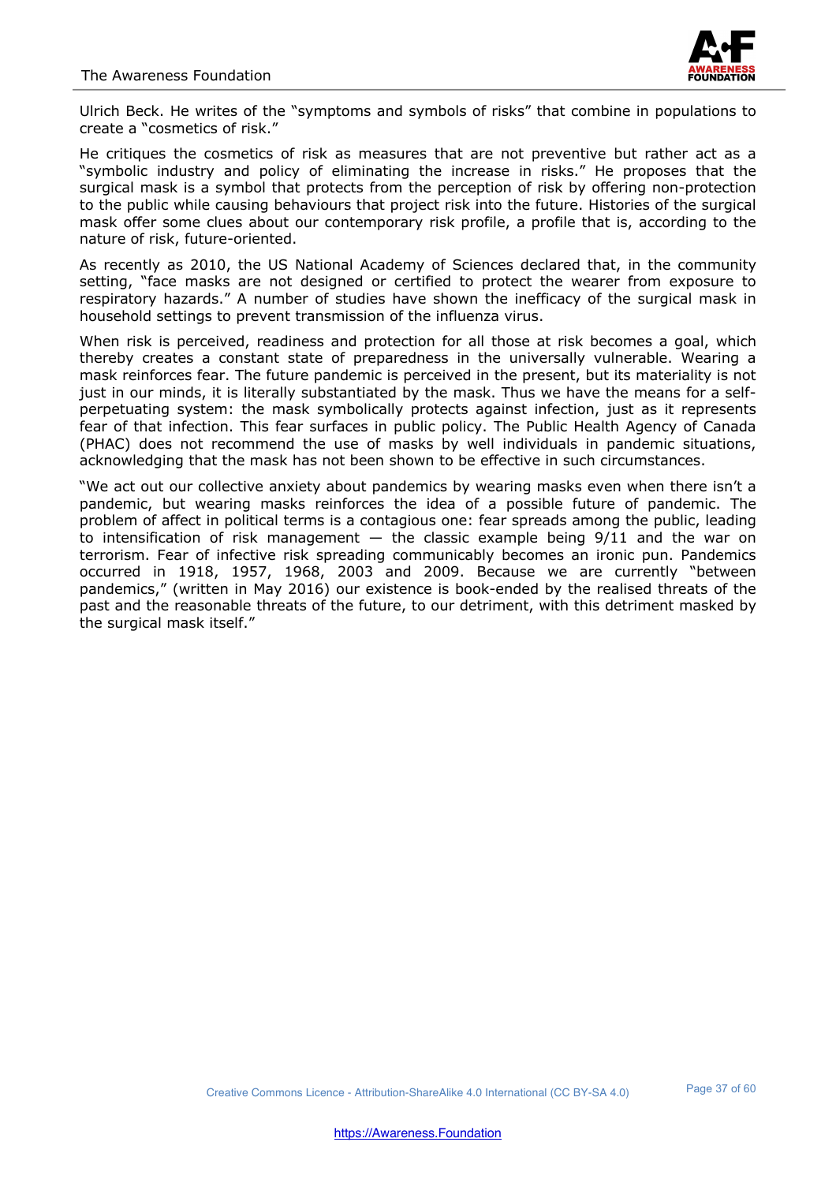Ulrich Beck. He writes of the "symptoms and symbols of risks" that combine in populations to create a "cosmetics of risk."

He critiques the cosmetics of risk as measures that are not preventive but rather act as a "symbolic industry and policy of eliminating the increase in risks." He proposes that the surgical mask is a symbol that protects from the perception of risk by offering non-protection to the public while causing behaviours that project risk into the future. Histories of the surgical mask offer some clues about our contemporary risk profile, a profile that is, according to the nature of risk, future-oriented.

As recently as 2010, the US National Academy of Sciences declared that, in the community setting, "face masks are not designed or certified to protect the wearer from exposure to respiratory hazards." A number of studies have shown the inefficacy of the surgical mask in household settings to prevent transmission of the influenza virus.

When risk is perceived, readiness and protection for all those at risk becomes a goal, which thereby creates a constant state of preparedness in the universally vulnerable. Wearing a mask reinforces fear. The future pandemic is perceived in the present, but its materiality is not just in our minds, it is literally substantiated by the mask. Thus we have the means for a self-perpetuating system: the mask symbolically protects against infection, just as it represents fear of that infection. This fear surfaces in public policy. The Public Health Agency of Canada (PHAC) does not recommend the use of masks by well individuals in pandemic situations, acknowledging that the mask has not been shown to be effective in such circumstances.

"We act out our collective anxiety about pandemics by wearing masks even when there isn't a pandemic, but wearing masks reinforces the idea of a possible future of pandemic. The problem of affect in political terms is a contagious one: fear spreads among the public, leading to intensification of risk management — the classic example being 9/11 and the war on terrorism. Fear of infective risk spreading communicably becomes an ironic pun. Pandemics occurred in 1918, 1957, 1968, 2003 and 2009. Because we are currently "between pandemics," (written in May 2016) our existence is book-ended by the realised threats of the past and the reasonable threats of the future, to our detriment, with this detriment masked by the surgical mask itself."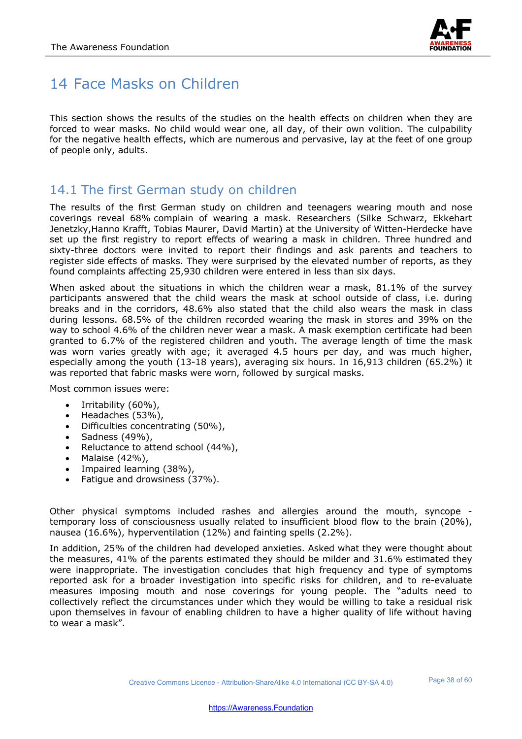# 14 Face Masks on Children

This section shows the results of the studies on the health effects on children when they are forced to wear masks. No child would wear one, all day, of their own volition. The culpability for the negative health effects, which are numerous and pervasive, lay at the feet of one group of people only, adults.

## 14.1 The first German study on children

The results of the first German study on children and teenagers wearing mouth and nose coverings reveal 68% complain of wearing a mask. Researchers (Silke Schwarz, Ekkehart Jenetzky,Hanno Krafft, Tobias Maurer, David Martin) at the University of Witten-Herdecke have set up the first registry to report effects of wearing a mask in children. Three hundred and sixty-three doctors were invited to report their findings and ask parents and teachers to register side effects of masks. They were surprised by the elevated number of reports, as they found complaints affecting 25,930 children were entered in less than six days.

When asked about the situations in which the children wear a mask, 81.1% of the survey participants answered that the child wears the mask at school outside of class, i.e. during breaks and in the corridors, 48.6% also stated that the child also wears the mask in class during lessons. 68.5% of the children recorded wearing the mask in stores and 39% on the way to school 4.6% of the children never wear a mask. A mask exemption certificate had been granted to 6.7% of the registered children and youth. The average length of time the mask was worn varies greatly with age; it averaged 4.5 hours per day, and was much higher, especially among the youth (13-18 years), averaging six hours. In 16,913 children (65.2%) it was reported that fabric masks were worn, followed by surgical masks.

Most common issues were:

- Irritability (60%),
- Headaches (53%),
- Difficulties concentrating (50%),
- Sadness (49%),
- Reluctance to attend school (44%),
- Malaise (42%),
- Impaired learning (38%),
- Fatigue and drowsiness (37%).

Other physical symptoms included rashes and allergies around the mouth, syncope - temporary loss of consciousness usually related to insufficient blood flow to the brain (20%), nausea (16.6%), hyperventilation (12%) and fainting spells (2.2%).

In addition, 25% of the children had developed anxieties. Asked what they were thought about the measures, 41% of the parents estimated they should be milder and 31.6% estimated they were inappropriate. The investigation concludes that high frequency and type of symptoms reported ask for a broader investigation into specific risks for children, and to re-evaluate measures imposing mouth and nose coverings for young people. The "adults need to collectively reflect the circumstances under which they would be willing to take a residual risk upon themselves in favour of enabling children to have a higher quality of life without having to wear a mask".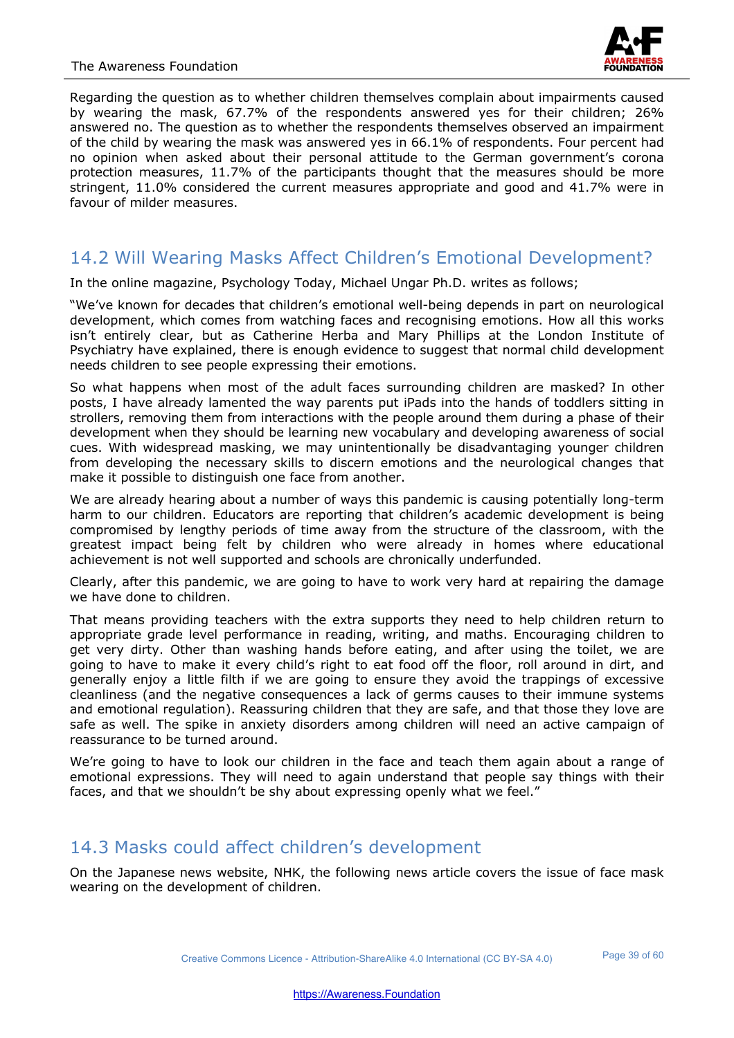Regarding the question as to whether children themselves complain about impairments caused by wearing the mask, 67.7% of the respondents answered yes for their children; 26% answered no. The question as to whether the respondents themselves observed an impairment of the child by wearing the mask was answered yes in 66.1% of respondents. Four percent had no opinion when asked about their personal attitude to the German government's corona protection measures, 11.7% of the participants thought that the measures should be more stringent, 11.0% considered the current measures appropriate and good and 41.7% were in favour of milder measures.

## 14.2 Will Wearing Masks Affect Children's Emotional Development?

In the online magazine, Psychology Today, Michael Ungar Ph.D. writes as follows;

"We've known for decades that children's emotional well-being depends in part on neurological development, which comes from watching faces and recognising emotions. How all this works isn't entirely clear, but as Catherine Herba and Mary Phillips at the London Institute of Psychiatry have explained, there is enough evidence to suggest that normal child development needs children to see people expressing their emotions.

So what happens when most of the adult faces surrounding children are masked? In other posts, I have already lamented the way parents put iPads into the hands of toddlers sitting in strollers, removing them from interactions with the people around them during a phase of their development when they should be learning new vocabulary and developing awareness of social cues. With widespread masking, we may unintentionally be disadvantaging younger children from developing the necessary skills to discern emotions and the neurological changes that make it possible to distinguish one face from another.

We are already hearing about a number of ways this pandemic is causing potentially long-term harm to our children. Educators are reporting that children's academic development is being compromised by lengthy periods of time away from the structure of the classroom, with the greatest impact being felt by children who were already in homes where educational achievement is not well supported and schools are chronically underfunded.

Clearly, after this pandemic, we are going to have to work very hard at repairing the damage we have done to children.

That means providing teachers with the extra supports they need to help children return to appropriate grade level performance in reading, writing, and maths. Encouraging children to get very dirty. Other than washing hands before eating, and after using the toilet, we are going to have to make it every child's right to eat food off the floor, roll around in dirt, and generally enjoy a little filth if we are going to ensure they avoid the trappings of excessive cleanliness (and the negative consequences a lack of germs causes to their immune systems and emotional regulation). Reassuring children that they are safe, and that those they love are safe as well. The spike in anxiety disorders among children will need an active campaign of reassurance to be turned around.

We're going to have to look our children in the face and teach them again about a range of emotional expressions. They will need to again understand that people say things with their faces, and that we shouldn't be shy about expressing openly what we feel."

## 14.3 Masks could affect children's development

On the Japanese news website, NHK, the following news article covers the issue of face mask wearing on the development of children.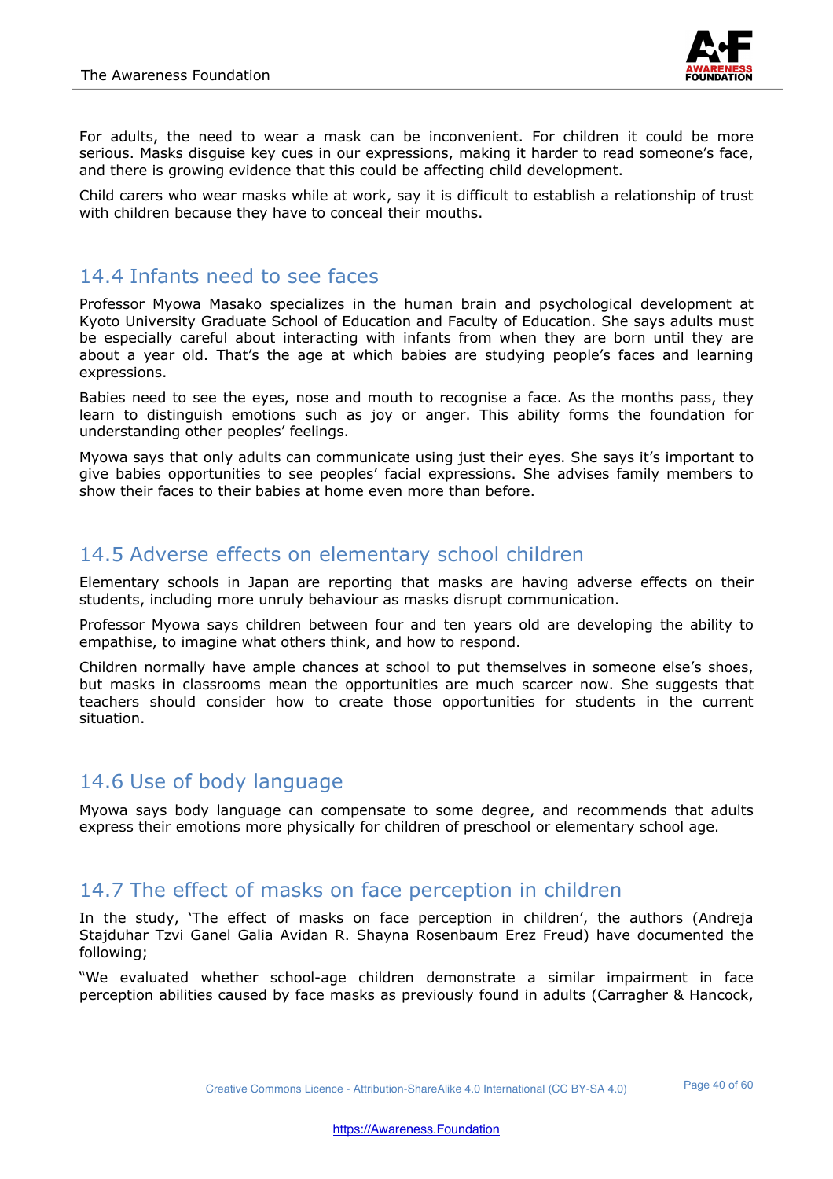For adults, the need to wear a mask can be inconvenient. For children it could be more serious. Masks disguise key cues in our expressions, making it harder to read someone's face, and there is growing evidence that this could be affecting child development.

Child carers who wear masks while at work, say it is difficult to establish a relationship of trust with children because they have to conceal their mouths.

## 14.4 Infants need to see faces

Professor Myowa Masako specializes in the human brain and psychological development at Kyoto University Graduate School of Education and Faculty of Education. She says adults must be especially careful about interacting with infants from when they are born until they are about a year old. That's the age at which babies are studying people's faces and learning expressions.

Babies need to see the eyes, nose and mouth to recognise a face. As the months pass, they learn to distinguish emotions such as joy or anger. This ability forms the foundation for understanding other peoples' feelings.

Myowa says that only adults can communicate using just their eyes. She says it's important to give babies opportunities to see peoples' facial expressions. She advises family members to show their faces to their babies at home even more than before.

## 14.5 Adverse effects on elementary school children

Elementary schools in Japan are reporting that masks are having adverse effects on their students, including more unruly behaviour as masks disrupt communication.

Professor Myowa says children between four and ten years old are developing the ability to empathise, to imagine what others think, and how to respond.

Children normally have ample chances at school to put themselves in someone else's shoes, but masks in classrooms mean the opportunities are much scarcer now. She suggests that teachers should consider how to create those opportunities for students in the current situation.

## 14.6 Use of body language

Myowa says body language can compensate to some degree, and recommends that adults express their emotions more physically for children of preschool or elementary school age.

## 14.7 The effect of masks on face perception in children

In the study, 'The effect of masks on face perception in children', the authors (Andreja Stajduhar Tzvi Ganel Galia Avidan R. Shayna Rosenbaum Erez Freud) have documented the following;

"We evaluated whether school-age children demonstrate a similar impairment in face perception abilities caused by face masks as previously found in adults (Carragher & Hancock,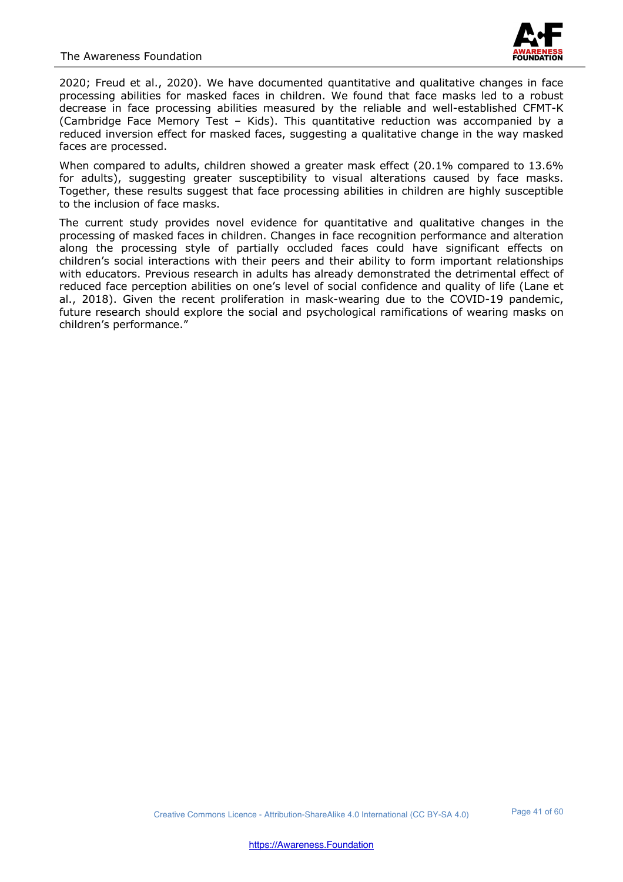2020; Freud et al., 2020). We have documented quantitative and qualitative changes in face processing abilities for masked faces in children. We found that face masks led to a robust decrease in face processing abilities measured by the reliable and well-established CFMT-K (Cambridge Face Memory Test – Kids). This quantitative reduction was accompanied by a reduced inversion effect for masked faces, suggesting a qualitative change in the way masked faces are processed.

When compared to adults, children showed a greater mask effect (20.1% compared to 13.6% for adults), suggesting greater susceptibility to visual alterations caused by face masks. Together, these results suggest that face processing abilities in children are highly susceptible to the inclusion of face masks.

The current study provides novel evidence for quantitative and qualitative changes in the processing of masked faces in children. Changes in face recognition performance and alteration along the processing style of partially occluded faces could have significant effects on children's social interactions with their peers and their ability to form important relationships with educators. Previous research in adults has already demonstrated the detrimental effect of reduced face perception abilities on one's level of social confidence and quality of life (Lane et al., 2018). Given the recent proliferation in mask-wearing due to the COVID-19 pandemic, future research should explore the social and psychological ramifications of wearing masks on children's performance."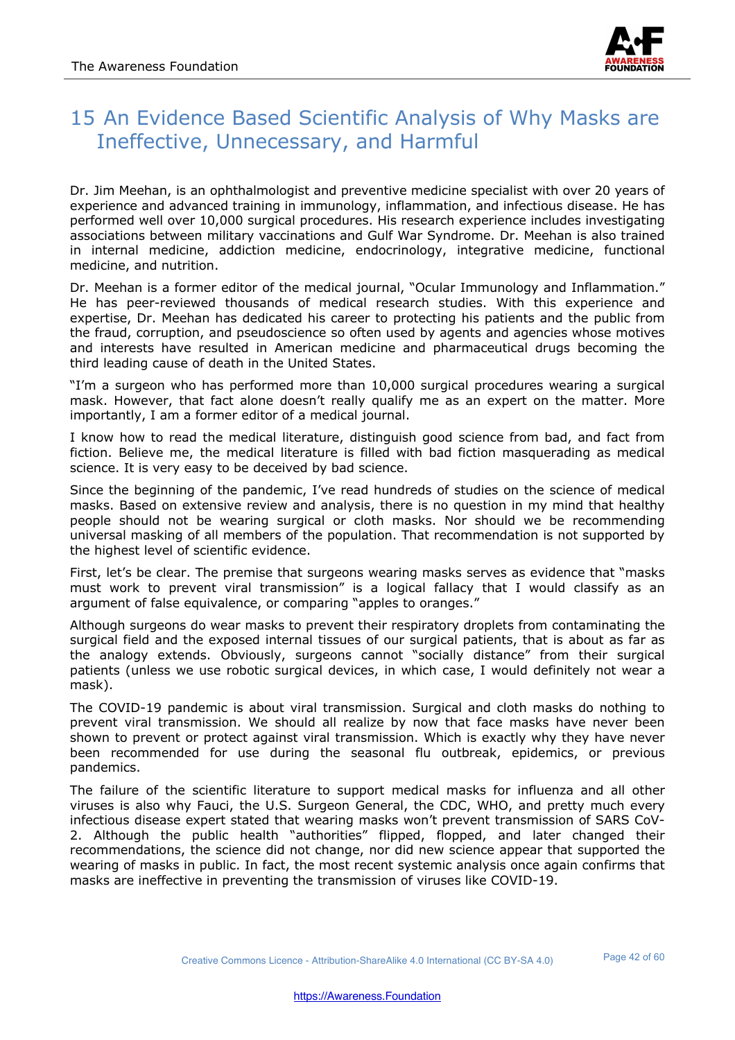# 15 An Evidence Based Scientific Analysis of Why Masks are Ineffective, Unnecessary, and Harmful

Dr. Jim Meehan, is an ophthalmologist and preventive medicine specialist with over 20 years of experience and advanced training in immunology, inflammation, and infectious disease. He has performed well over 10,000 surgical procedures. His research experience includes investigating associations between military vaccinations and Gulf War Syndrome. Dr. Meehan is also trained in internal medicine, addiction medicine, endocrinology, integrative medicine, functional medicine, and nutrition.

Dr. Meehan is a former editor of the medical journal, "Ocular Immunology and Inflammation." He has peer-reviewed thousands of medical research studies. With this experience and expertise, Dr. Meehan has dedicated his career to protecting his patients and the public from the fraud, corruption, and pseudoscience so often used by agents and agencies whose motives and interests have resulted in American medicine and pharmaceutical drugs becoming the third leading cause of death in the United States.

"I'm a surgeon who has performed more than 10,000 surgical procedures wearing a surgical mask. However, that fact alone doesn't really qualify me as an expert on the matter. More importantly, I am a former editor of a medical journal.

I know how to read the medical literature, distinguish good science from bad, and fact from fiction. Believe me, the medical literature is filled with bad fiction masquerading as medical science. It is very easy to be deceived by bad science.

Since the beginning of the pandemic, I've read hundreds of studies on the science of medical masks. Based on extensive review and analysis, there is no question in my mind that healthy people should not be wearing surgical or cloth masks. Nor should we be recommending universal masking of all members of the population. That recommendation is not supported by the highest level of scientific evidence.

First, let's be clear. The premise that surgeons wearing masks serves as evidence that "masks must work to prevent viral transmission" is a logical fallacy that I would classify as an argument of false equivalence, or comparing "apples to oranges."

Although surgeons do wear masks to prevent their respiratory droplets from contaminating the surgical field and the exposed internal tissues of our surgical patients, that is about as far as the analogy extends. Obviously, surgeons cannot "socially distance" from their surgical patients (unless we use robotic surgical devices, in which case, I would definitely not wear a mask).

The COVID-19 pandemic is about viral transmission. Surgical and cloth masks do nothing to prevent viral transmission. We should all realize by now that face masks have never been shown to prevent or protect against viral transmission. Which is exactly why they have never been recommended for use during the seasonal flu outbreak, epidemics, or previous pandemics.

The failure of the scientific literature to support medical masks for influenza and all other viruses is also why Fauci, the U.S. Surgeon General, the CDC, WHO, and pretty much every infectious disease expert stated that wearing masks won't prevent transmission of SARS CoV-2. Although the public health "authorities" flipped, flopped, and later changed their recommendations, the science did not change, nor did new science appear that supported the wearing of masks in public. In fact, the most recent systemic analysis once again confirms that masks are ineffective in preventing the transmission of viruses like COVID-19.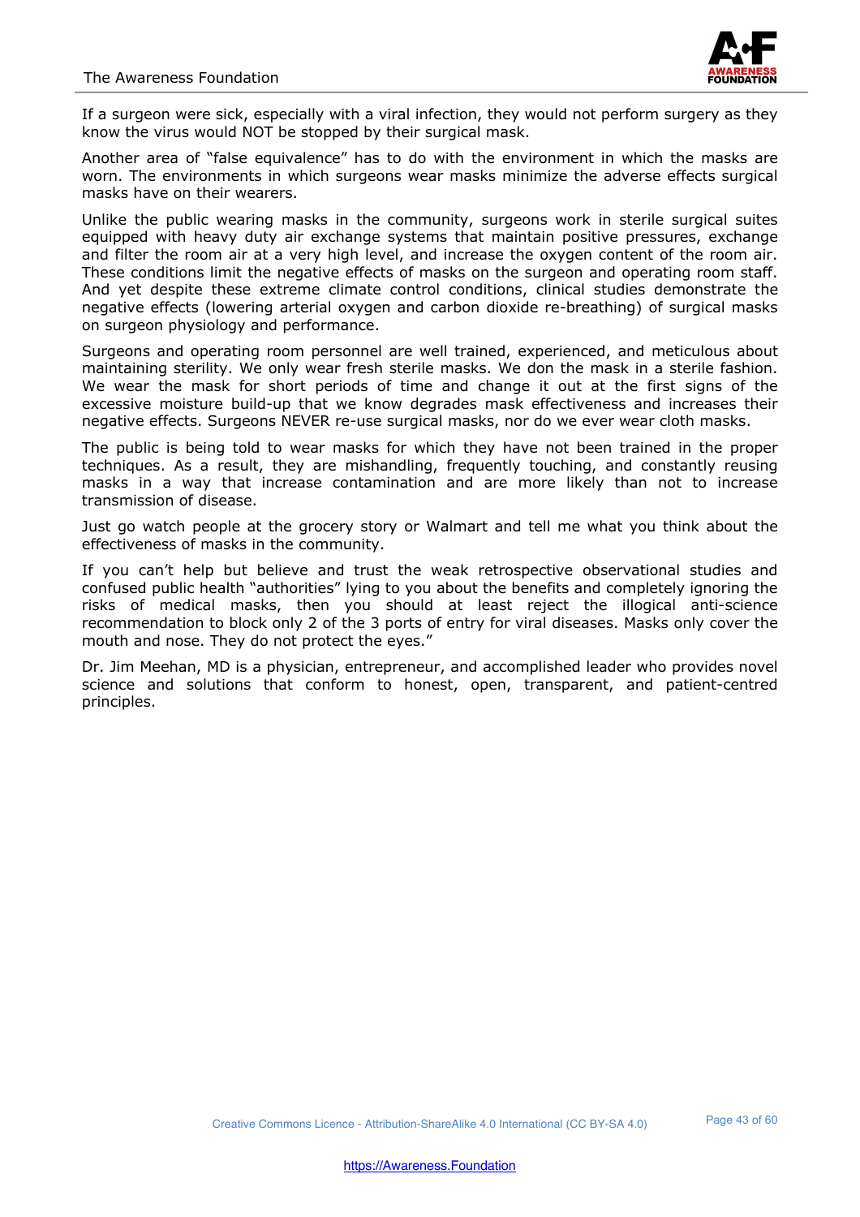If a surgeon were sick, especially with a viral infection, they would not perform surgery as they know the virus would NOT be stopped by their surgical mask.

Another area of "false equivalence" has to do with the environment in which the masks are worn. The environments in which surgeons wear masks minimize the adverse effects surgical masks have on their wearers.

Unlike the public wearing masks in the community, surgeons work in sterile surgical suites equipped with heavy duty air exchange systems that maintain positive pressures, exchange and filter the room air at a very high level, and increase the oxygen content of the room air. These conditions limit the negative effects of masks on the surgeon and operating room staff. And yet despite these extreme climate control conditions, clinical studies demonstrate the negative effects (lowering arterial oxygen and carbon dioxide re-breathing) of surgical masks on surgeon physiology and performance.

Surgeons and operating room personnel are well trained, experienced, and meticulous about maintaining sterility. We only wear fresh sterile masks. We don the mask in a sterile fashion. We wear the mask for short periods of time and change it out at the first signs of the excessive moisture build-up that we know degrades mask effectiveness and increases their negative effects. Surgeons NEVER re-use surgical masks, nor do we ever wear cloth masks.

The public is being told to wear masks for which they have not been trained in the proper techniques. As a result, they are mishandling, frequently touching, and constantly reusing masks in a way that increase contamination and are more likely than not to increase transmission of disease.

Just go watch people at the grocery story or Walmart and tell me what you think about the effectiveness of masks in the community.

If you can't help but believe and trust the weak retrospective observational studies and confused public health "authorities" lying to you about the benefits and completely ignoring the risks of medical masks, then you should at least reject the illogical anti-science recommendation to block only 2 of the 3 ports of entry for viral diseases. Masks only cover the mouth and nose. They do not protect the eyes."

Dr. Jim Meehan, MD is a physician, entrepreneur, and accomplished leader who provides novel science and solutions that conform to honest, open, transparent, and patient-centred principles.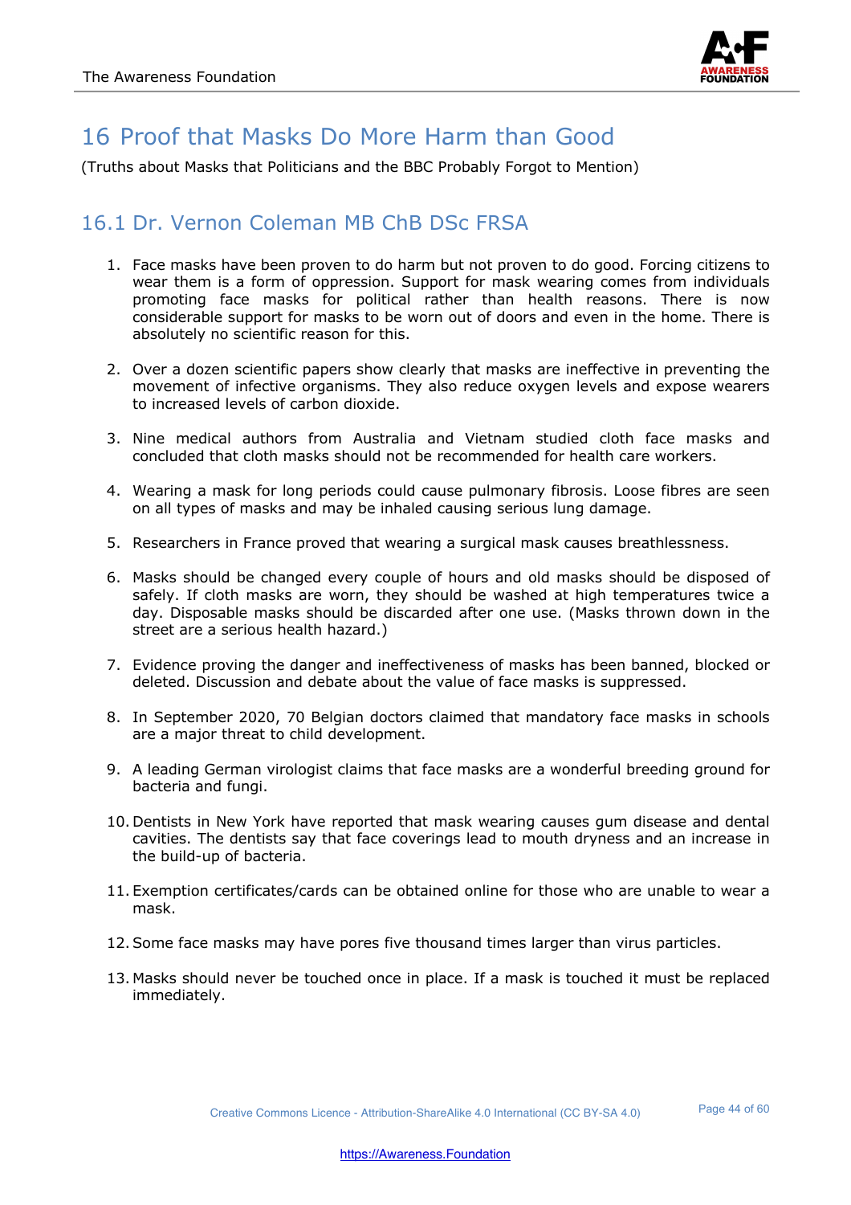# 16 Proof that Masks Do More Harm than Good

(Truths about Masks that Politicians and the BBC Probably Forgot to Mention)

## 16.1 Dr. Vernon Coleman MB ChB DSc FRSA

1. Face masks have been proven to do harm but not proven to do good. Forcing citizens to wear them is a form of oppression. Support for mask wearing comes from individuals promoting face masks for political rather than health reasons. There is now considerable support for masks to be worn out of doors and even in the home. There is absolutely no scientific reason for this.

2. Over a dozen scientific papers show clearly that masks are ineffective in preventing the movement of infective organisms. They also reduce oxygen levels and expose wearers to increased levels of carbon dioxide.

3. Nine medical authors from Australia and Vietnam studied cloth face masks and concluded that cloth masks should not be recommended for health care workers.

4. Wearing a mask for long periods could cause pulmonary fibrosis. Loose fibres are seen on all types of masks and may be inhaled causing serious lung damage.

5. Researchers in France proved that wearing a surgical mask causes breathlessness.

6. Masks should be changed every couple of hours and old masks should be disposed of safely. If cloth masks are worn, they should be washed at high temperatures twice a day. Disposable masks should be discarded after one use. (Masks thrown down in the street are a serious health hazard.)

7. Evidence proving the danger and ineffectiveness of masks has been banned, blocked or deleted. Discussion and debate about the value of face masks is suppressed.

8. In September 2020, 70 Belgian doctors claimed that mandatory face masks in schools are a major threat to child development.

9. A leading German virologist claims that face masks are a wonderful breeding ground for bacteria and fungi.

10. Dentists in New York have reported that mask wearing causes gum disease and dental cavities. The dentists say that face coverings lead to mouth dryness and an increase in the build-up of bacteria.

11. Exemption certificates/cards can be obtained online for those who are unable to wear a mask.

12. Some face masks may have pores five thousand times larger than virus particles.

13. Masks should never be touched once in place. If a mask is touched it must be replaced immediately.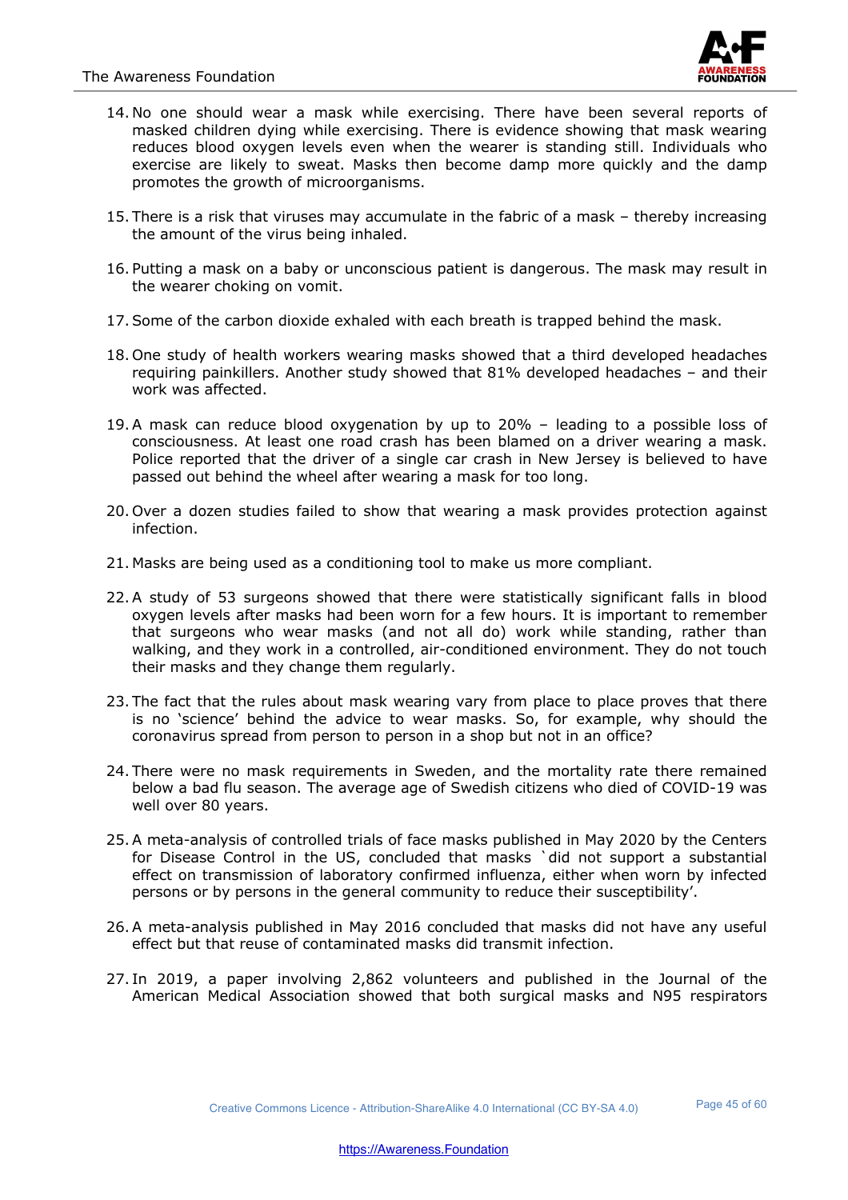14. No one should wear a mask while exercising. There have been several reports of masked children dying while exercising. There is evidence showing that mask wearing reduces blood oxygen levels even when the wearer is standing still. Individuals who exercise are likely to sweat. Masks then become damp more quickly and the damp promotes the growth of microorganisms.

15. There is a risk that viruses may accumulate in the fabric of a mask – thereby increasing the amount of the virus being inhaled.

16. Putting a mask on a baby or unconscious patient is dangerous. The mask may result in the wearer choking on vomit.

17. Some of the carbon dioxide exhaled with each breath is trapped behind the mask.

18. One study of health workers wearing masks showed that a third developed headaches requiring painkillers. Another study showed that 81% developed headaches – and their work was affected.

19. A mask can reduce blood oxygenation by up to 20% – leading to a possible loss of consciousness. At least one road crash has been blamed on a driver wearing a mask. Police reported that the driver of a single car crash in New Jersey is believed to have passed out behind the wheel after wearing a mask for too long.

20. Over a dozen studies failed to show that wearing a mask provides protection against infection.

21. Masks are being used as a conditioning tool to make us more compliant.

22. A study of 53 surgeons showed that there were statistically significant falls in blood oxygen levels after masks had been worn for a few hours. It is important to remember that surgeons who wear masks (and not all do) work while standing, rather than walking, and they work in a controlled, air-conditioned environment. They do not touch their masks and they change them regularly.

23. The fact that the rules about mask wearing vary from place to place proves that there is no 'science' behind the advice to wear masks. So, for example, why should the coronavirus spread from person to person in a shop but not in an office?

24. There were no mask requirements in Sweden, and the mortality rate there remained below a bad flu season. The average age of Swedish citizens who died of COVID-19 was well over 80 years.

25. A meta-analysis of controlled trials of face masks published in May 2020 by the Centers for Disease Control in the US, concluded that masks `did not support a substantial effect on transmission of laboratory confirmed influenza, either when worn by infected persons or by persons in the general community to reduce their susceptibility'.

26. A meta-analysis published in May 2016 concluded that masks did not have any useful effect but that reuse of contaminated masks did transmit infection.

27. In 2019, a paper involving 2,862 volunteers and published in the Journal of the American Medical Association showed that both surgical masks and N95 respirators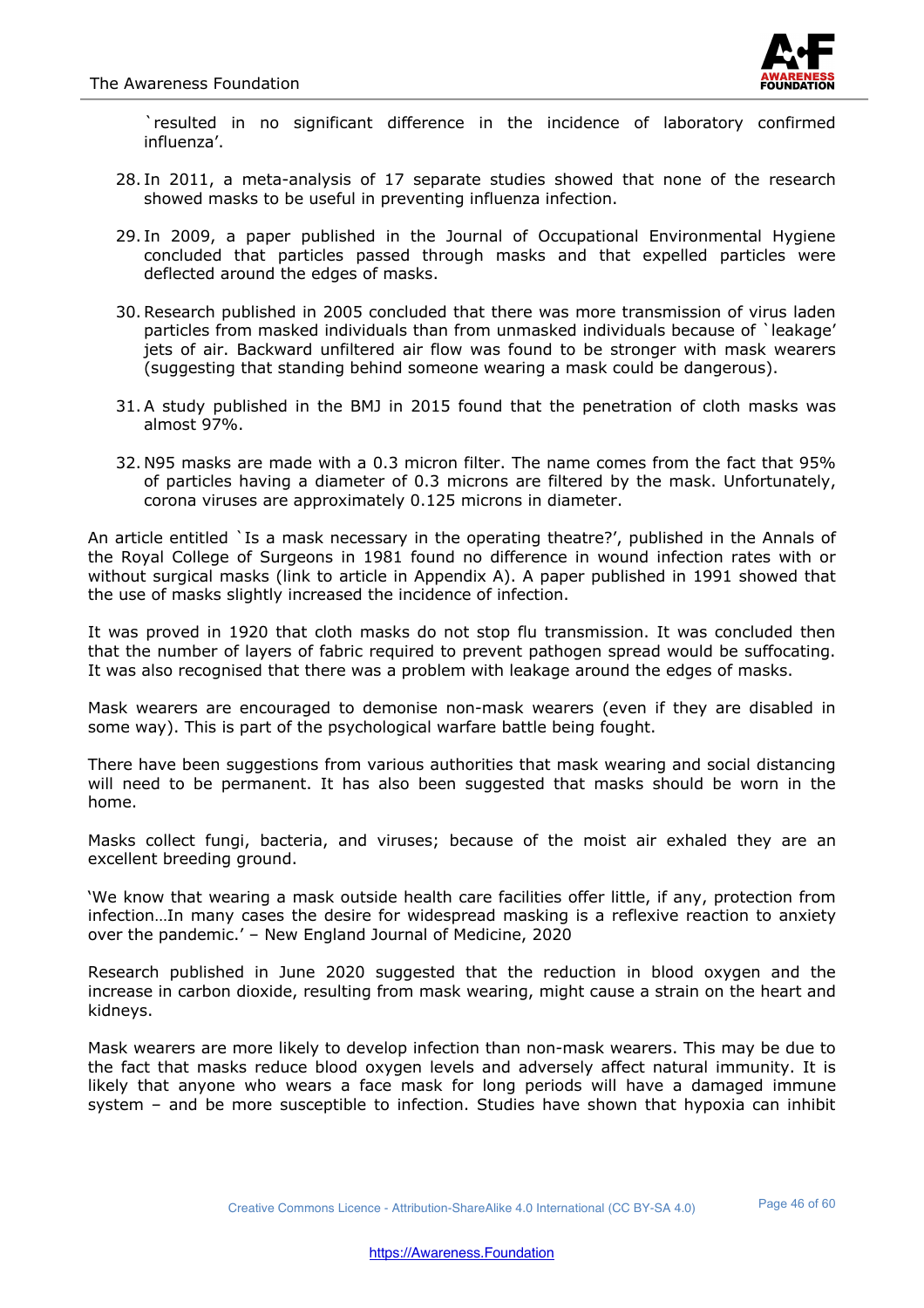`resulted in no significant difference in the incidence of laboratory confirmed influenza'.

28. In 2011, a meta-analysis of 17 separate studies showed that none of the research showed masks to be useful in preventing influenza infection.

29. In 2009, a paper published in the Journal of Occupational Environmental Hygiene concluded that particles passed through masks and that expelled particles were deflected around the edges of masks.

30. Research published in 2005 concluded that there was more transmission of virus laden particles from masked individuals than from unmasked individuals because of `leakage' jets of air. Backward unfiltered air flow was found to be stronger with mask wearers (suggesting that standing behind someone wearing a mask could be dangerous).

31. A study published in the BMJ in 2015 found that the penetration of cloth masks was almost 97%.

32. N95 masks are made with a 0.3 micron filter. The name comes from the fact that 95% of particles having a diameter of 0.3 microns are filtered by the mask. Unfortunately, corona viruses are approximately 0.125 microns in diameter.

An article entitled `Is a mask necessary in the operating theatre?', published in the Annals of the Royal College of Surgeons in 1981 found no difference in wound infection rates with or without surgical masks (link to article in Appendix A). A paper published in 1991 showed that the use of masks slightly increased the incidence of infection.

It was proved in 1920 that cloth masks do not stop flu transmission. It was concluded then that the number of layers of fabric required to prevent pathogen spread would be suffocating. It was also recognised that there was a problem with leakage around the edges of masks.

Mask wearers are encouraged to demonise non-mask wearers (even if they are disabled in some way). This is part of the psychological warfare battle being fought.

There have been suggestions from various authorities that mask wearing and social distancing will need to be permanent. It has also been suggested that masks should be worn in the home.

Masks collect fungi, bacteria, and viruses; because of the moist air exhaled they are an excellent breeding ground.

'We know that wearing a mask outside health care facilities offer little, if any, protection from infection…In many cases the desire for widespread masking is a reflexive reaction to anxiety over the pandemic.' – New England Journal of Medicine, 2020

Research published in June 2020 suggested that the reduction in blood oxygen and the increase in carbon dioxide, resulting from mask wearing, might cause a strain on the heart and kidneys.

Mask wearers are more likely to develop infection than non-mask wearers. This may be due to the fact that masks reduce blood oxygen levels and adversely affect natural immunity. It is likely that anyone who wears a face mask for long periods will have a damaged immune system – and be more susceptible to infection. Studies have shown that hypoxia can inhibit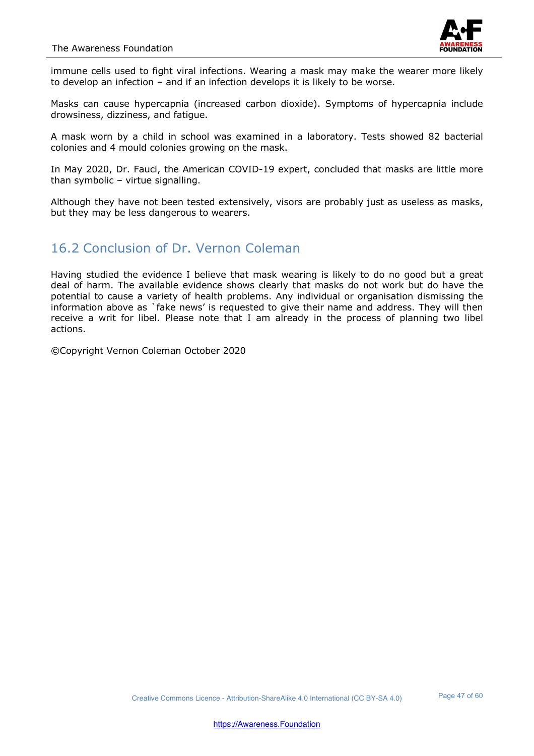immune cells used to fight viral infections. Wearing a mask may make the wearer more likely to develop an infection – and if an infection develops it is likely to be worse.

Masks can cause hypercapnia (increased carbon dioxide). Symptoms of hypercapnia include drowsiness, dizziness, and fatigue.

A mask worn by a child in school was examined in a laboratory. Tests showed 82 bacterial colonies and 4 mould colonies growing on the mask.

In May 2020, Dr. Fauci, the American COVID-19 expert, concluded that masks are little more than symbolic – virtue signalling.

Although they have not been tested extensively, visors are probably just as useless as masks, but they may be less dangerous to wearers.

## 16.2 Conclusion of Dr. Vernon Coleman

Having studied the evidence I believe that mask wearing is likely to do no good but a great deal of harm. The available evidence shows clearly that masks do not work but do have the potential to cause a variety of health problems. Any individual or organisation dismissing the information above as `fake news' is requested to give their name and address. They will then receive a writ for libel. Please note that I am already in the process of planning two libel actions.

©Copyright Vernon Coleman October 2020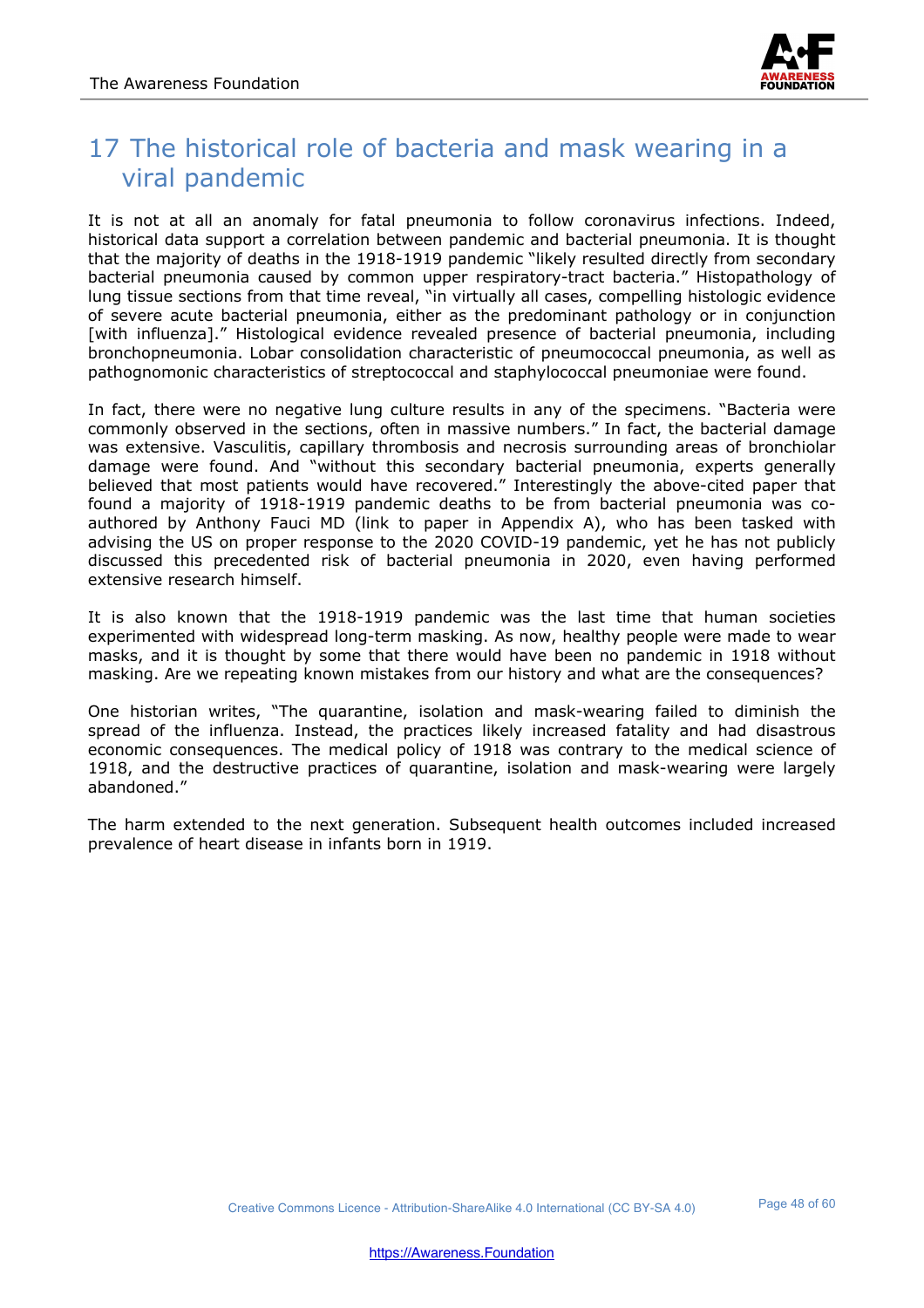# 17 The historical role of bacteria and mask wearing in a viral pandemic

It is not at all an anomaly for fatal pneumonia to follow coronavirus infections. Indeed, historical data support a correlation between pandemic and bacterial pneumonia. It is thought that the majority of deaths in the 1918-1919 pandemic "likely resulted directly from secondary bacterial pneumonia caused by common upper respiratory-tract bacteria." Histopathology of lung tissue sections from that time reveal, "in virtually all cases, compelling histologic evidence of severe acute bacterial pneumonia, either as the predominant pathology or in conjunction [with influenza]." Histological evidence revealed presence of bacterial pneumonia, including bronchopneumonia. Lobar consolidation characteristic of pneumococcal pneumonia, as well as pathognomonic characteristics of streptococcal and staphylococcal pneumoniae were found.

In fact, there were no negative lung culture results in any of the specimens. "Bacteria were commonly observed in the sections, often in massive numbers." In fact, the bacterial damage was extensive. Vasculitis, capillary thrombosis and necrosis surrounding areas of bronchiolar damage were found. And "without this secondary bacterial pneumonia, experts generally believed that most patients would have recovered." Interestingly the above-cited paper that found a majority of 1918-1919 pandemic deaths to be from bacterial pneumonia was co-authored by Anthony Fauci MD (link to paper in Appendix A), who has been tasked with advising the US on proper response to the 2020 COVID-19 pandemic, yet he has not publicly discussed this precedented risk of bacterial pneumonia in 2020, even having performed extensive research himself.

It is also known that the 1918-1919 pandemic was the last time that human societies experimented with widespread long-term masking. As now, healthy people were made to wear masks, and it is thought by some that there would have been no pandemic in 1918 without masking. Are we repeating known mistakes from our history and what are the consequences?

One historian writes, "The quarantine, isolation and mask-wearing failed to diminish the spread of the influenza. Instead, the practices likely increased fatality and had disastrous economic consequences. The medical policy of 1918 was contrary to the medical science of 1918, and the destructive practices of quarantine, isolation and mask-wearing were largely abandoned."

The harm extended to the next generation. Subsequent health outcomes included increased prevalence of heart disease in infants born in 1919.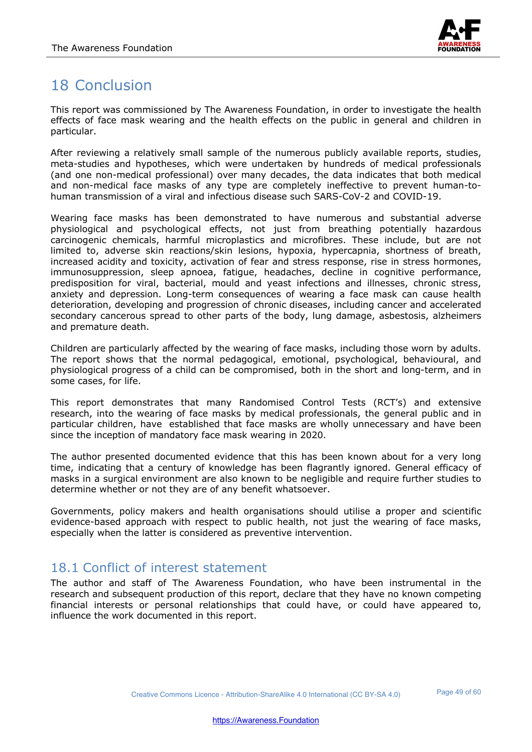# 18 Conclusion

This report was commissioned by The Awareness Foundation, in order to investigate the health effects of face mask wearing and the health effects on the public in general and children in particular.

After reviewing a relatively small sample of the numerous publicly available reports, studies, meta-studies and hypotheses, which were undertaken by hundreds of medical professionals (and one non-medical professional) over many decades, the data indicates that both medical and non-medical face masks of any type are completely ineffective to prevent human-to-human transmission of a viral and infectious disease such SARS-CoV-2 and COVID-19.

Wearing face masks has been demonstrated to have numerous and substantial adverse physiological and psychological effects, not just from breathing potentially hazardous carcinogenic chemicals, harmful microplastics and microfibres. These include, but are not limited to, adverse skin reactions/skin lesions, hypoxia, hypercapnia, shortness of breath, increased acidity and toxicity, activation of fear and stress response, rise in stress hormones, immunosuppression, sleep apnoea, fatigue, headaches, decline in cognitive performance, predisposition for viral, bacterial, mould and yeast infections and illnesses, chronic stress, anxiety and depression. Long-term consequences of wearing a face mask can cause health deterioration, developing and progression of chronic diseases, including cancer and accelerated secondary cancerous spread to other parts of the body, lung damage, asbestosis, alzheimers and premature death.

Children are particularly affected by the wearing of face masks, including those worn by adults. The report shows that the normal pedagogical, emotional, psychological, behavioural, and physiological progress of a child can be compromised, both in the short and long-term, and in some cases, for life.

This report demonstrates that many Randomised Control Tests (RCT's) and extensive research, into the wearing of face masks by medical professionals, the general public and in particular children, have established that face masks are wholly unnecessary and have been since the inception of mandatory face mask wearing in 2020.

The author presented documented evidence that this has been known about for a very long time, indicating that a century of knowledge has been flagrantly ignored. General efficacy of masks in a surgical environment are also known to be negligible and require further studies to determine whether or not they are of any benefit whatsoever.

Governments, policy makers and health organisations should utilise a proper and scientific evidence-based approach with respect to public health, not just the wearing of face masks, especially when the latter is considered as preventive intervention.

## 18.1 Conflict of interest statement

The author and staff of The Awareness Foundation, who have been instrumental in the research and subsequent production of this report, declare that they have no known competing financial interests or personal relationships that could have, or could have appeared to, influence the work documented in this report.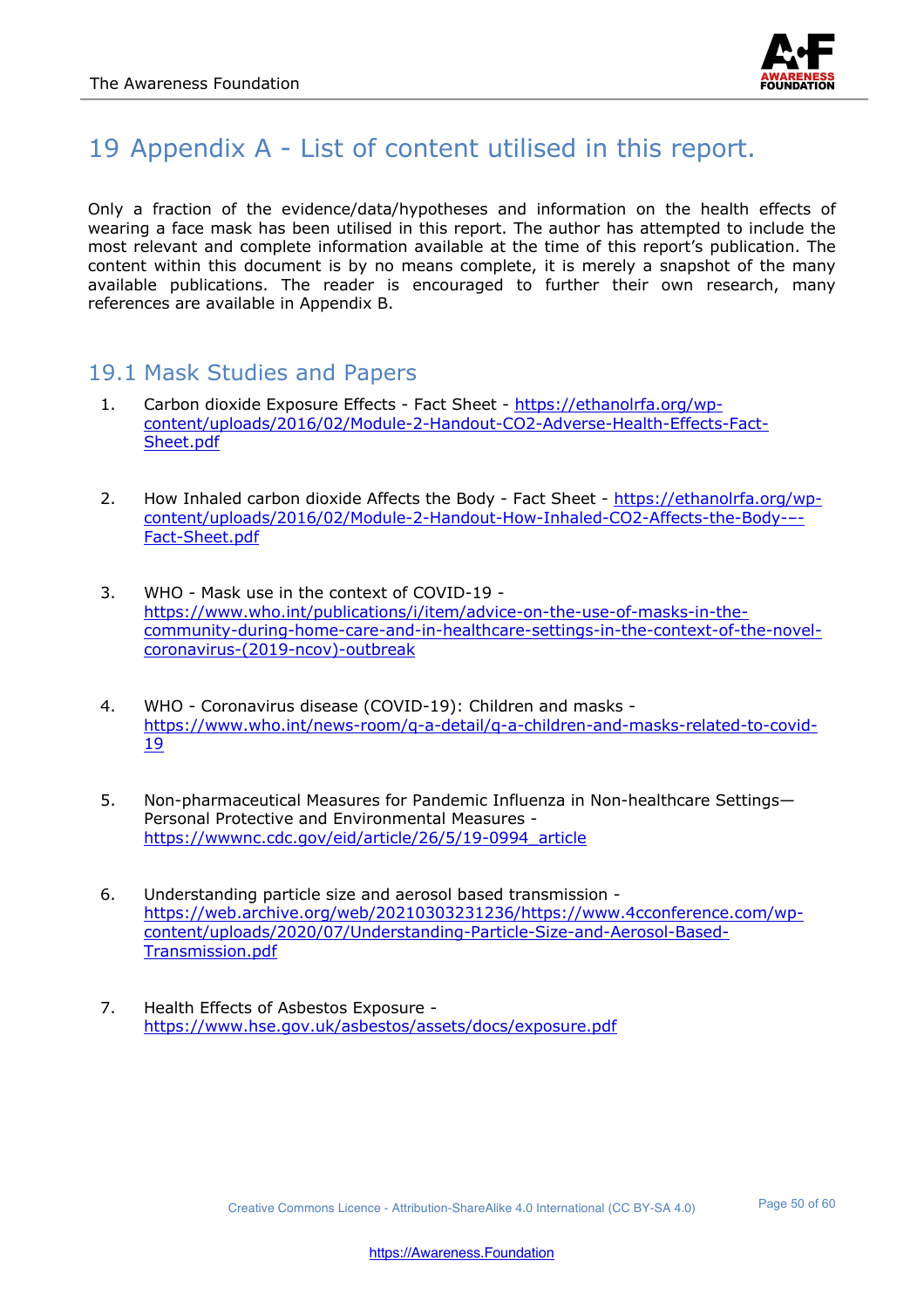# 19 Appendix A - List of content utilised in this report.

Only a fraction of the evidence/data/hypotheses and information on the health effects of wearing a face mask has been utilised in this report. The author has attempted to include the most relevant and complete information available at the time of this report's publication. The content within this document is by no means complete, it is merely a snapshot of the many available publications. The reader is encouraged to further their own research, many references are available in Appendix B.

## 19.1 Mask Studies and Papers

1. Carbon dioxide Exposure Effects - Fact Sheet - https://ethanolrfa.org/wp-content/uploads/2016/02/Module-2-Handout-CO2-Adverse-Health-Effects-Fact-Sheet.pdf

2. How Inhaled carbon dioxide Affects the Body - Fact Sheet - https://ethanolrfa.org/wp-content/uploads/2016/02/Module-2-Handout-How-Inhaled-CO2-Affects-the-Body---Fact-Sheet.pdf

3. WHO - Mask use in the context of COVID-19 - https://www.who.int/publications/i/item/advice-on-the-use-of-masks-in-the-community-during-home-care-and-in-healthcare-settings-in-the-context-of-the-novel-coronavirus-(2019-ncov)-outbreak

4. WHO - Coronavirus disease (COVID-19): Children and masks - https://www.who.int/news-room/q-a-detail/q-a-children-and-masks-related-to-covid-19

5. Non-pharmaceutical Measures for Pandemic Influenza in Non-healthcare Settings—Personal Protective and Environmental Measures - https://wwwnc.cdc.gov/eid/article/26/5/19-0994_article

6. Understanding particle size and aerosol based transmission - https://web.archive.org/web/20210303231236/https://www.4cconference.com/wp-content/uploads/2020/07/Understanding-Particle-Size-and-Aerosol-Based-Transmission.pdf

7. Health Effects of Asbestos Exposure - https://www.hse.gov.uk/asbestos/assets/docs/exposure.pdf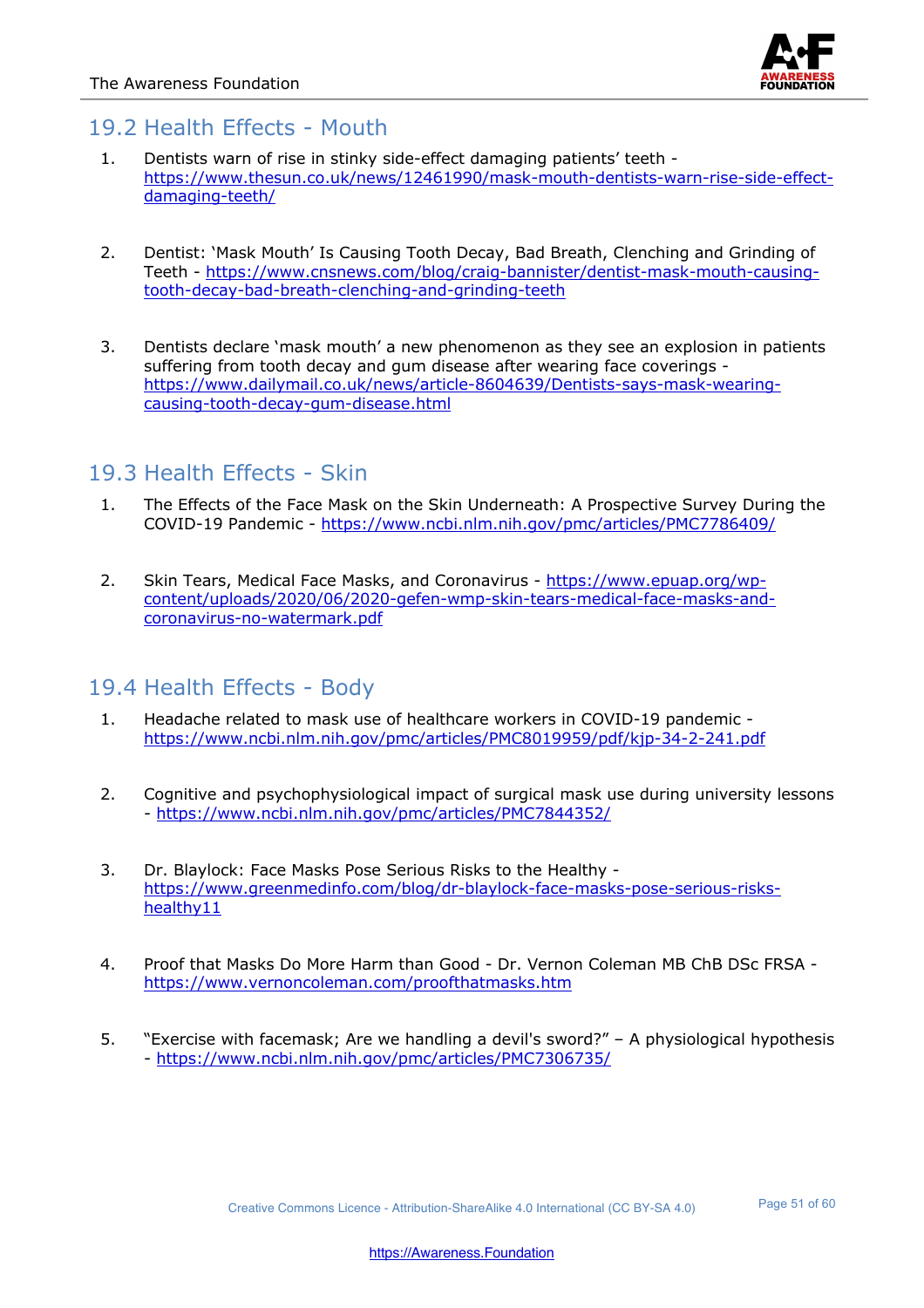## 19.2 Health Effects - Mouth

1. Dentists warn of rise in stinky side-effect damaging patients' teeth - https://www.thesun.co.uk/news/12461990/mask-mouth-dentists-warn-rise-side-effect-damaging-teeth/

2. Dentist: 'Mask Mouth' Is Causing Tooth Decay, Bad Breath, Clenching and Grinding of Teeth - https://www.cnsnews.com/blog/craig-bannister/dentist-mask-mouth-causing-tooth-decay-bad-breath-clenching-and-grinding-teeth

3. Dentists declare 'mask mouth' a new phenomenon as they see an explosion in patients suffering from tooth decay and gum disease after wearing face coverings - https://www.dailymail.co.uk/news/article-8604639/Dentists-says-mask-wearing-causing-tooth-decay-gum-disease.html

## 19.3 Health Effects - Skin

1. The Effects of the Face Mask on the Skin Underneath: A Prospective Survey During the COVID-19 Pandemic - https://www.ncbi.nlm.nih.gov/pmc/articles/PMC7786409/

2. Skin Tears, Medical Face Masks, and Coronavirus - https://www.epuap.org/wp-content/uploads/2020/06/2020-gefen-wmp-skin-tears-medical-face-masks-and-coronavirus-no-watermark.pdf

## 19.4 Health Effects - Body

1. Headache related to mask use of healthcare workers in COVID-19 pandemic - https://www.ncbi.nlm.nih.gov/pmc/articles/PMC8019959/pdf/kjp-34-2-241.pdf

2. Cognitive and psychophysiological impact of surgical mask use during university lessons - https://www.ncbi.nlm.nih.gov/pmc/articles/PMC7844352/

3. Dr. Blaylock: Face Masks Pose Serious Risks to the Healthy - https://www.greenmedinfo.com/blog/dr-blaylock-face-masks-pose-serious-risks-healthy11

4. Proof that Masks Do More Harm than Good - Dr. Vernon Coleman MB ChB DSc FRSA - https://www.vernoncoleman.com/proofthatmasks.htm

5. "Exercise with facemask; Are we handling a devil's sword?" – A physiological hypothesis - https://www.ncbi.nlm.nih.gov/pmc/articles/PMC7306735/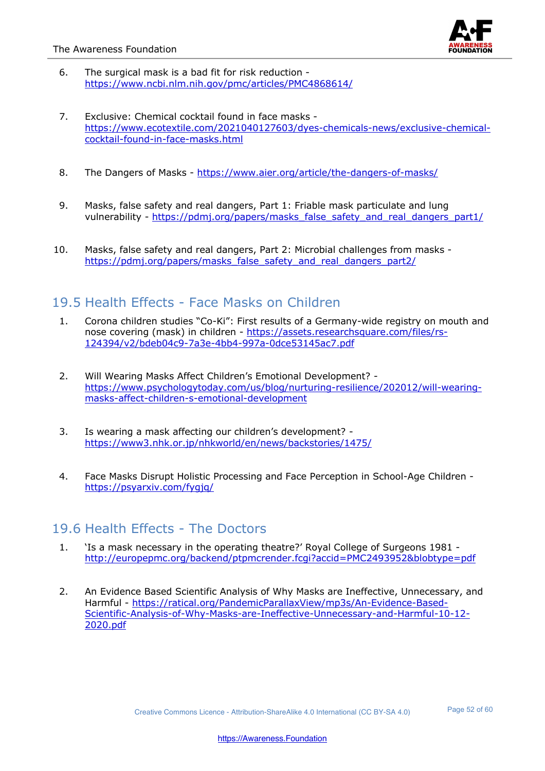6. The surgical mask is a bad fit for risk reduction - https://www.ncbi.nlm.nih.gov/pmc/articles/PMC4868614/

7. Exclusive: Chemical cocktail found in face masks - https://www.ecotextile.com/2021040127603/dyes-chemicals-news/exclusive-chemical-cocktail-found-in-face-masks.html

8. The Dangers of Masks - https://www.aier.org/article/the-dangers-of-masks/

9. Masks, false safety and real dangers, Part 1: Friable mask particulate and lung vulnerability - https://pdmj.org/papers/masks_false_safety_and_real_dangers_part1/

10. Masks, false safety and real dangers, Part 2: Microbial challenges from masks - https://pdmj.org/papers/masks_false_safety_and_real_dangers_part2/

## 19.5 Health Effects - Face Masks on Children

1. Corona children studies "Co-Ki": First results of a Germany-wide registry on mouth and nose covering (mask) in children - https://assets.researchsquare.com/files/rs-124394/v2/bdeb04c9-7a3e-4bb4-997a-0dce53145ac7.pdf

2. Will Wearing Masks Affect Children's Emotional Development? - https://www.psychologytoday.com/us/blog/nurturing-resilience/202012/will-wearing-masks-affect-children-s-emotional-development

3. Is wearing a mask affecting our children's development? - https://www3.nhk.or.jp/nhkworld/en/news/backstories/1475/

4. Face Masks Disrupt Holistic Processing and Face Perception in School-Age Children - https://psyarxiv.com/fygjq/

## 19.6 Health Effects - The Doctors

1. 'Is a mask necessary in the operating theatre?' Royal College of Surgeons 1981 - http://europepmc.org/backend/ptpmcrender.fcgi?accid=PMC2493952&blobtype=pdf

2. An Evidence Based Scientific Analysis of Why Masks are Ineffective, Unnecessary, and Harmful - https://ratical.org/PandemicParallaxView/mp3s/An-Evidence-Based-Scientific-Analysis-of-Why-Masks-are-Ineffective-Unnecessary-and-Harmful-10-12-2020.pdf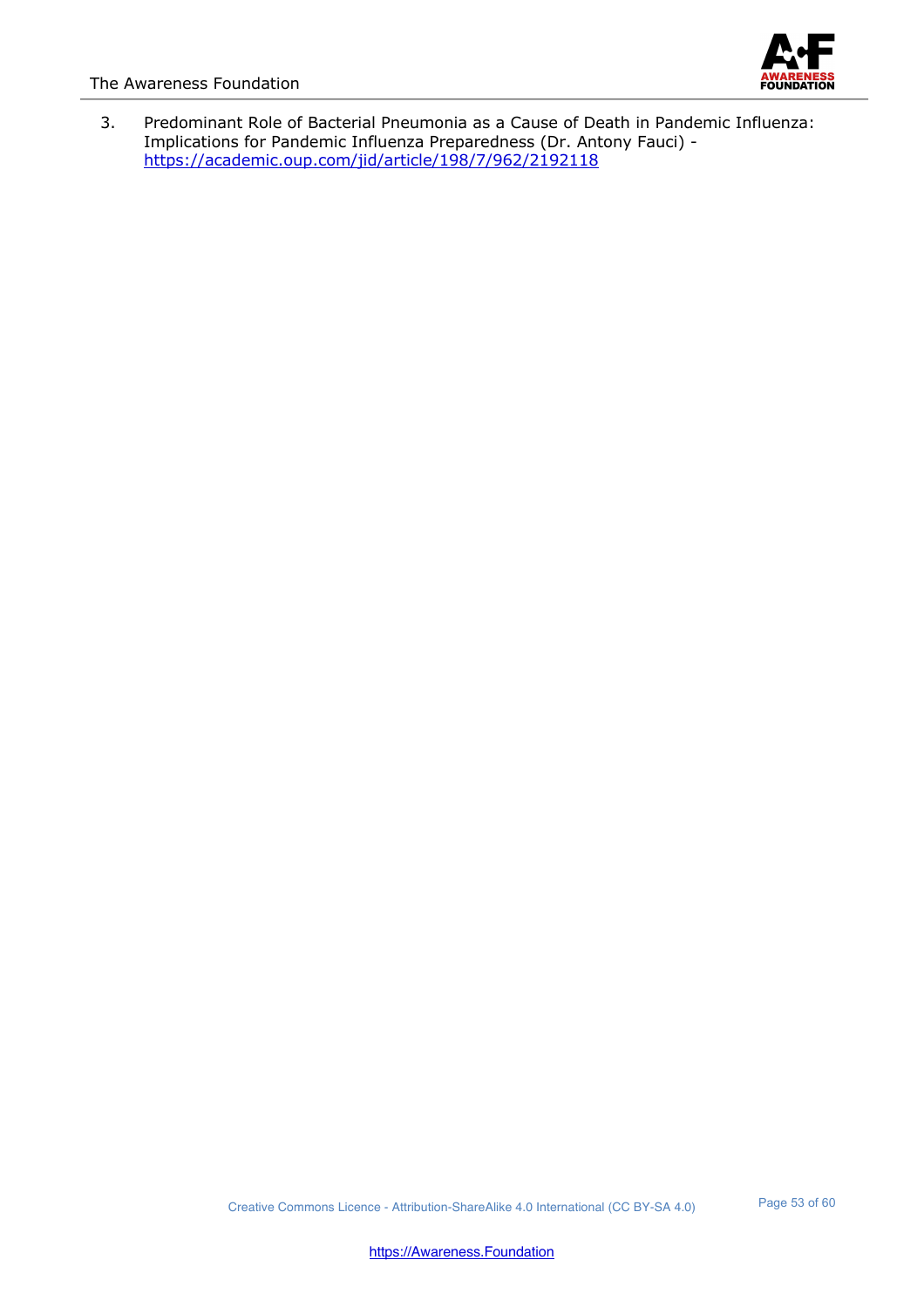3. Predominant Role of Bacterial Pneumonia as a Cause of Death in Pandemic Influenza: Implications for Pandemic Influenza Preparedness (Dr. Antony Fauci) - https://academic.oup.com/jid/article/198/7/962/2192118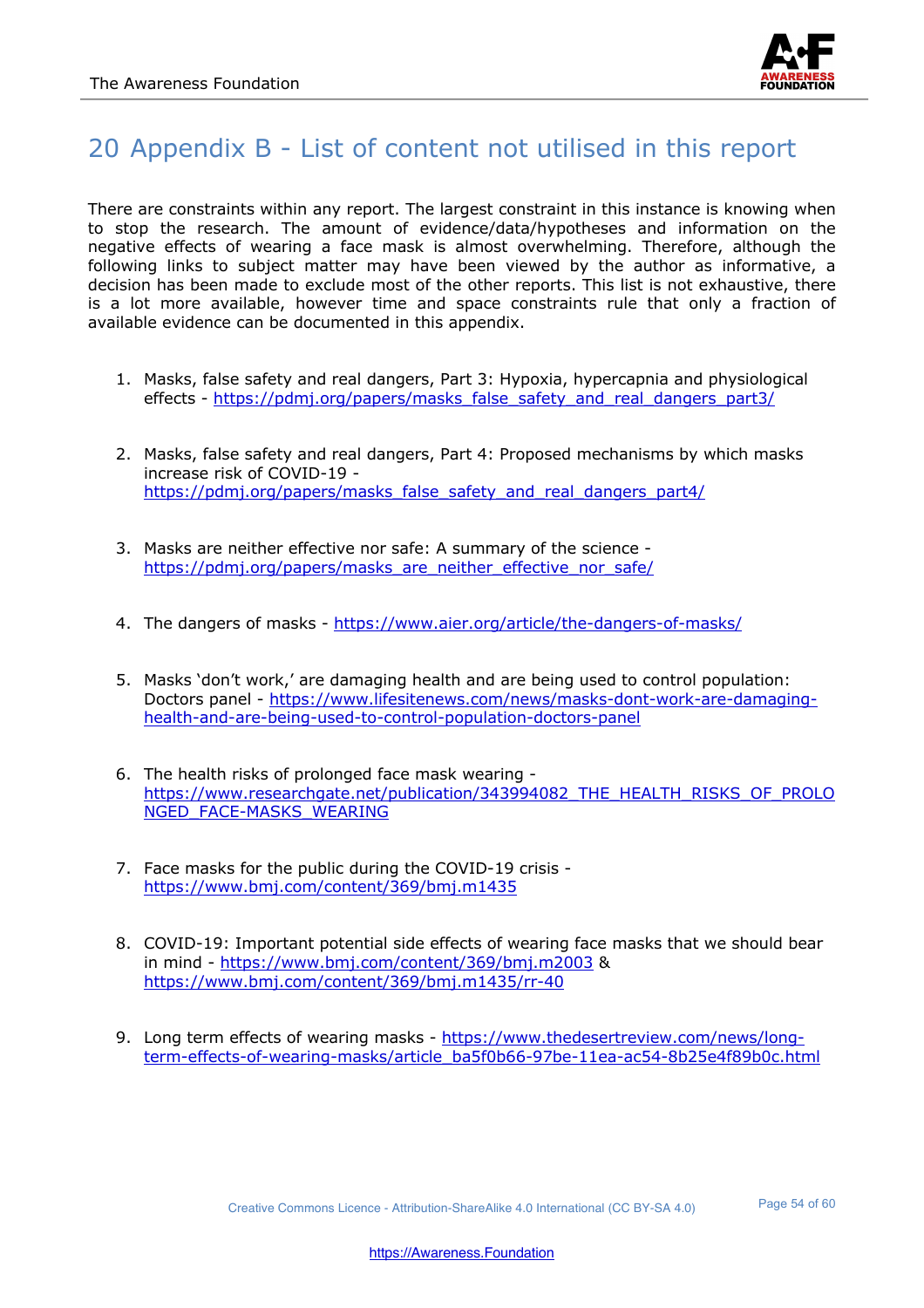# 20 Appendix B - List of content not utilised in this report

There are constraints within any report. The largest constraint in this instance is knowing when to stop the research. The amount of evidence/data/hypotheses and information on the negative effects of wearing a face mask is almost overwhelming. Therefore, although the following links to subject matter may have been viewed by the author as informative, a decision has been made to exclude most of the other reports. This list is not exhaustive, there is a lot more available, however time and space constraints rule that only a fraction of available evidence can be documented in this appendix.

1. Masks, false safety and real dangers, Part 3: Hypoxia, hypercapnia and physiological effects - https://pdmj.org/papers/masks_false_safety_and_real_dangers_part3/

2. Masks, false safety and real dangers, Part 4: Proposed mechanisms by which masks increase risk of COVID-19 - https://pdmj.org/papers/masks_false_safety_and_real_dangers_part4/

3. Masks are neither effective nor safe: A summary of the science - https://pdmj.org/papers/masks_are_neither_effective_nor_safe/

4. The dangers of masks - https://www.aier.org/article/the-dangers-of-masks/

5. Masks 'don't work,' are damaging health and are being used to control population: Doctors panel - https://www.lifesitenews.com/news/masks-dont-work-are-damaging-health-and-are-being-used-to-control-population-doctors-panel

6. The health risks of prolonged face mask wearing - https://www.researchgate.net/publication/343994082_THE_HEALTH_RISKS_OF_PROLONGED_FACE-MASKS_WEARING

7. Face masks for the public during the COVID-19 crisis - https://www.bmj.com/content/369/bmj.m1435

8. COVID-19: Important potential side effects of wearing face masks that we should bear in mind - https://www.bmj.com/content/369/bmj.m2003 & https://www.bmj.com/content/369/bmj.m1435/rr-40

9. Long term effects of wearing masks - https://www.thedesertreview.com/news/long-term-effects-of-wearing-masks/article_ba5f0b66-97be-11ea-ac54-8b25e4f89b0c.html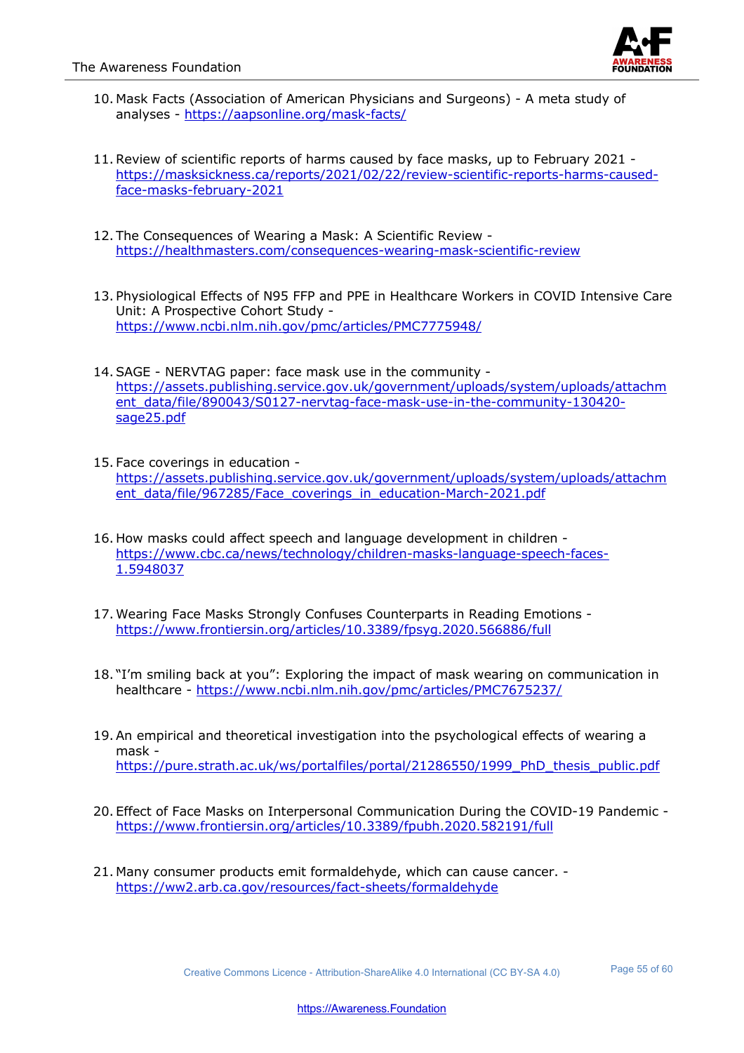10. Mask Facts (Association of American Physicians and Surgeons) - A meta study of analyses - https://aapsonline.org/mask-facts/

11. Review of scientific reports of harms caused by face masks, up to February 2021 - https://masksickness.ca/reports/2021/02/22/review-scientific-reports-harms-caused-face-masks-february-2021

12. The Consequences of Wearing a Mask: A Scientific Review - https://healthmasters.com/consequences-wearing-mask-scientific-review

13. Physiological Effects of N95 FFP and PPE in Healthcare Workers in COVID Intensive Care Unit: A Prospective Cohort Study - https://www.ncbi.nlm.nih.gov/pmc/articles/PMC7775948/

14. SAGE - NERVTAG paper: face mask use in the community - https://assets.publishing.service.gov.uk/government/uploads/system/uploads/attachment_data/file/890043/S0127-nervtag-face-mask-use-in-the-community-130420-sage25.pdf

15. Face coverings in education - https://assets.publishing.service.gov.uk/government/uploads/system/uploads/attachment_data/file/967285/Face_coverings_in_education-March-2021.pdf

16. How masks could affect speech and language development in children - https://www.cbc.ca/news/technology/children-masks-language-speech-faces-1.5948037

17. Wearing Face Masks Strongly Confuses Counterparts in Reading Emotions - https://www.frontiersin.org/articles/10.3389/fpsyg.2020.566886/full

18. "I'm smiling back at you": Exploring the impact of mask wearing on communication in healthcare - https://www.ncbi.nlm.nih.gov/pmc/articles/PMC7675237/

19. An empirical and theoretical investigation into the psychological effects of wearing a mask - https://pure.strath.ac.uk/ws/portalfiles/portal/21286550/1999_PhD_thesis_public.pdf

20. Effect of Face Masks on Interpersonal Communication During the COVID-19 Pandemic - https://www.frontiersin.org/articles/10.3389/fpubh.2020.582191/full

21. Many consumer products emit formaldehyde, which can cause cancer. - https://ww2.arb.ca.gov/resources/fact-sheets/formaldehyde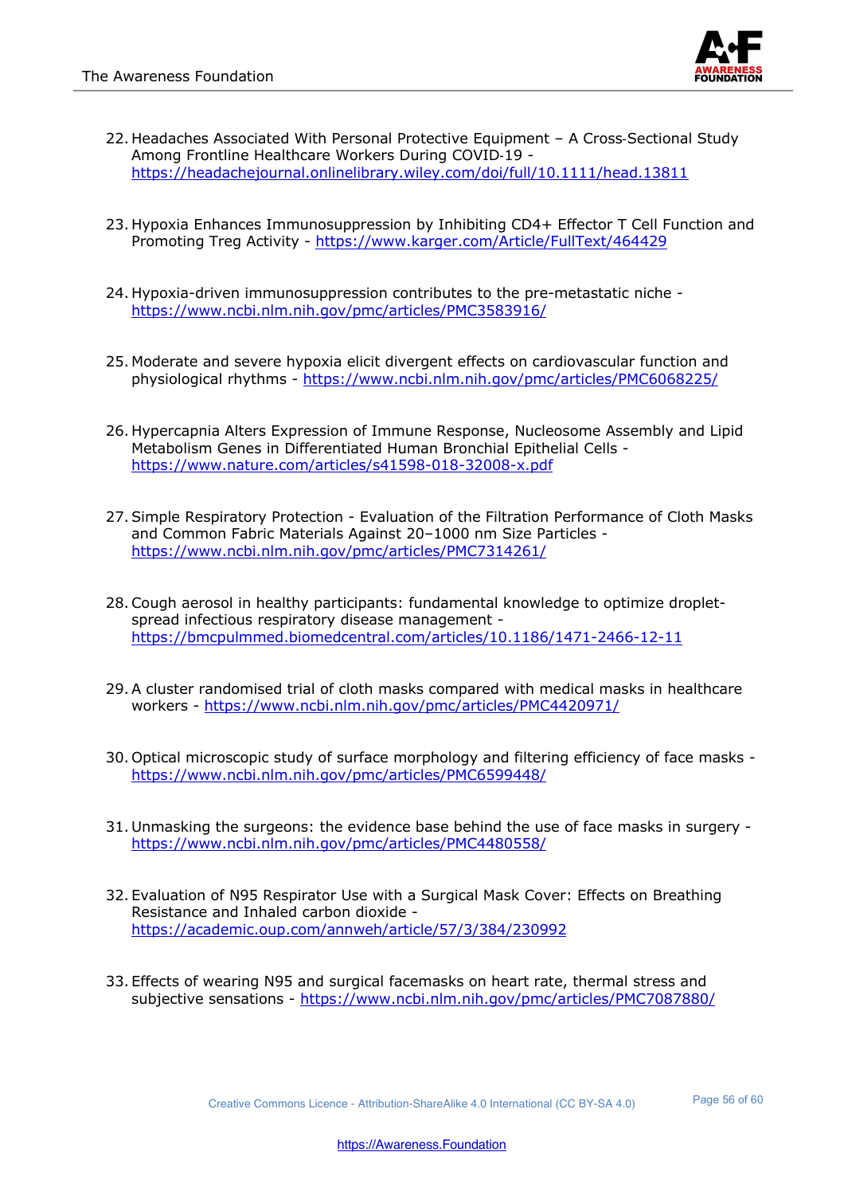22. Headaches Associated With Personal Protective Equipment – A Cross‐Sectional Study Among Frontline Healthcare Workers During COVID‐19 - https://headachejournal.onlinelibrary.wiley.com/doi/full/10.1111/head.13811

23. Hypoxia Enhances Immunosuppression by Inhibiting CD4+ Effector T Cell Function and Promoting Treg Activity - https://www.karger.com/Article/FullText/464429

24. Hypoxia-driven immunosuppression contributes to the pre-metastatic niche - https://www.ncbi.nlm.nih.gov/pmc/articles/PMC3583916/

25. Moderate and severe hypoxia elicit divergent effects on cardiovascular function and physiological rhythms - https://www.ncbi.nlm.nih.gov/pmc/articles/PMC6068225/

26. Hypercapnia Alters Expression of Immune Response, Nucleosome Assembly and Lipid Metabolism Genes in Differentiated Human Bronchial Epithelial Cells - https://www.nature.com/articles/s41598-018-32008-x.pdf

27. Simple Respiratory Protection - Evaluation of the Filtration Performance of Cloth Masks and Common Fabric Materials Against 20–1000 nm Size Particles - https://www.ncbi.nlm.nih.gov/pmc/articles/PMC7314261/

28. Cough aerosol in healthy participants: fundamental knowledge to optimize droplet-spread infectious respiratory disease management - https://bmcpulmmed.biomedcentral.com/articles/10.1186/1471-2466-12-11

29. A cluster randomised trial of cloth masks compared with medical masks in healthcare workers - https://www.ncbi.nlm.nih.gov/pmc/articles/PMC4420971/

30. Optical microscopic study of surface morphology and filtering efficiency of face masks - https://www.ncbi.nlm.nih.gov/pmc/articles/PMC6599448/

31. Unmasking the surgeons: the evidence base behind the use of face masks in surgery - https://www.ncbi.nlm.nih.gov/pmc/articles/PMC4480558/

32. Evaluation of N95 Respirator Use with a Surgical Mask Cover: Effects on Breathing Resistance and Inhaled carbon dioxide - https://academic.oup.com/annweh/article/57/3/384/230992

33. Effects of wearing N95 and surgical facemasks on heart rate, thermal stress and subjective sensations - https://www.ncbi.nlm.nih.gov/pmc/articles/PMC7087880/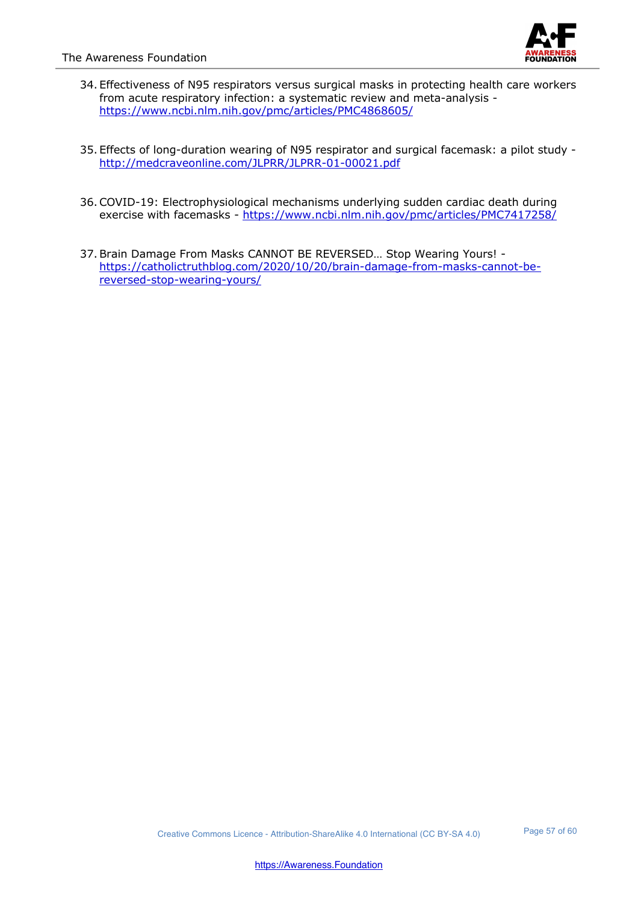34. Effectiveness of N95 respirators versus surgical masks in protecting health care workers from acute respiratory infection: a systematic review and meta-analysis - https://www.ncbi.nlm.nih.gov/pmc/articles/PMC4868605/

35. Effects of long-duration wearing of N95 respirator and surgical facemask: a pilot study - http://medcraveonline.com/JLPRR/JLPRR-01-00021.pdf

36. COVID-19: Electrophysiological mechanisms underlying sudden cardiac death during exercise with facemasks - https://www.ncbi.nlm.nih.gov/pmc/articles/PMC7417258/

37. Brain Damage From Masks CANNOT BE REVERSED… Stop Wearing Yours! - https://catholictruthblog.com/2020/10/20/brain-damage-from-masks-cannot-be-reversed-stop-wearing-yours/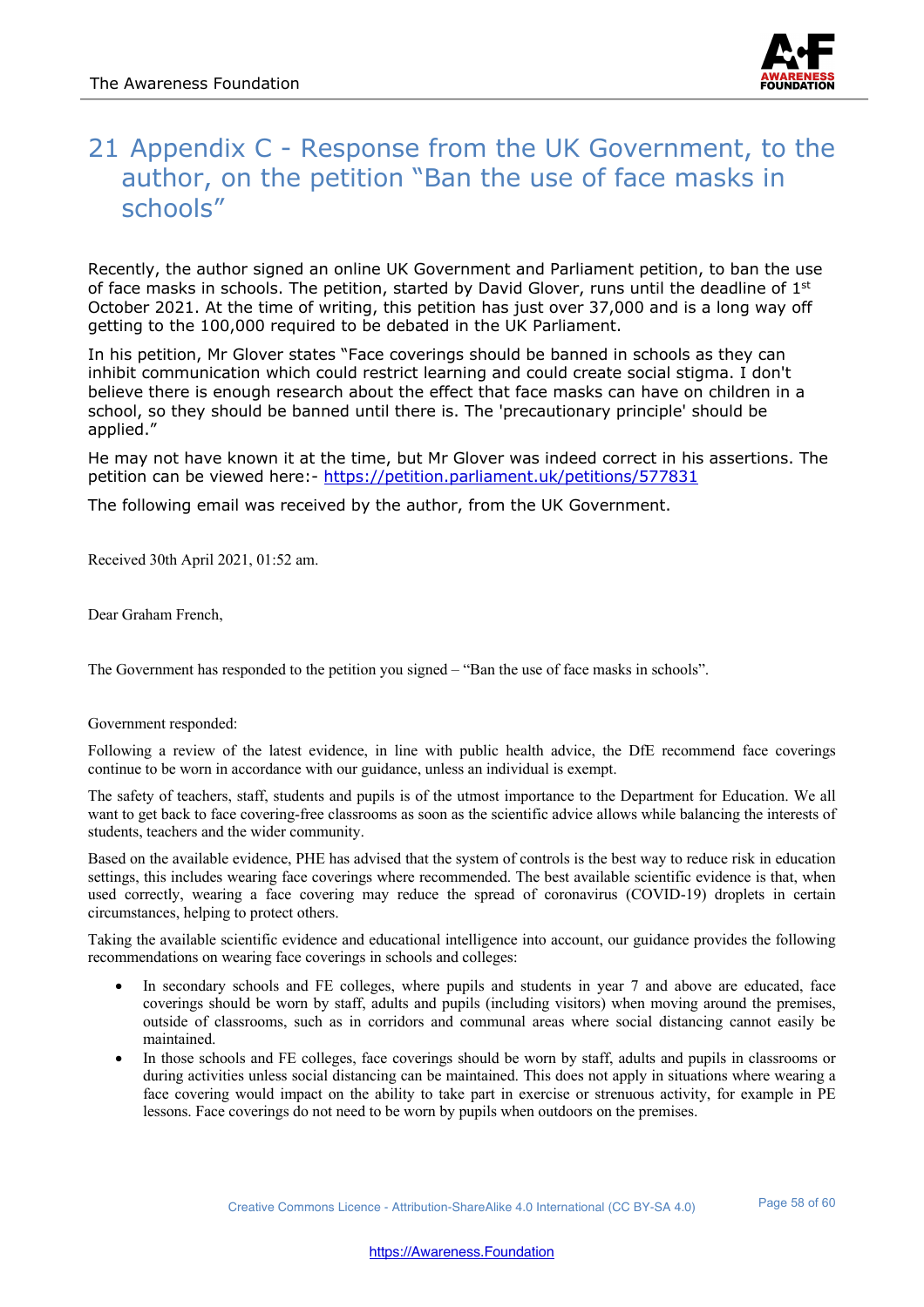# 21 Appendix C - Response from the UK Government, to the author, on the petition "Ban the use of face masks in schools"

Recently, the author signed an online UK Government and Parliament petition, to ban the use of face masks in schools. The petition, started by David Glover, runs until the deadline of 1st October 2021. At the time of writing, this petition has just over 37,000 and is a long way off getting to the 100,000 required to be debated in the UK Parliament.

In his petition, Mr Glover states "Face coverings should be banned in schools as they can inhibit communication which could restrict learning and could create social stigma. I don't believe there is enough research about the effect that face masks can have on children in a school, so they should be banned until there is. The 'precautionary principle' should be applied."

He may not have known it at the time, but Mr Glover was indeed correct in his assertions. The petition can be viewed here:- https://petition.parliament.uk/petitions/577831

The following email was received by the author, from the UK Government.

Received 30th April 2021, 01:52 am.

Dear Graham French,

The Government has responded to the petition you signed – "Ban the use of face masks in schools".

Government responded:

Following a review of the latest evidence, in line with public health advice, the DfE recommend face coverings continue to be worn in accordance with our guidance, unless an individual is exempt.

The safety of teachers, staff, students and pupils is of the utmost importance to the Department for Education. We all want to get back to face covering-free classrooms as soon as the scientific advice allows while balancing the interests of students, teachers and the wider community.

Based on the available evidence, PHE has advised that the system of controls is the best way to reduce risk in education settings, this includes wearing face coverings where recommended. The best available scientific evidence is that, when used correctly, wearing a face covering may reduce the spread of coronavirus (COVID-19) droplets in certain circumstances, helping to protect others.

Taking the available scientific evidence and educational intelligence into account, our guidance provides the following recommendations on wearing face coverings in schools and colleges:

- In secondary schools and FE colleges, where pupils and students in year 7 and above are educated, face coverings should be worn by staff, adults and pupils (including visitors) when moving around the premises, outside of classrooms, such as in corridors and communal areas where social distancing cannot easily be maintained.
- In those schools and FE colleges, face coverings should be worn by staff, adults and pupils in classrooms or during activities unless social distancing can be maintained. This does not apply in situations where wearing a face covering would impact on the ability to take part in exercise or strenuous activity, for example in PE lessons. Face coverings do not need to be worn by pupils when outdoors on the premises.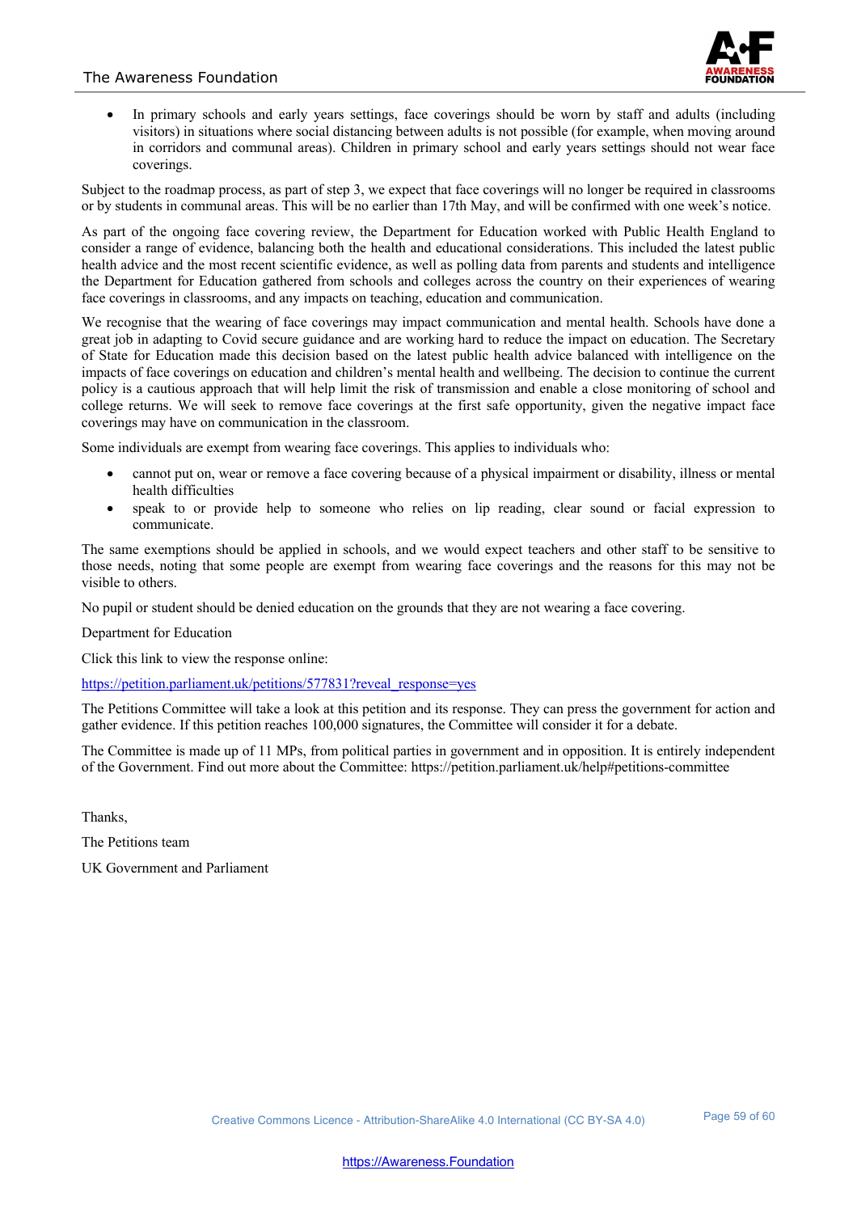- In primary schools and early years settings, face coverings should be worn by staff and adults (including visitors) in situations where social distancing between adults is not possible (for example, when moving around in corridors and communal areas). Children in primary school and early years settings should not wear face coverings.

Subject to the roadmap process, as part of step 3, we expect that face coverings will no longer be required in classrooms or by students in communal areas. This will be no earlier than 17th May, and will be confirmed with one week's notice.

As part of the ongoing face covering review, the Department for Education worked with Public Health England to consider a range of evidence, balancing both the health and educational considerations. This included the latest public health advice and the most recent scientific evidence, as well as polling data from parents and students and intelligence the Department for Education gathered from schools and colleges across the country on their experiences of wearing face coverings in classrooms, and any impacts on teaching, education and communication.

We recognise that the wearing of face coverings may impact communication and mental health. Schools have done a great job in adapting to Covid secure guidance and are working hard to reduce the impact on education. The Secretary of State for Education made this decision based on the latest public health advice balanced with intelligence on the impacts of face coverings on education and children's mental health and wellbeing. The decision to continue the current policy is a cautious approach that will help limit the risk of transmission and enable a close monitoring of school and college returns. We will seek to remove face coverings at the first safe opportunity, given the negative impact face coverings may have on communication in the classroom.

Some individuals are exempt from wearing face coverings. This applies to individuals who:

- cannot put on, wear or remove a face covering because of a physical impairment or disability, illness or mental health difficulties
- speak to or provide help to someone who relies on lip reading, clear sound or facial expression to communicate.

The same exemptions should be applied in schools, and we would expect teachers and other staff to be sensitive to those needs, noting that some people are exempt from wearing face coverings and the reasons for this may not be visible to others.

No pupil or student should be denied education on the grounds that they are not wearing a face covering.

Department for Education

Click this link to view the response online:

https://petition.parliament.uk/petitions/577831?reveal_response=yes

The Petitions Committee will take a look at this petition and its response. They can press the government for action and gather evidence. If this petition reaches 100,000 signatures, the Committee will consider it for a debate.

The Committee is made up of 11 MPs, from political parties in government and in opposition. It is entirely independent of the Government. Find out more about the Committee: https://petition.parliament.uk/help#petitions-committee

Thanks,

The Petitions team

UK Government and Parliament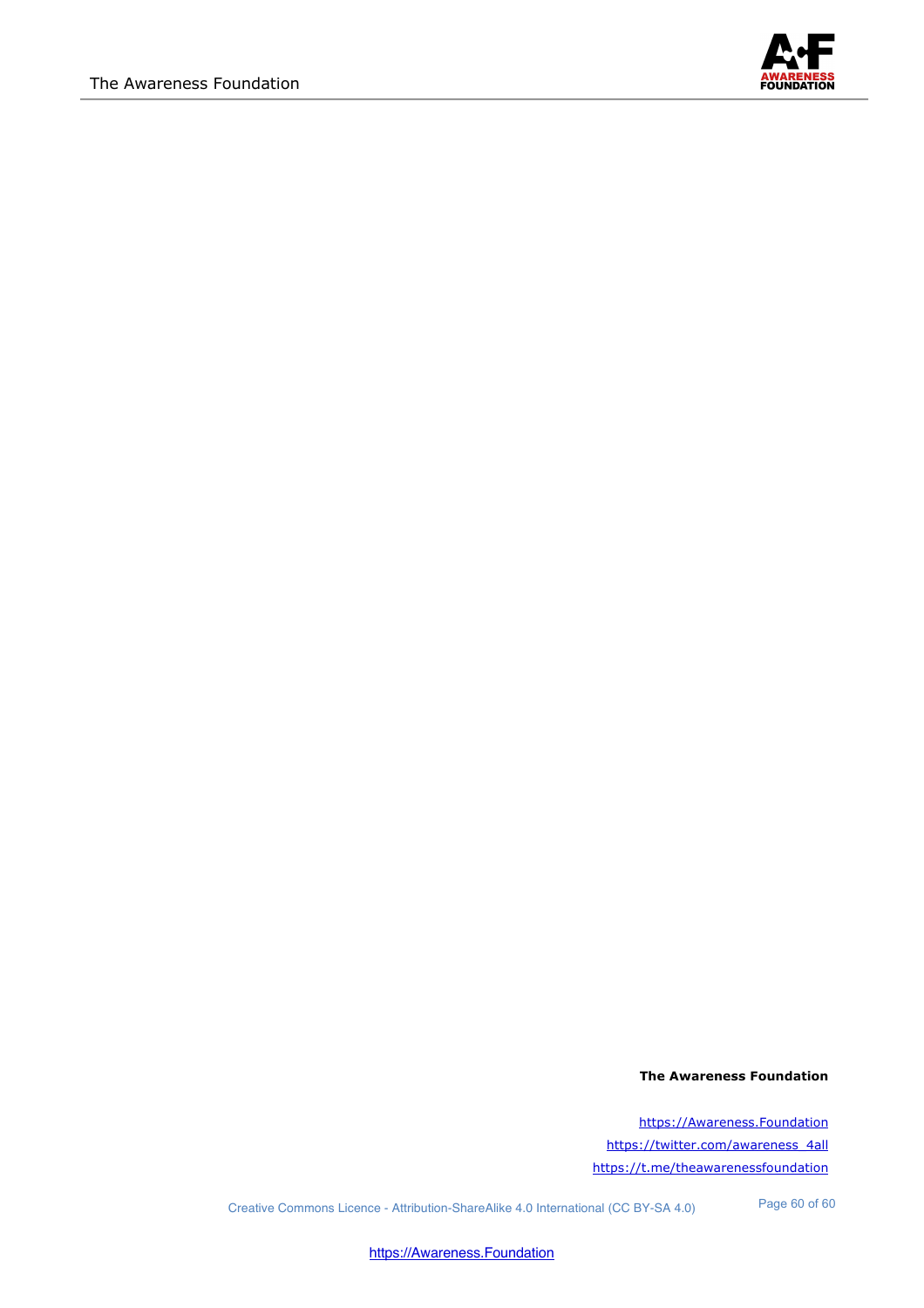**The Awareness Foundation**

https://Awareness.Foundation

https://twitter.com/awareness_4all

https://t.me/theawarenessfoundation

Creative Commons Licence - Attribution-ShareAlike 4.0 International (CC BY-SA 4.0)